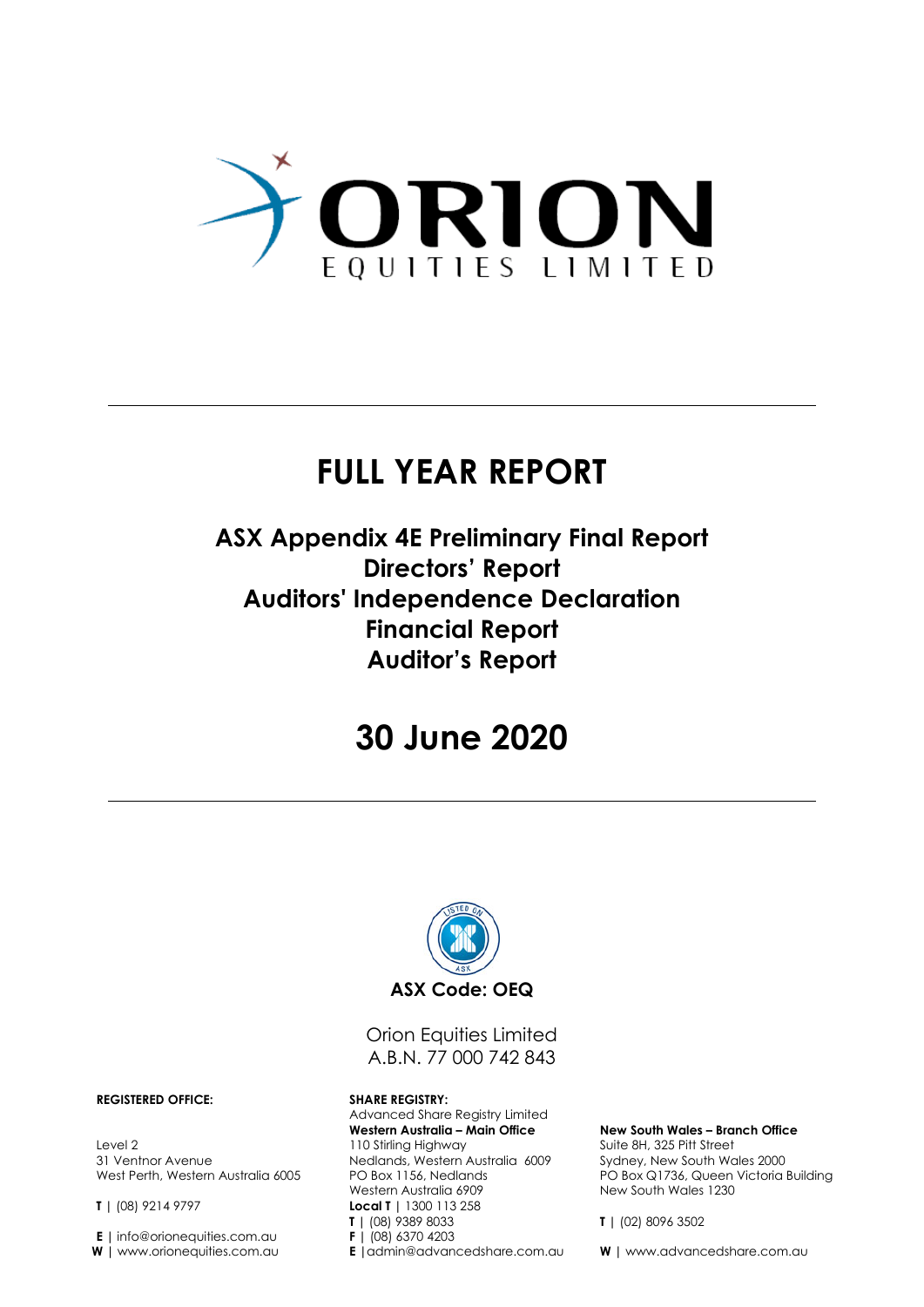# ORION
EQUITIES LIMITED

# FULL YEAR REPORT

## ASX Appendix 4E Preliminary Final Report
## Directors' Report
## Auditors' Independence Declaration
## Financial Report
## Auditor's Report

# 30 June 2020

**ASX Code: OEQ**

Orion Equities Limited
A.B.N. 77 000 742 843

**REGISTERED OFFICE:**

Level 2
31 Ventnor Avenue
West Perth, Western Australia 6005

**T** | (08) 9214 9797

**E** | info@orionequities.com.au
**W** | www.orionequities.com.au

**SHARE REGISTRY:**
Advanced Share Registry Limited

**Western Australia – Main Office**
110 Stirling Highway
Nedlands, Western Australia 6009
PO Box 1156, Nedlands
Western Australia 6909
**Local T** | 1300 113 258
**T** | (08) 9389 8033
**F** | (08) 6370 4203
**E** | admin@advancedshare.com.au

**New South Wales – Branch Office**
Suite 8H, 325 Pitt Street
Sydney, New South Wales 2000
PO Box Q1736, Queen Victoria Building
New South Wales 1230

**T** | (02) 8096 3502

**W** | www.advancedshare.com.au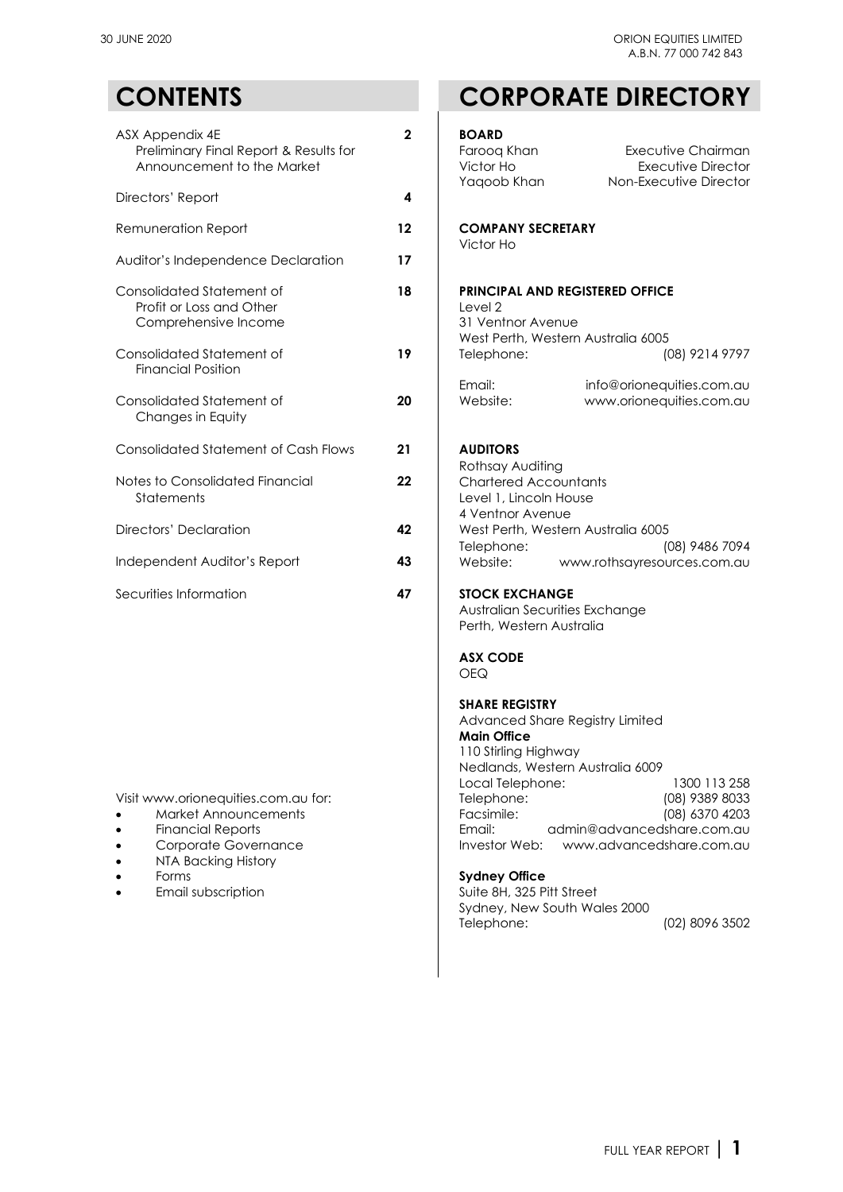# CONTENTS

| | |
|---|---|
| ASX Appendix 4E<br>Preliminary Final Report & Results for Announcement to the Market | 2 |
| Directors' Report | 4 |
| Remuneration Report | 12 |
| Auditor's Independence Declaration | 17 |
| Consolidated Statement of Profit or Loss and Other Comprehensive Income | 18 |
| Consolidated Statement of Financial Position | 19 |
| Consolidated Statement of Changes in Equity | 20 |
| Consolidated Statement of Cash Flows | 21 |
| Notes to Consolidated Financial Statements | 22 |
| Directors' Declaration | 42 |
| Independent Auditor's Report | 43 |
| Securities Information | 47 |

Visit www.orionequities.com.au for:

- Market Announcements
- Financial Reports
- Corporate Governance
- NTA Backing History
- Forms
- Email subscription

# CORPORATE DIRECTORY

**BOARD**

| | |
|---|---|
| Farooq Khan | Executive Chairman |
| Victor Ho | Executive Director |
| Yaqoob Khan | Non-Executive Director |

**COMPANY SECRETARY**

Victor Ho

**PRINCIPAL AND REGISTERED OFFICE**

Level 2
31 Ventnor Avenue
West Perth, Western Australia 6005
Telephone: (08) 9214 9797

Email: info@orionequities.com.au
Website: www.orionequities.com.au

**AUDITORS**

Rothsay Auditing
Chartered Accountants
Level 1, Lincoln House
4 Ventnor Avenue
West Perth, Western Australia 6005
Telephone: (08) 9486 7094
Website: www.rothsayresources.com.au

**STOCK EXCHANGE**

Australian Securities Exchange
Perth, Western Australia

**ASX CODE**

OEQ

**SHARE REGISTRY**

Advanced Share Registry Limited

**Main Office**

110 Stirling Highway
Nedlands, Western Australia 6009
Local Telephone: 1300 113 258
Telephone: (08) 9389 8033
Facsimile: (08) 6370 4203
Email: admin@advancedshare.com.au
Investor Web: www.advancedshare.com.au

**Sydney Office**

Suite 8H, 325 Pitt Street
Sydney, New South Wales 2000
Telephone: (02) 8096 3502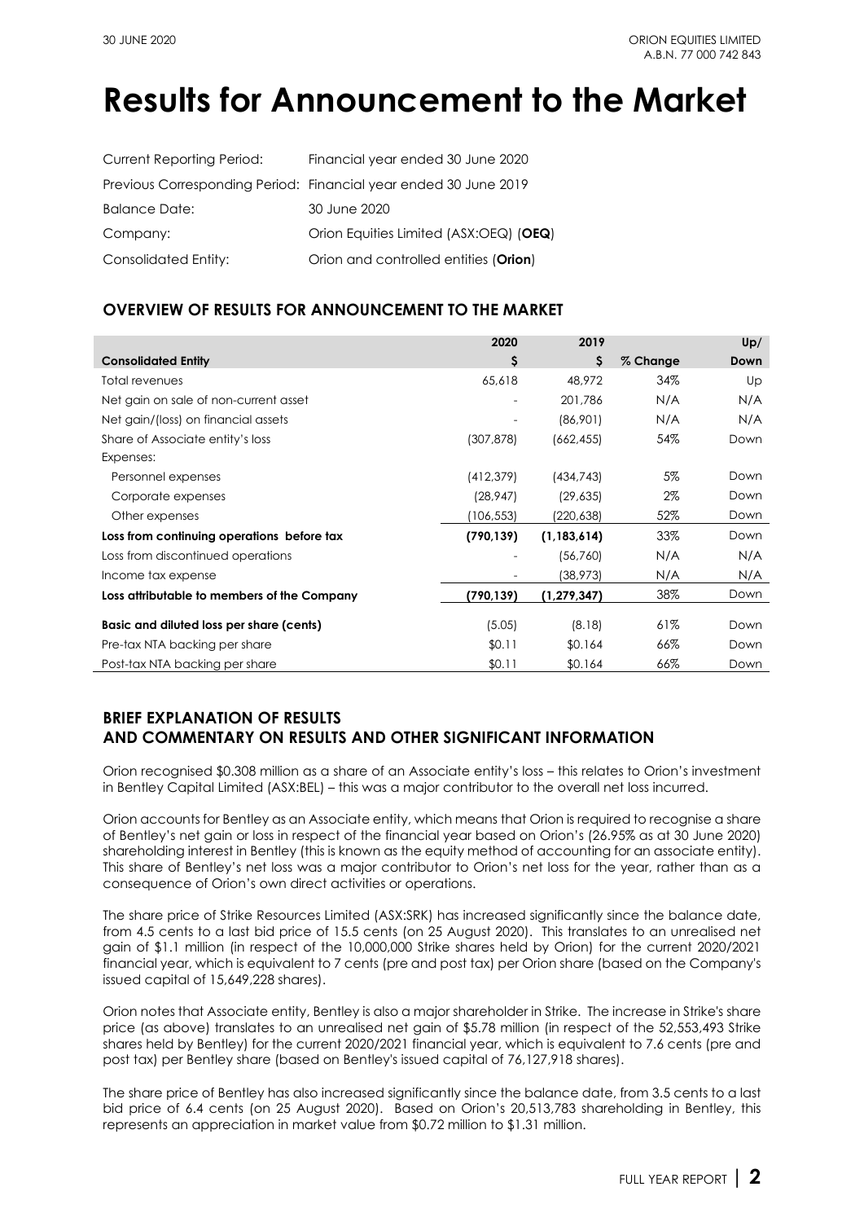# Results for Announcement to the Market

| | |
|---|---|
| Current Reporting Period: | Financial year ended 30 June 2020 |
| Previous Corresponding Period: | Financial year ended 30 June 2019 |
| Balance Date: | 30 June 2020 |
| Company: | Orion Equities Limited (ASX:OEQ) (**OEQ**) |
| Consolidated Entity: | Orion and controlled entities (**Orion**) |

## OVERVIEW OF RESULTS FOR ANNOUNCEMENT TO THE MARKET

| **Consolidated Entity** | **2020 $** | **2019 $** | **% Change** | **Up/ Down** |
|---|---|---|---|---|
| Total revenues | 65,618 | 48,972 | 34% | Up |
| Net gain on sale of non-current asset | - | 201,786 | N/A | N/A |
| Net gain/(loss) on financial assets | - | (86,901) | N/A | N/A |
| Share of Associate entity's loss | (307,878) | (662,455) | 54% | Down |
| Expenses: | | | | |
| Personnel expenses | (412,379) | (434,743) | 5% | Down |
| Corporate expenses | (28,947) | (29,635) | 2% | Down |
| Other expenses | (106,553) | (220,638) | 52% | Down |
| **Loss from continuing operations before tax** | **(790,139)** | **(1,183,614)** | 33% | Down |
| Loss from discontinued operations | - | (56,760) | N/A | N/A |
| Income tax expense | - | (38,973) | N/A | N/A |
| **Loss attributable to members of the Company** | **(790,139)** | **(1,279,347)** | 38% | Down |
| **Basic and diluted loss per share (cents)** | (5.05) | (8.18) | 61% | Down |
| Pre-tax NTA backing per share | $0.11 | $0.164 | 66% | Down |
| Post-tax NTA backing per share | $0.11 | $0.164 | 66% | Down |

## BRIEF EXPLANATION OF RESULTS AND COMMENTARY ON RESULTS AND OTHER SIGNIFICANT INFORMATION

Orion recognised $0.308 million as a share of an Associate entity's loss – this relates to Orion's investment in Bentley Capital Limited (ASX:BEL) – this was a major contributor to the overall net loss incurred.

Orion accounts for Bentley as an Associate entity, which means that Orion is required to recognise a share of Bentley's net gain or loss in respect of the financial year based on Orion's (26.95% as at 30 June 2020) shareholding interest in Bentley (this is known as the equity method of accounting for an associate entity). This share of Bentley's net loss was a major contributor to Orion's net loss for the year, rather than as a consequence of Orion's own direct activities or operations.

The share price of Strike Resources Limited (ASX:SRK) has increased significantly since the balance date, from 4.5 cents to a last bid price of 15.5 cents (on 25 August 2020). This translates to an unrealised net gain of $1.1 million (in respect of the 10,000,000 Strike shares held by Orion) for the current 2020/2021 financial year, which is equivalent to 7 cents (pre and post tax) per Orion share (based on the Company's issued capital of 15,649,228 shares).

Orion notes that Associate entity, Bentley is also a major shareholder in Strike. The increase in Strike's share price (as above) translates to an unrealised net gain of $5.78 million (in respect of the 52,553,493 Strike shares held by Bentley) for the current 2020/2021 financial year, which is equivalent to 7.6 cents (pre and post tax) per Bentley share (based on Bentley's issued capital of 76,127,918 shares).

The share price of Bentley has also increased significantly since the balance date, from 3.5 cents to a last bid price of 6.4 cents (on 25 August 2020). Based on Orion's 20,513,783 shareholding in Bentley, this represents an appreciation in market value from $0.72 million to $1.31 million.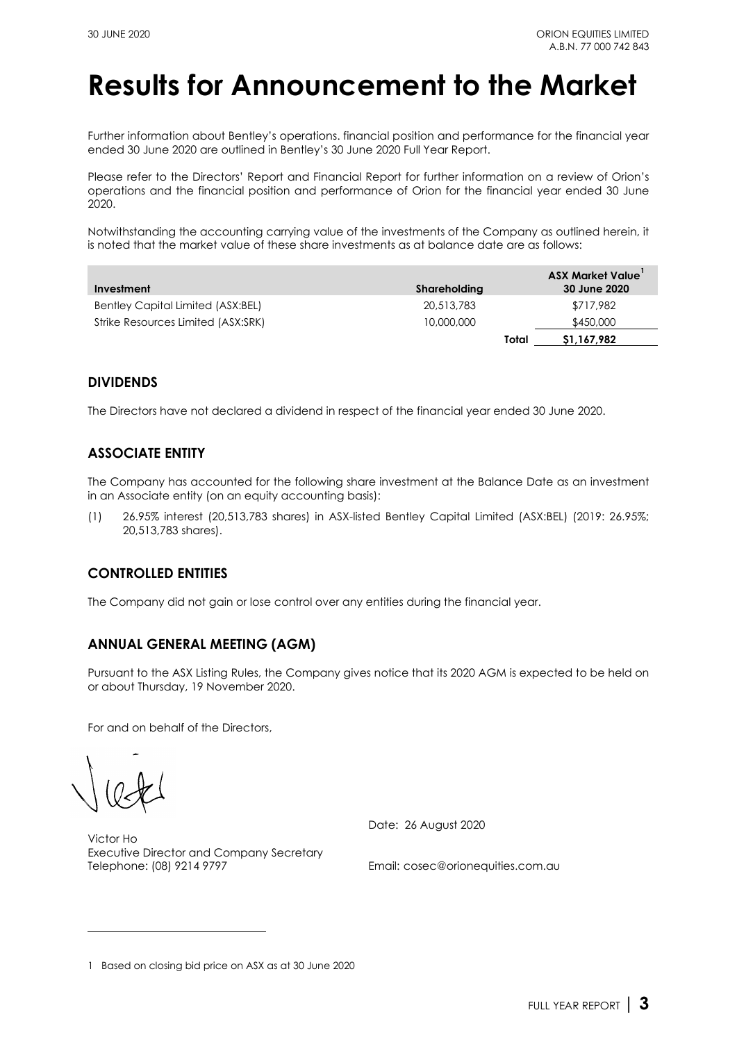# Results for Announcement to the Market

Further information about Bentley's operations. financial position and performance for the financial year ended 30 June 2020 are outlined in Bentley's 30 June 2020 Full Year Report.

Please refer to the Directors' Report and Financial Report for further information on a review of Orion's operations and the financial position and performance of Orion for the financial year ended 30 June 2020.

Notwithstanding the accounting carrying value of the investments of the Company as outlined herein, it is noted that the market value of these share investments as at balance date are as follows:

| Investment | Shareholding | ASX Market Value[1] 30 June 2020 |
|---|---|---|
| Bentley Capital Limited (ASX:BEL) | 20,513,783 | $717,982 |
| Strike Resources Limited (ASX:SRK) | 10,000,000 | $450,000 |
| | Total | $1,167,982 |

## DIVIDENDS

The Directors have not declared a dividend in respect of the financial year ended 30 June 2020.

## ASSOCIATE ENTITY

The Company has accounted for the following share investment at the Balance Date as an investment in an Associate entity (on an equity accounting basis):

(1) 26.95% interest (20,513,783 shares) in ASX-listed Bentley Capital Limited (ASX:BEL) (2019: 26.95%; 20,513,783 shares).

## CONTROLLED ENTITIES

The Company did not gain or lose control over any entities during the financial year.

## ANNUAL GENERAL MEETING (AGM)

Pursuant to the ASX Listing Rules, the Company gives notice that its 2020 AGM is expected to be held on or about Thursday, 19 November 2020.

For and on behalf of the Directors,

Victor Ho
Executive Director and Company Secretary
Telephone: (08) 9214 9797

Date: 26 August 2020

Email: cosec@orionequities.com.au

[1] Based on closing bid price on ASX as at 30 June 2020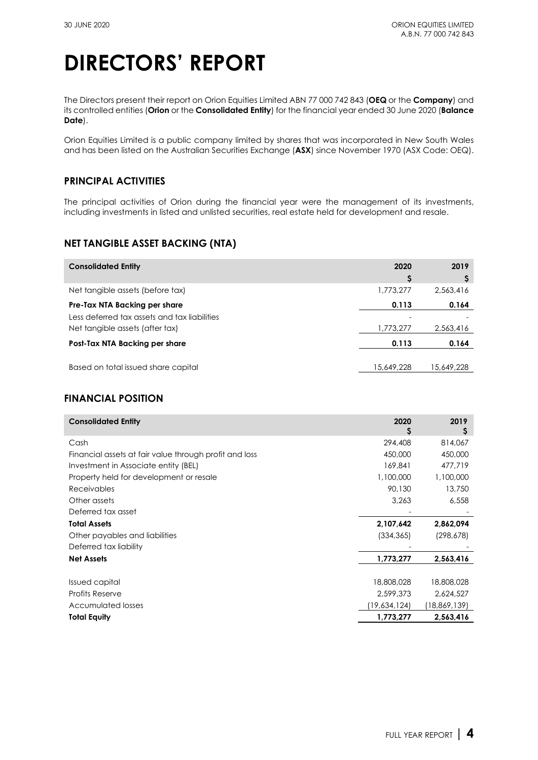# DIRECTORS' REPORT

The Directors present their report on Orion Equities Limited ABN 77 000 742 843 (**OEQ** or the **Company**) and its controlled entities (**Orion** or the **Consolidated Entity**) for the financial year ended 30 June 2020 (**Balance Date**).

Orion Equities Limited is a public company limited by shares that was incorporated in New South Wales and has been listed on the Australian Securities Exchange (**ASX**) since November 1970 (ASX Code: OEQ).

## PRINCIPAL ACTIVITIES

The principal activities of Orion during the financial year were the management of its investments, including investments in listed and unlisted securities, real estate held for development and resale.

## NET TANGIBLE ASSET BACKING (NTA)

| **Consolidated Entity** | **2020<br>$** | **2019<br>$** |
|---|---|---|
| Net tangible assets (before tax) | 1,773,277 | 2,563,416 |
| **Pre-Tax NTA Backing per share** | **0.113** | **0.164** |
| Less deferred tax assets and tax liabilities | - | - |
| Net tangible assets (after tax) | 1,773,277 | 2,563,416 |
| **Post-Tax NTA Backing per share** | **0.113** | **0.164** |
| Based on total issued share capital | 15,649,228 | 15,649,228 |

## FINANCIAL POSITION

| **Consolidated Entity** | **2020<br>$** | **2019<br>$** |
|---|---|---|
| Cash | 294,408 | 814,067 |
| Financial assets at fair value through profit and loss | 450,000 | 450,000 |
| Investment in Associate entity (BEL) | 169,841 | 477,719 |
| Property held for development or resale | 1,100,000 | 1,100,000 |
| Receivables | 90,130 | 13,750 |
| Other assets | 3,263 | 6,558 |
| Deferred tax asset | - | - |
| **Total Assets** | **2,107,642** | **2,862,094** |
| Other payables and liabilities | (334,365) | (298,678) |
| Deferred tax liability | - | - |
| **Net Assets** | **1,773,277** | **2,563,416** |
| Issued capital | 18,808,028 | 18,808,028 |
| Profits Reserve | 2,599,373 | 2,624,527 |
| Accumulated losses | (19,634,124) | (18,869,139) |
| **Total Equity** | **1,773,277** | **2,563,416** |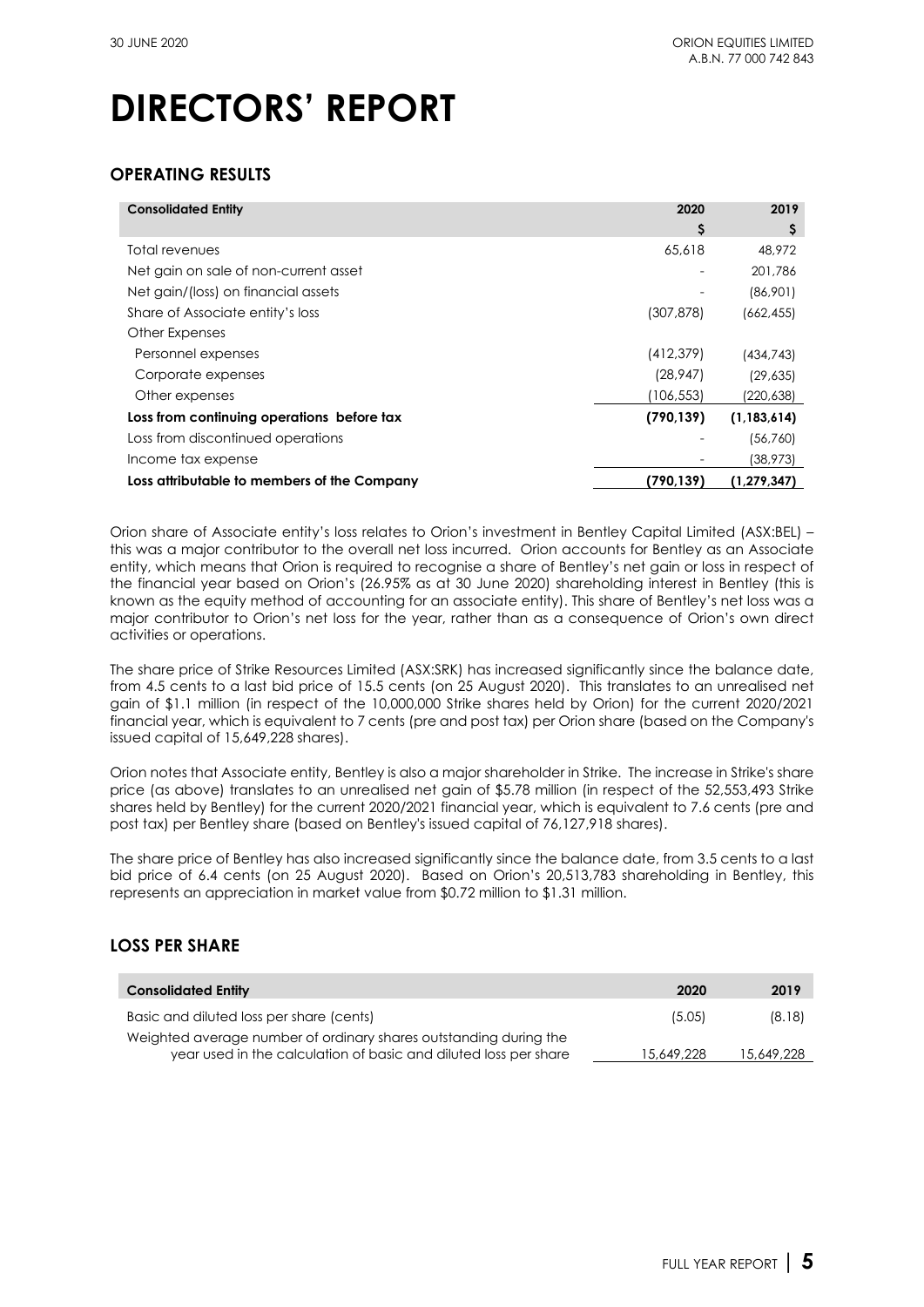# DIRECTORS' REPORT

## OPERATING RESULTS

| Consolidated Entity | 2020 | 2019 |
|---|---|---|
| | $ | $ |
| Total revenues | 65,618 | 48,972 |
| Net gain on sale of non-current asset | - | 201,786 |
| Net gain/(loss) on financial assets | - | (86,901) |
| Share of Associate entity's loss | (307,878) | (662,455) |
| Other Expenses | | |
| Personnel expenses | (412,379) | (434,743) |
| Corporate expenses | (28,947) | (29,635) |
| Other expenses | (106,553) | (220,638) |
| **Loss from continuing operations before tax** | **(790,139)** | **(1,183,614)** |
| Loss from discontinued operations | - | (56,760) |
| Income tax expense | - | (38,973) |
| **Loss attributable to members of the Company** | **(790,139)** | **(1,279,347)** |

Orion share of Associate entity's loss relates to Orion's investment in Bentley Capital Limited (ASX:BEL) – this was a major contributor to the overall net loss incurred. Orion accounts for Bentley as an Associate entity, which means that Orion is required to recognise a share of Bentley's net gain or loss in respect of the financial year based on Orion's (26.95% as at 30 June 2020) shareholding interest in Bentley (this is known as the equity method of accounting for an associate entity). This share of Bentley's net loss was a major contributor to Orion's net loss for the year, rather than as a consequence of Orion's own direct activities or operations.

The share price of Strike Resources Limited (ASX:SRK) has increased significantly since the balance date, from 4.5 cents to a last bid price of 15.5 cents (on 25 August 2020). This translates to an unrealised net gain of $1.1 million (in respect of the 10,000,000 Strike shares held by Orion) for the current 2020/2021 financial year, which is equivalent to 7 cents (pre and post tax) per Orion share (based on the Company's issued capital of 15,649,228 shares).

Orion notes that Associate entity, Bentley is also a major shareholder in Strike. The increase in Strike's share price (as above) translates to an unrealised net gain of $5.78 million (in respect of the 52,553,493 Strike shares held by Bentley) for the current 2020/2021 financial year, which is equivalent to 7.6 cents (pre and post tax) per Bentley share (based on Bentley's issued capital of 76,127,918 shares).

The share price of Bentley has also increased significantly since the balance date, from 3.5 cents to a last bid price of 6.4 cents (on 25 August 2020). Based on Orion's 20,513,783 shareholding in Bentley, this represents an appreciation in market value from $0.72 million to $1.31 million.

## LOSS PER SHARE

| Consolidated Entity | 2020 | 2019 |
|---|---|---|
| Basic and diluted loss per share (cents) | (5.05) | (8.18) |
| Weighted average number of ordinary shares outstanding during the year used in the calculation of basic and diluted loss per share | 15,649,228 | 15,649,228 |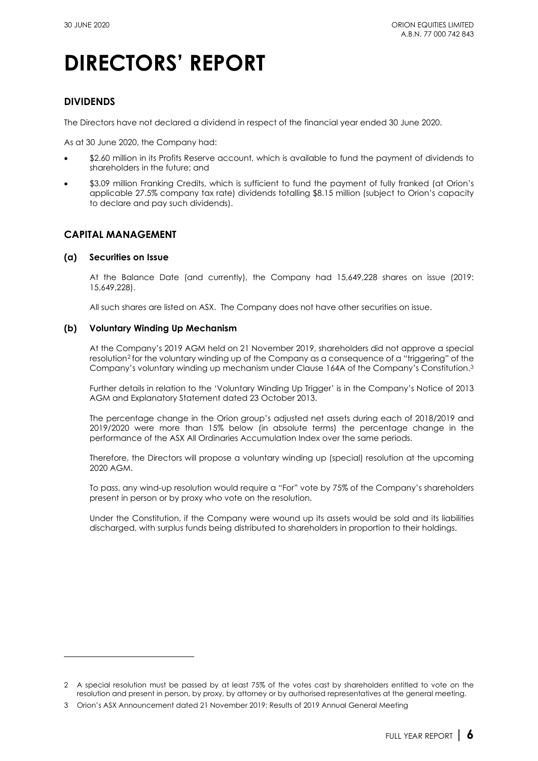# DIRECTORS' REPORT

## DIVIDENDS

The Directors have not declared a dividend in respect of the financial year ended 30 June 2020.

As at 30 June 2020, the Company had:

- $2.60 million in its Profits Reserve account, which is available to fund the payment of dividends to shareholders in the future; and
- $3.09 million Franking Credits, which is sufficient to fund the payment of fully franked (at Orion's applicable 27.5% company tax rate) dividends totalling $8.15 million (subject to Orion's capacity to declare and pay such dividends).

## CAPITAL MANAGEMENT

### (a) Securities on Issue

At the Balance Date (and currently), the Company had 15,649,228 shares on issue (2019: 15,649,228).

All such shares are listed on ASX. The Company does not have other securities on issue.

### (b) Voluntary Winding Up Mechanism

At the Company's 2019 AGM held on 21 November 2019, shareholders did not approve a special resolution[2] for the voluntary winding up of the Company as a consequence of a "triggering" of the Company's voluntary winding up mechanism under Clause 164A of the Company's Constitution.[3]

Further details in relation to the 'Voluntary Winding Up Trigger' is in the Company's Notice of 2013 AGM and Explanatory Statement dated 23 October 2013.

The percentage change in the Orion group's adjusted net assets during each of 2018/2019 and 2019/2020 were more than 15% below (in absolute terms) the percentage change in the performance of the ASX All Ordinaries Accumulation Index over the same periods.

Therefore, the Directors will propose a voluntary winding up (special) resolution at the upcoming 2020 AGM.

To pass, any wind-up resolution would require a "For" vote by 75% of the Company's shareholders present in person or by proxy who vote on the resolution.

Under the Constitution, if the Company were wound up its assets would be sold and its liabilities discharged, with surplus funds being distributed to shareholders in proportion to their holdings.

---

2 A special resolution must be passed by at least 75% of the votes cast by shareholders entitled to vote on the resolution and present in person, by proxy, by attorney or by authorised representatives at the general meeting.

3 Orion's ASX Announcement dated 21 November 2019: Results of 2019 Annual General Meeting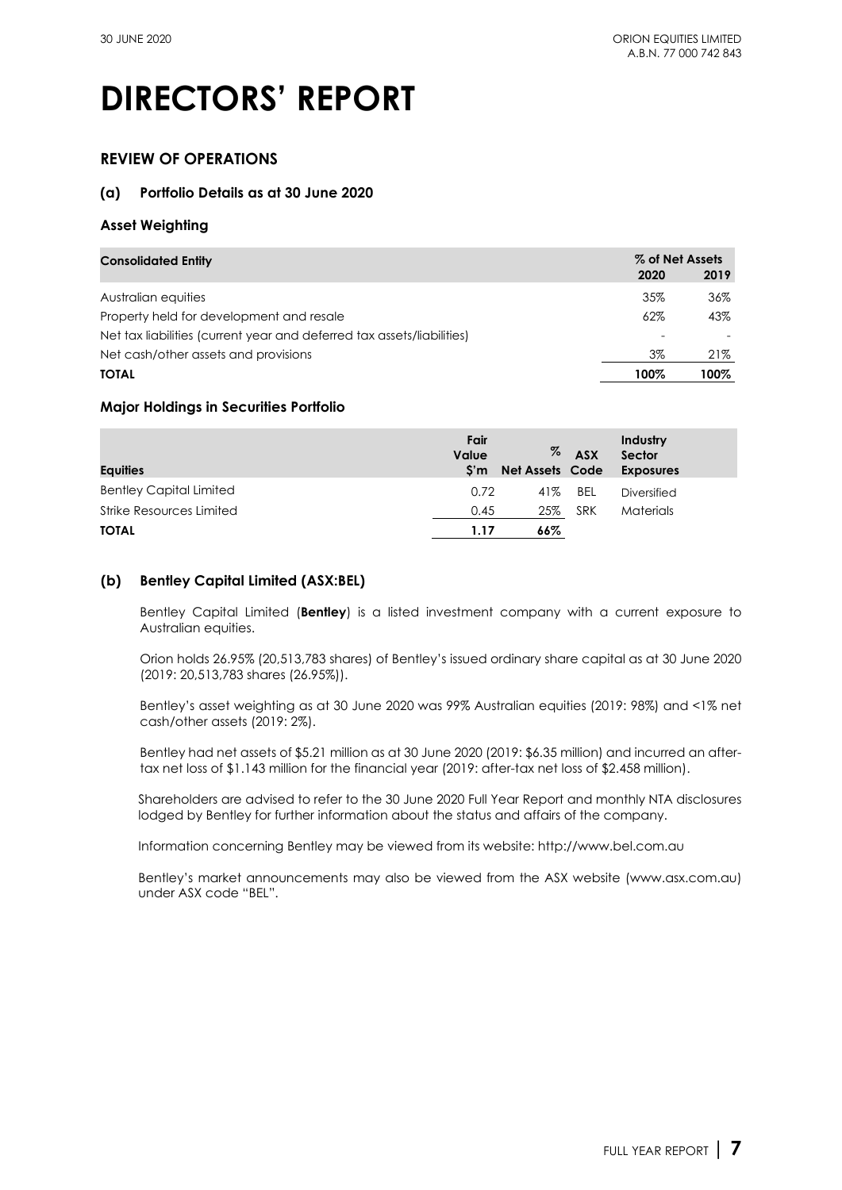# DIRECTORS' REPORT

## REVIEW OF OPERATIONS

### (a) Portfolio Details as at 30 June 2020

#### Asset Weighting

| Consolidated Entity | % of Net Assets 2020 | 2019 |
|---|---|---|
| Australian equities | 35% | 36% |
| Property held for development and resale | 62% | 43% |
| Net tax liabilities (current year and deferred tax assets/liabilities) | - | - |
| Net cash/other assets and provisions | 3% | 21% |
| **TOTAL** | **100%** | **100%** |

#### Major Holdings in Securities Portfolio

| Equities | Fair Value $'m | % Net Assets | ASX Code | Industry Sector Exposures |
|---|---|---|---|---|
| Bentley Capital Limited | 0.72 | 41% | BEL | Diversified |
| Strike Resources Limited | 0.45 | 25% | SRK | Materials |
| **TOTAL** | **1.17** | **66%** | | |

### (b) Bentley Capital Limited (ASX:BEL)

Bentley Capital Limited (**Bentley**) is a listed investment company with a current exposure to Australian equities.

Orion holds 26.95% (20,513,783 shares) of Bentley's issued ordinary share capital as at 30 June 2020 (2019: 20,513,783 shares (26.95%)).

Bentley's asset weighting as at 30 June 2020 was 99% Australian equities (2019: 98%) and <1% net cash/other assets (2019: 2%).

Bentley had net assets of $5.21 million as at 30 June 2020 (2019: $6.35 million) and incurred an after-tax net loss of $1.143 million for the financial year (2019: after-tax net loss of $2.458 million).

Shareholders are advised to refer to the 30 June 2020 Full Year Report and monthly NTA disclosures lodged by Bentley for further information about the status and affairs of the company.

Information concerning Bentley may be viewed from its website: http://www.bel.com.au

Bentley's market announcements may also be viewed from the ASX website (www.asx.com.au) under ASX code "BEL".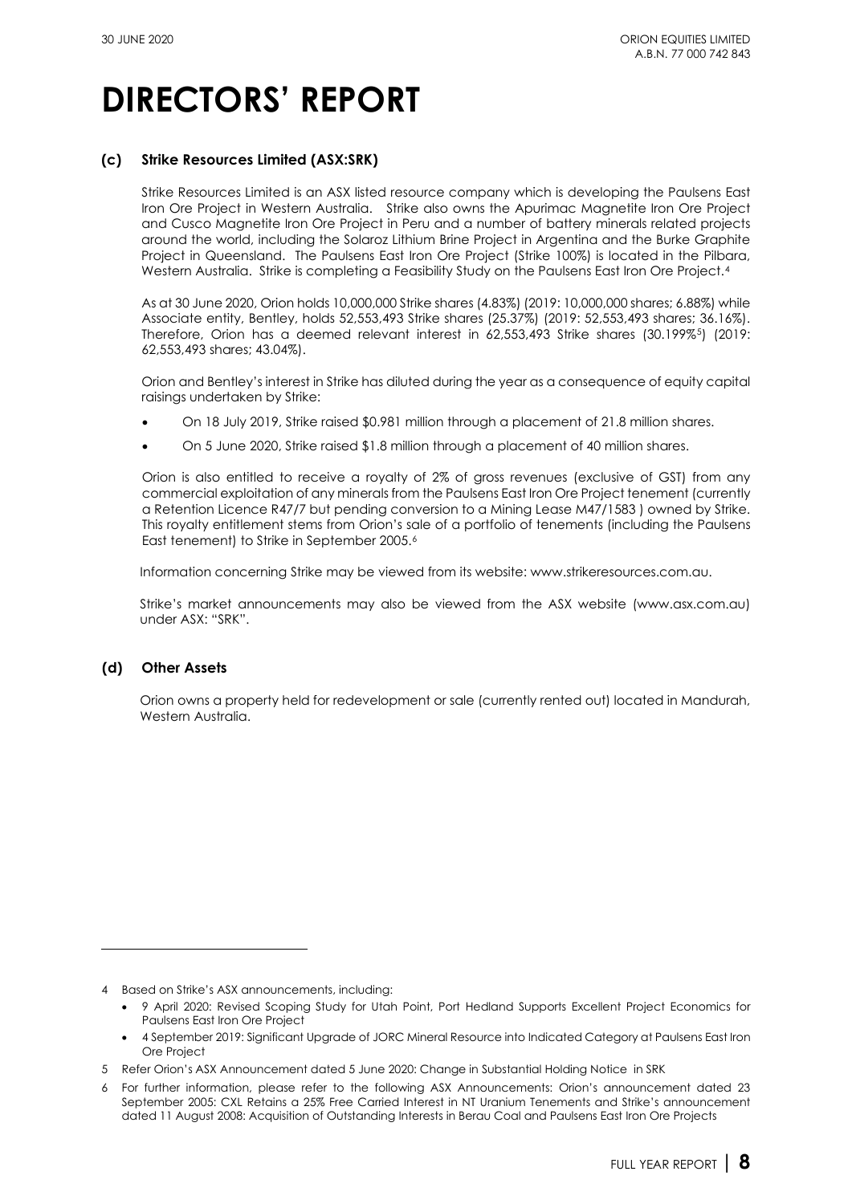# DIRECTORS' REPORT

### (c) Strike Resources Limited (ASX:SRK)

Strike Resources Limited is an ASX listed resource company which is developing the Paulsens East Iron Ore Project in Western Australia. Strike also owns the Apurimac Magnetite Iron Ore Project and Cusco Magnetite Iron Ore Project in Peru and a number of battery minerals related projects around the world, including the Solaroz Lithium Brine Project in Argentina and the Burke Graphite Project in Queensland. The Paulsens East Iron Ore Project (Strike 100%) is located in the Pilbara, Western Australia. Strike is completing a Feasibility Study on the Paulsens East Iron Ore Project.[4]

As at 30 June 2020, Orion holds 10,000,000 Strike shares (4.83%) (2019: 10,000,000 shares; 6.88%) while Associate entity, Bentley, holds 52,553,493 Strike shares (25.37%) (2019: 52,553,493 shares; 36.16%). Therefore, Orion has a deemed relevant interest in 62,553,493 Strike shares (30.199%[5]) (2019: 62,553,493 shares; 43.04%).

Orion and Bentley's interest in Strike has diluted during the year as a consequence of equity capital raisings undertaken by Strike:

- On 18 July 2019, Strike raised $0.981 million through a placement of 21.8 million shares.
- On 5 June 2020, Strike raised $1.8 million through a placement of 40 million shares.

Orion is also entitled to receive a royalty of 2% of gross revenues (exclusive of GST) from any commercial exploitation of any minerals from the Paulsens East Iron Ore Project tenement (currently a Retention Licence R47/7 but pending conversion to a Mining Lease M47/1583 ) owned by Strike. This royalty entitlement stems from Orion's sale of a portfolio of tenements (including the Paulsens East tenement) to Strike in September 2005.[6]

Information concerning Strike may be viewed from its website: www.strikeresources.com.au.

Strike's market announcements may also be viewed from the ASX website (www.asx.com.au) under ASX: "SRK".

### (d) Other Assets

Orion owns a property held for redevelopment or sale (currently rented out) located in Mandurah, Western Australia.

---

4 Based on Strike's ASX announcements, including:
- 9 April 2020: Revised Scoping Study for Utah Point, Port Hedland Supports Excellent Project Economics for Paulsens East Iron Ore Project
- 4 September 2019: Significant Upgrade of JORC Mineral Resource into Indicated Category at Paulsens East Iron Ore Project

5 Refer Orion's ASX Announcement dated 5 June 2020: Change in Substantial Holding Notice in SRK

6 For further information, please refer to the following ASX Announcements: Orion's announcement dated 23 September 2005: CXL Retains a 25% Free Carried Interest in NT Uranium Tenements and Strike's announcement dated 11 August 2008: Acquisition of Outstanding Interests in Berau Coal and Paulsens East Iron Ore Projects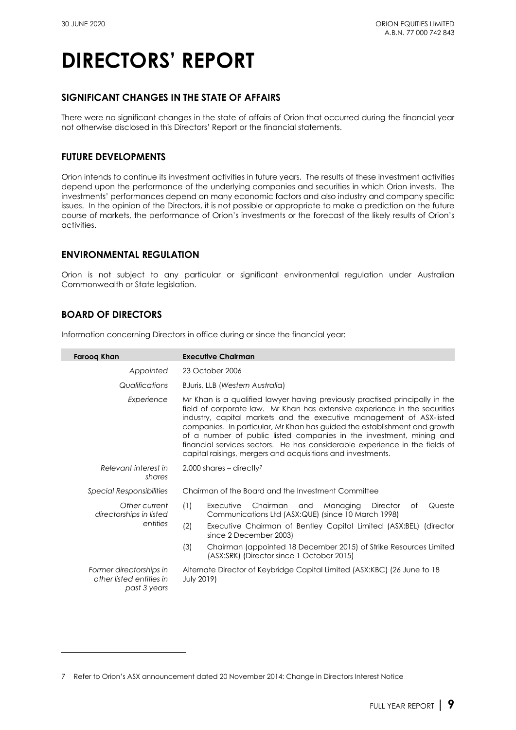# DIRECTORS' REPORT

## SIGNIFICANT CHANGES IN THE STATE OF AFFAIRS

There were no significant changes in the state of affairs of Orion that occurred during the financial year not otherwise disclosed in this Directors' Report or the financial statements.

## FUTURE DEVELOPMENTS

Orion intends to continue its investment activities in future years. The results of these investment activities depend upon the performance of the underlying companies and securities in which Orion invests. The investments' performances depend on many economic factors and also industry and company specific issues. In the opinion of the Directors, it is not possible or appropriate to make a prediction on the future course of markets, the performance of Orion's investments or the forecast of the likely results of Orion's activities.

## ENVIRONMENTAL REGULATION

Orion is not subject to any particular or significant environmental regulation under Australian Commonwealth or State legislation.

## BOARD OF DIRECTORS

Information concerning Directors in office during or since the financial year:

| **Farooq Khan** | **Executive Chairman** |
|---|---|
| *Appointed* | 23 October 2006 |
| *Qualifications* | BJuris, LLB (*Western Australia*) |
| *Experience* | Mr Khan is a qualified lawyer having previously practised principally in the field of corporate law. Mr Khan has extensive experience in the securities industry, capital markets and the executive management of ASX-listed companies. In particular, Mr Khan has guided the establishment and growth of a number of public listed companies in the investment, mining and financial services sectors. He has considerable experience in the fields of capital raisings, mergers and acquisitions and investments. |
| *Relevant interest in shares* | 2,000 shares – directly[7] |
| *Special Responsibilities* | Chairman of the Board and the Investment Committee |
| *Other current directorships in listed entities* | (1) Executive Chairman and Managing Director of Queste Communications Ltd (ASX:QUE) (since 10 March 1998)<br>(2) Executive Chairman of Bentley Capital Limited (ASX:BEL) (director since 2 December 2003)<br>(3) Chairman (appointed 18 December 2015) of Strike Resources Limited (ASX:SRK) (Director since 1 October 2015) |
| *Former directorships in other listed entities in past 3 years* | Alternate Director of Keybridge Capital Limited (ASX:KBC) (26 June to 18 July 2019) |

7 Refer to Orion's ASX announcement dated 20 November 2014: Change in Directors Interest Notice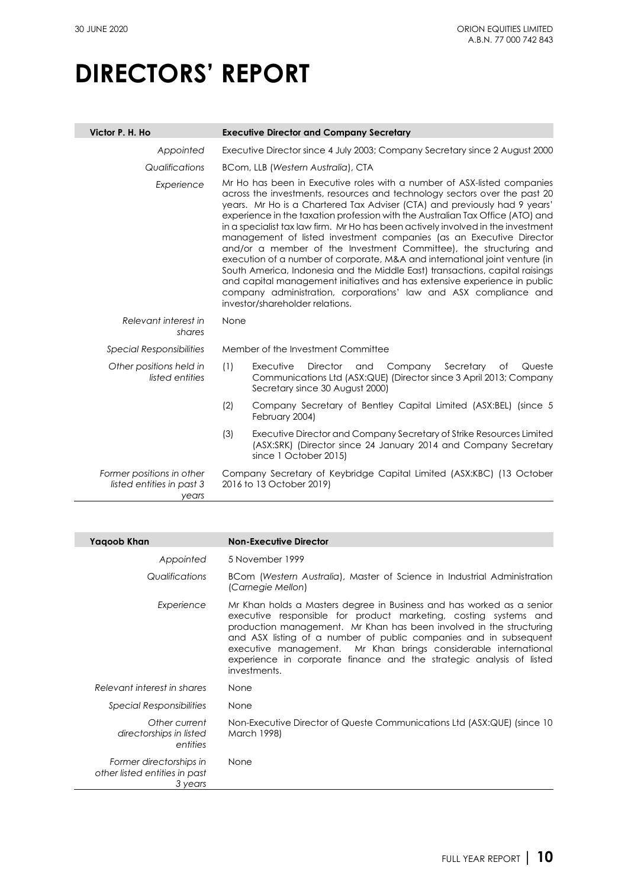# DIRECTORS' REPORT

| Victor P. H. Ho | Executive Director and Company Secretary |
|---|---|
| *Appointed* | Executive Director since 4 July 2003; Company Secretary since 2 August 2000 |
| *Qualifications* | BCom, LLB (*Western Australia*), CTA |
| *Experience* | Mr Ho has been in Executive roles with a number of ASX-listed companies across the investments, resources and technology sectors over the past 20 years. Mr Ho is a Chartered Tax Adviser (CTA) and previously had 9 years' experience in the taxation profession with the Australian Tax Office (ATO) and in a specialist tax law firm. Mr Ho has been actively involved in the investment management of listed investment companies (as an Executive Director and/or a member of the Investment Committee), the structuring and execution of a number of corporate, M&A and international joint venture (in South America, Indonesia and the Middle East) transactions, capital raisings and capital management initiatives and has extensive experience in public company administration, corporations' law and ASX compliance and investor/shareholder relations. |
| *Relevant interest in shares* | None |
| *Special Responsibilities* | Member of the Investment Committee |
| *Other positions held in listed entities* | (1) Executive Director and Company Secretary of Queste Communications Ltd (ASX:QUE) (Director since 3 April 2013; Company Secretary since 30 August 2000)<br>(2) Company Secretary of Bentley Capital Limited (ASX:BEL) (since 5 February 2004)<br>(3) Executive Director and Company Secretary of Strike Resources Limited (ASX:SRK) (Director since 24 January 2014 and Company Secretary since 1 October 2015) |
| *Former positions in other listed entities in past 3 years* | Company Secretary of Keybridge Capital Limited (ASX:KBC) (13 October 2016 to 13 October 2019) |

| Yaqoob Khan | Non-Executive Director |
|---|---|
| *Appointed* | 5 November 1999 |
| *Qualifications* | BCom (*Western Australia*), Master of Science in Industrial Administration (*Carnegie Mellon*) |
| *Experience* | Mr Khan holds a Masters degree in Business and has worked as a senior executive responsible for product marketing, costing systems and production management. Mr Khan has been involved in the structuring and ASX listing of a number of public companies and in subsequent executive management. Mr Khan brings considerable international experience in corporate finance and the strategic analysis of listed investments. |
| *Relevant interest in shares* | None |
| *Special Responsibilities* | None |
| *Other current directorships in listed entities* | Non-Executive Director of Queste Communications Ltd (ASX:QUE) (since 10 March 1998) |
| *Former directorships in other listed entities in past 3 years* | None |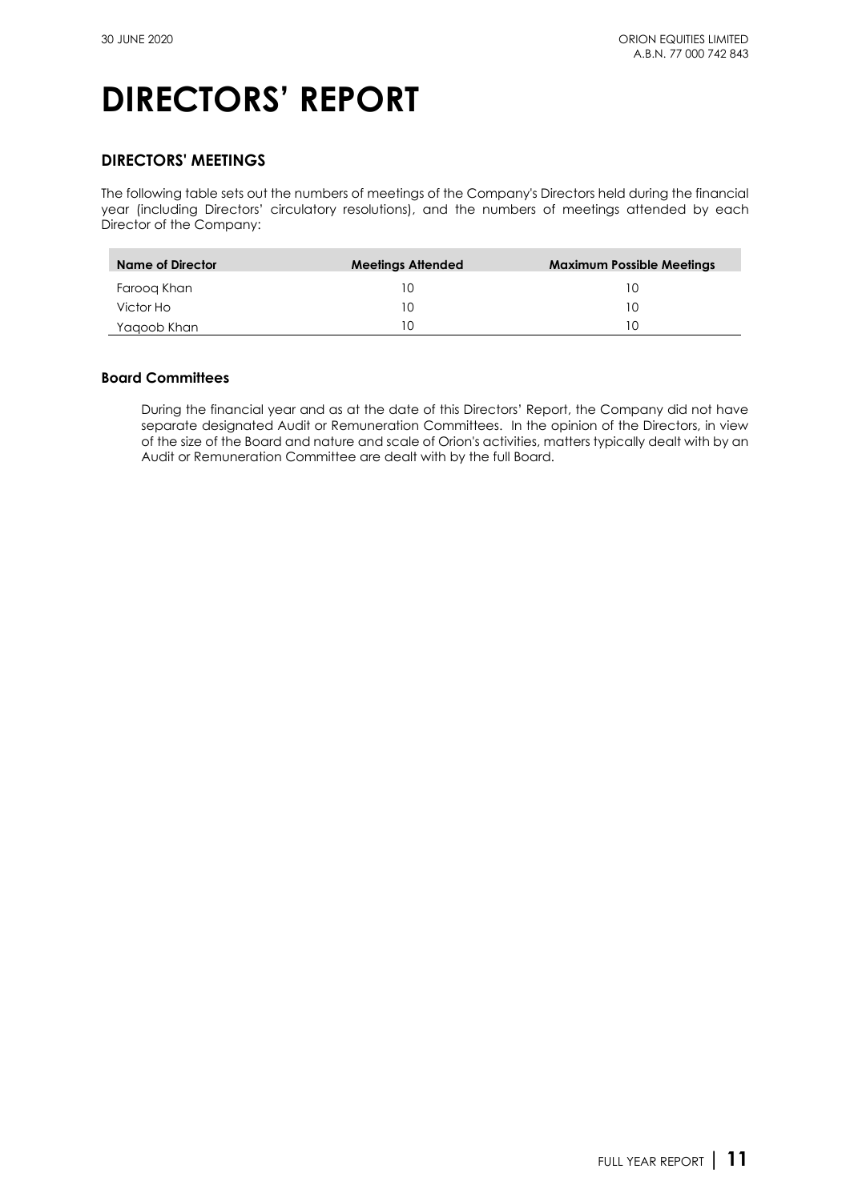# DIRECTORS' REPORT

## DIRECTORS' MEETINGS

The following table sets out the numbers of meetings of the Company's Directors held during the financial year (including Directors' circulatory resolutions), and the numbers of meetings attended by each Director of the Company:

| Name of Director | Meetings Attended | Maximum Possible Meetings |
|---|---|---|
| Farooq Khan | 10 | 10 |
| Victor Ho | 10 | 10 |
| Yaqoob Khan | 10 | 10 |

### Board Committees

During the financial year and as at the date of this Directors' Report, the Company did not have separate designated Audit or Remuneration Committees. In the opinion of the Directors, in view of the size of the Board and nature and scale of Orion's activities, matters typically dealt with by an Audit or Remuneration Committee are dealt with by the full Board.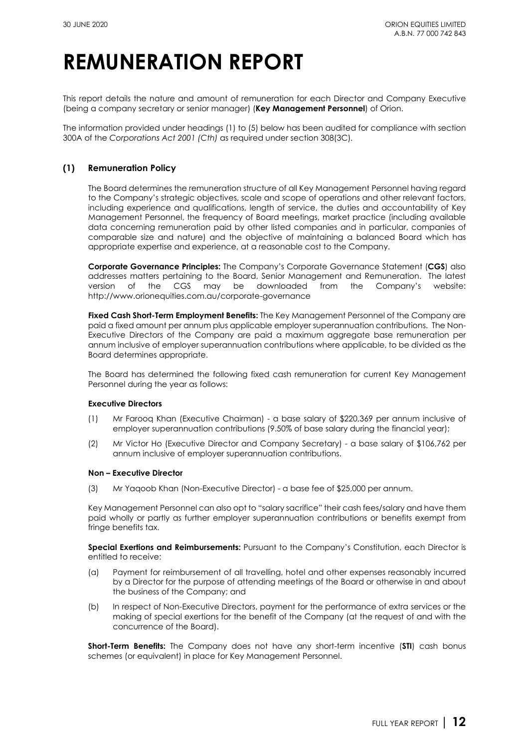# REMUNERATION REPORT

This report details the nature and amount of remuneration for each Director and Company Executive (being a company secretary or senior manager) (**Key Management Personnel**) of Orion.

The information provided under headings (1) to (5) below has been audited for compliance with section 300A of the *Corporations Act 2001 (Cth)* as required under section 308(3C).

## (1) Remuneration Policy

The Board determines the remuneration structure of all Key Management Personnel having regard to the Company's strategic objectives, scale and scope of operations and other relevant factors, including experience and qualifications, length of service, the duties and accountability of Key Management Personnel, the frequency of Board meetings, market practice (including available data concerning remuneration paid by other listed companies and in particular, companies of comparable size and nature) and the objective of maintaining a balanced Board which has appropriate expertise and experience, at a reasonable cost to the Company.

**Corporate Governance Principles:** The Company's Corporate Governance Statement (**CGS**) also addresses matters pertaining to the Board, Senior Management and Remuneration. The latest version of the CGS may be downloaded from the Company's website: http://www.orionequities.com.au/corporate-governance

**Fixed Cash Short-Term Employment Benefits:** The Key Management Personnel of the Company are paid a fixed amount per annum plus applicable employer superannuation contributions. The Non-Executive Directors of the Company are paid a maximum aggregate base remuneration per annum inclusive of employer superannuation contributions where applicable, to be divided as the Board determines appropriate.

The Board has determined the following fixed cash remuneration for current Key Management Personnel during the year as follows:

**Executive Directors**

(1) Mr Farooq Khan (Executive Chairman) - a base salary of $220,369 per annum inclusive of employer superannuation contributions (9.50% of base salary during the financial year);

(2) Mr Victor Ho (Executive Director and Company Secretary) - a base salary of $106,762 per annum inclusive of employer superannuation contributions.

**Non – Executive Director**

(3) Mr Yaqoob Khan (Non-Executive Director) - a base fee of $25,000 per annum.

Key Management Personnel can also opt to "salary sacrifice" their cash fees/salary and have them paid wholly or partly as further employer superannuation contributions or benefits exempt from fringe benefits tax.

**Special Exertions and Reimbursements:** Pursuant to the Company's Constitution, each Director is entitled to receive:

(a) Payment for reimbursement of all travelling, hotel and other expenses reasonably incurred by a Director for the purpose of attending meetings of the Board or otherwise in and about the business of the Company; and

(b) In respect of Non-Executive Directors, payment for the performance of extra services or the making of special exertions for the benefit of the Company (at the request of and with the concurrence of the Board).

**Short-Term Benefits:** The Company does not have any short-term incentive (**STI**) cash bonus schemes (or equivalent) in place for Key Management Personnel.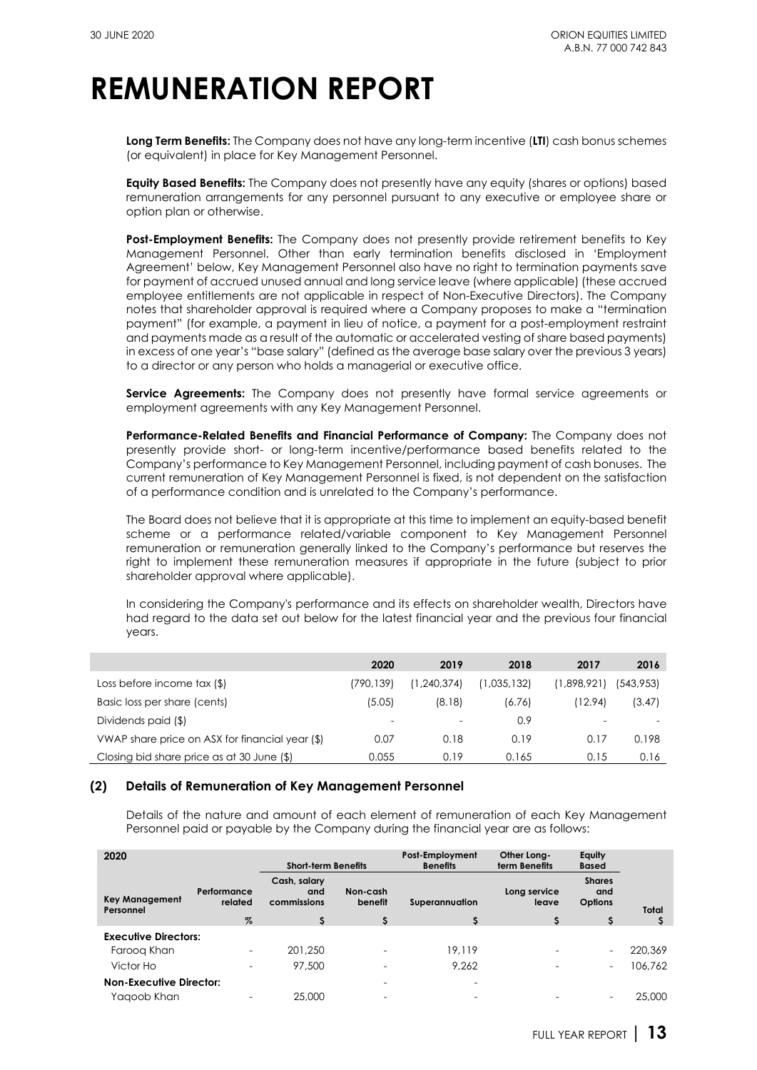# REMUNERATION REPORT

**Long Term Benefits:** The Company does not have any long-term incentive (**LTI**) cash bonus schemes (or equivalent) in place for Key Management Personnel.

**Equity Based Benefits:** The Company does not presently have any equity (shares or options) based remuneration arrangements for any personnel pursuant to any executive or employee share or option plan or otherwise.

**Post-Employment Benefits:** The Company does not presently provide retirement benefits to Key Management Personnel. Other than early termination benefits disclosed in 'Employment Agreement' below, Key Management Personnel also have no right to termination payments save for payment of accrued unused annual and long service leave (where applicable) (these accrued employee entitlements are not applicable in respect of Non-Executive Directors). The Company notes that shareholder approval is required where a Company proposes to make a "termination payment" (for example, a payment in lieu of notice, a payment for a post-employment restraint and payments made as a result of the automatic or accelerated vesting of share based payments) in excess of one year's "base salary" (defined as the average base salary over the previous 3 years) to a director or any person who holds a managerial or executive office.

**Service Agreements:** The Company does not presently have formal service agreements or employment agreements with any Key Management Personnel.

**Performance-Related Benefits and Financial Performance of Company:** The Company does not presently provide short- or long-term incentive/performance based benefits related to the Company's performance to Key Management Personnel, including payment of cash bonuses. The current remuneration of Key Management Personnel is fixed, is not dependent on the satisfaction of a performance condition and is unrelated to the Company's performance.

The Board does not believe that it is appropriate at this time to implement an equity-based benefit scheme or a performance related/variable component to Key Management Personnel remuneration or remuneration generally linked to the Company's performance but reserves the right to implement these remuneration measures if appropriate in the future (subject to prior shareholder approval where applicable).

In considering the Company's performance and its effects on shareholder wealth, Directors have had regard to the data set out below for the latest financial year and the previous four financial years.

| | 2020 | 2019 | 2018 | 2017 | 2016 |
|---|---|---|---|---|---|
| Loss before income tax ($) | (790,139) | (1,240,374) | (1,035,132) | (1,898,921) | (543,953) |
| Basic loss per share (cents) | (5.05) | (8.18) | (6.76) | (12.94) | (3.47) |
| Dividends paid ($) | - | - | 0.9 | - | - |
| VWAP share price on ASX for financial year ($) | 0.07 | 0.18 | 0.19 | 0.17 | 0.198 |
| Closing bid share price as at 30 June ($) | 0.055 | 0.19 | 0.165 | 0.15 | 0.16 |

### (2) Details of Remuneration of Key Management Personnel

Details of the nature and amount of each element of remuneration of each Key Management Personnel paid or payable by the Company during the financial year are as follows:

| 2020 | | Short-term Benefits | | Post-Employment Benefits | Other Long-term Benefits | Equity Based | |
|---|---|---|---|---|---|---|---|
| Key Management Personnel | Performance related | Cash, salary and commissions | Non-cash benefit | Superannuation | Long service leave | Shares and Options | Total |
| | % | $ | $ | $ | $ | $ | $ |
| **Executive Directors:** | | | | | | | |
| Farooq Khan | - | 201,250 | - | 19,119 | - | - | 220,369 |
| Victor Ho | - | 97,500 | - | 9,262 | - | - | 106,762 |
| **Non-Executive Director:** | | | - | - | | | |
| Yaqoob Khan | - | 25,000 | - | - | - | - | 25,000 |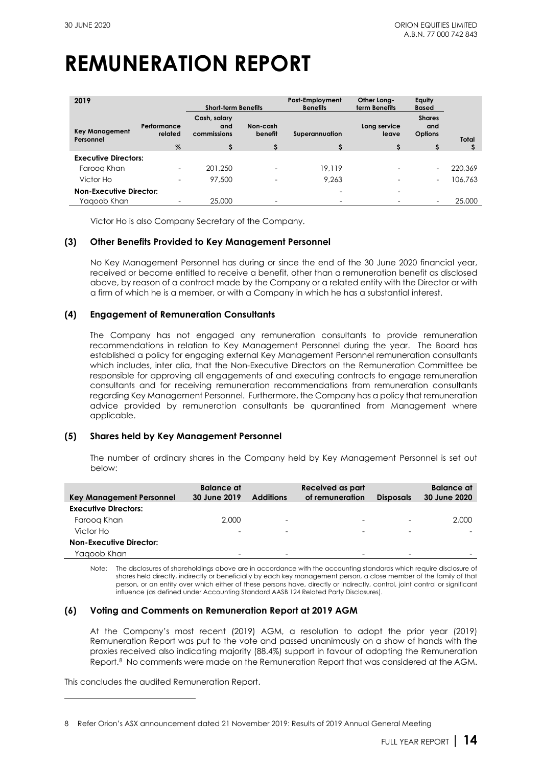# REMUNERATION REPORT

| 2019 | | Short-term Benefits | | Post-Employment Benefits | Other Long-term Benefits | Equity Based | |
|---|---|---|---|---|---|---|---|
| Key Management Personnel | Performance related | Cash, salary and commissions | Non-cash benefit | Superannuation | Long service leave | Shares and Options | Total |
| | % | $ | $ | $ | $ | $ | $ |
| **Executive Directors:** | | | | | | | |
| Farooq Khan | - | 201,250 | - | 19,119 | - | - | 220,369 |
| Victor Ho | - | 97,500 | - | 9,263 | - | - | 106,763 |
| **Non-Executive Director:** | | | | - | - | | |
| Yaqoob Khan | - | 25,000 | - | - | - | - | 25,000 |

Victor Ho is also Company Secretary of the Company.

### (3) Other Benefits Provided to Key Management Personnel

No Key Management Personnel has during or since the end of the 30 June 2020 financial year, received or become entitled to receive a benefit, other than a remuneration benefit as disclosed above, by reason of a contract made by the Company or a related entity with the Director or with a firm of which he is a member, or with a Company in which he has a substantial interest.

### (4) Engagement of Remuneration Consultants

The Company has not engaged any remuneration consultants to provide remuneration recommendations in relation to Key Management Personnel during the year. The Board has established a policy for engaging external Key Management Personnel remuneration consultants which includes, inter alia, that the Non-Executive Directors on the Remuneration Committee be responsible for approving all engagements of and executing contracts to engage remuneration consultants and for receiving remuneration recommendations from remuneration consultants regarding Key Management Personnel. Furthermore, the Company has a policy that remuneration advice provided by remuneration consultants be quarantined from Management where applicable.

### (5) Shares held by Key Management Personnel

The number of ordinary shares in the Company held by Key Management Personnel is set out below:

| Key Management Personnel | Balance at 30 June 2019 | Additions | Received as part of remuneration | Disposals | Balance at 30 June 2020 |
|---|---|---|---|---|---|
| **Executive Directors:** | | | | | |
| Farooq Khan | 2,000 | - | - | - | 2,000 |
| Victor Ho | - | - | - | - | - |
| **Non-Executive Director:** | | | | | |
| Yaqoob Khan | - | - | - | - | - |

Note: The disclosures of shareholdings above are in accordance with the accounting standards which require disclosure of shares held directly, indirectly or beneficially by each key management person, a close member of the family of that person, or an entity over which either of these persons have, directly or indirectly, control, joint control or significant influence (as defined under Accounting Standard AASB 124 Related Party Disclosures).

### (6) Voting and Comments on Remuneration Report at 2019 AGM

At the Company's most recent (2019) AGM, a resolution to adopt the prior year (2019) Remuneration Report was put to the vote and passed unanimously on a show of hands with the proxies received also indicating majority (88.4%) support in favour of adopting the Remuneration Report.[8] No comments were made on the Remuneration Report that was considered at the AGM.

This concludes the audited Remuneration Report.

---

8 Refer Orion's ASX announcement dated 21 November 2019: Results of 2019 Annual General Meeting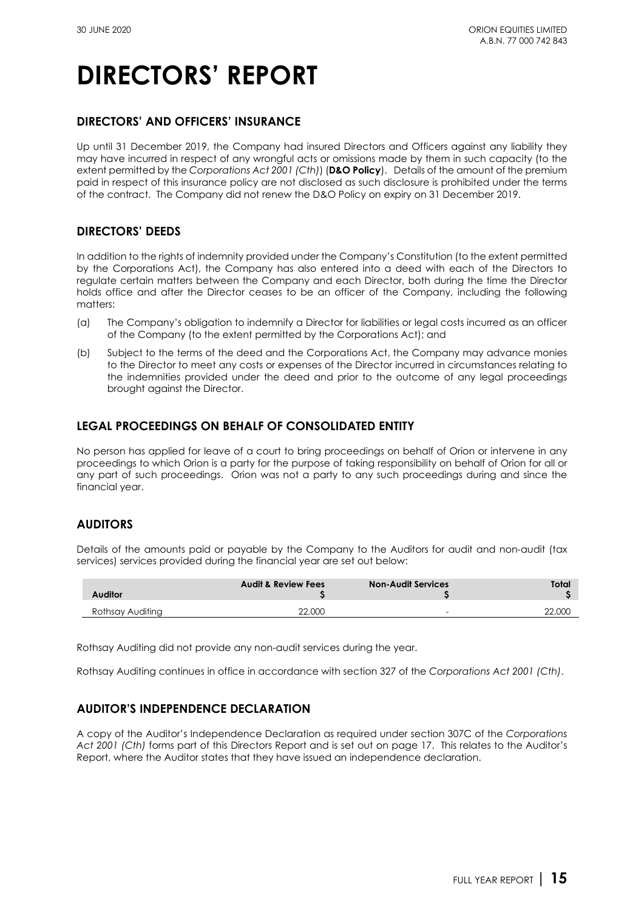# DIRECTORS' REPORT

## DIRECTORS' AND OFFICERS' INSURANCE

Up until 31 December 2019, the Company had insured Directors and Officers against any liability they may have incurred in respect of any wrongful acts or omissions made by them in such capacity (to the extent permitted by the *Corporations Act 2001 (Cth)*) (**D&O Policy**). Details of the amount of the premium paid in respect of this insurance policy are not disclosed as such disclosure is prohibited under the terms of the contract. The Company did not renew the D&O Policy on expiry on 31 December 2019.

## DIRECTORS' DEEDS

In addition to the rights of indemnity provided under the Company's Constitution (to the extent permitted by the Corporations Act), the Company has also entered into a deed with each of the Directors to regulate certain matters between the Company and each Director, both during the time the Director holds office and after the Director ceases to be an officer of the Company, including the following matters:

(a) The Company's obligation to indemnify a Director for liabilities or legal costs incurred as an officer of the Company (to the extent permitted by the Corporations Act); and

(b) Subject to the terms of the deed and the Corporations Act, the Company may advance monies to the Director to meet any costs or expenses of the Director incurred in circumstances relating to the indemnities provided under the deed and prior to the outcome of any legal proceedings brought against the Director.

## LEGAL PROCEEDINGS ON BEHALF OF CONSOLIDATED ENTITY

No person has applied for leave of a court to bring proceedings on behalf of Orion or intervene in any proceedings to which Orion is a party for the purpose of taking responsibility on behalf of Orion for all or any part of such proceedings. Orion was not a party to any such proceedings during and since the financial year.

## AUDITORS

Details of the amounts paid or payable by the Company to the Auditors for audit and non-audit (tax services) services provided during the financial year are set out below:

| Auditor | Audit & Review Fees $ | Non-Audit Services $ | Total $ |
|---|---|---|---|
| Rothsay Auditing | 22,000 | - | 22,000 |

Rothsay Auditing did not provide any non-audit services during the year.

Rothsay Auditing continues in office in accordance with section 327 of the *Corporations Act 2001 (Cth)*.

## AUDITOR'S INDEPENDENCE DECLARATION

A copy of the Auditor's Independence Declaration as required under section 307C of the *Corporations Act 2001 (Cth)* forms part of this Directors Report and is set out on page 17. This relates to the Auditor's Report, where the Auditor states that they have issued an independence declaration.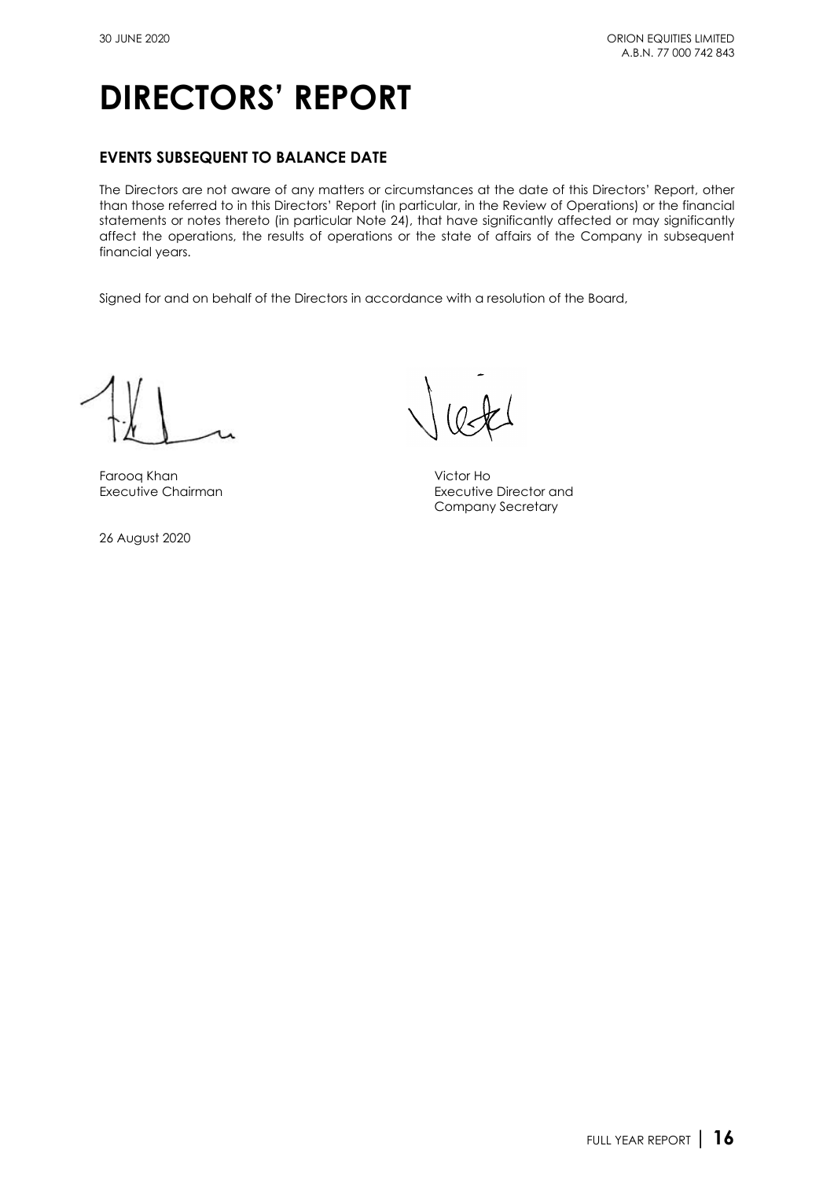# DIRECTORS' REPORT

## EVENTS SUBSEQUENT TO BALANCE DATE

The Directors are not aware of any matters or circumstances at the date of this Directors' Report, other than those referred to in this Directors' Report (in particular, in the Review of Operations) or the financial statements or notes thereto (in particular Note 24), that have significantly affected or may significantly affect the operations, the results of operations or the state of affairs of the Company in subsequent financial years.

Signed for and on behalf of the Directors in accordance with a resolution of the Board,

Farooq Khan
Executive Chairman

Victor Ho
Executive Director and
Company Secretary

26 August 2020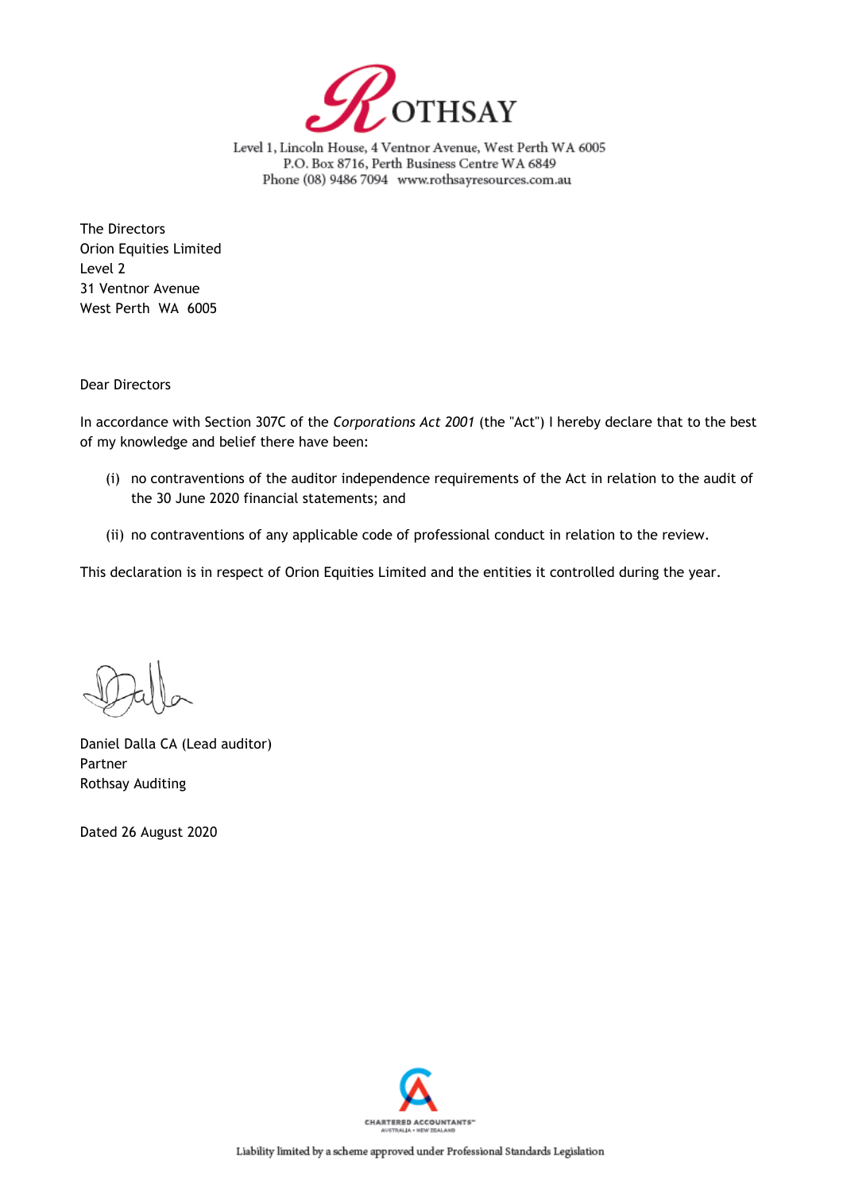ROTHSAY

Level 1, Lincoln House, 4 Ventnor Avenue, West Perth WA 6005
P.O. Box 8716, Perth Business Centre WA 6849
Phone (08) 9486 7094 www.rothsayresources.com.au

The Directors
Orion Equities Limited
Level 2
31 Ventnor Avenue
West Perth WA 6005

Dear Directors

In accordance with Section 307C of the *Corporations Act 2001* (the "Act") I hereby declare that to the best of my knowledge and belief there have been:

(i) no contraventions of the auditor independence requirements of the Act in relation to the audit of the 30 June 2020 financial statements; and

(ii) no contraventions of any applicable code of professional conduct in relation to the review.

This declaration is in respect of Orion Equities Limited and the entities it controlled during the year.

Daniel Dalla CA (Lead auditor)
Partner
Rothsay Auditing

Dated 26 August 2020

CHARTERED ACCOUNTANTS AUSTRALIA + NEW ZEALAND

Liability limited by a scheme approved under Professional Standards Legislation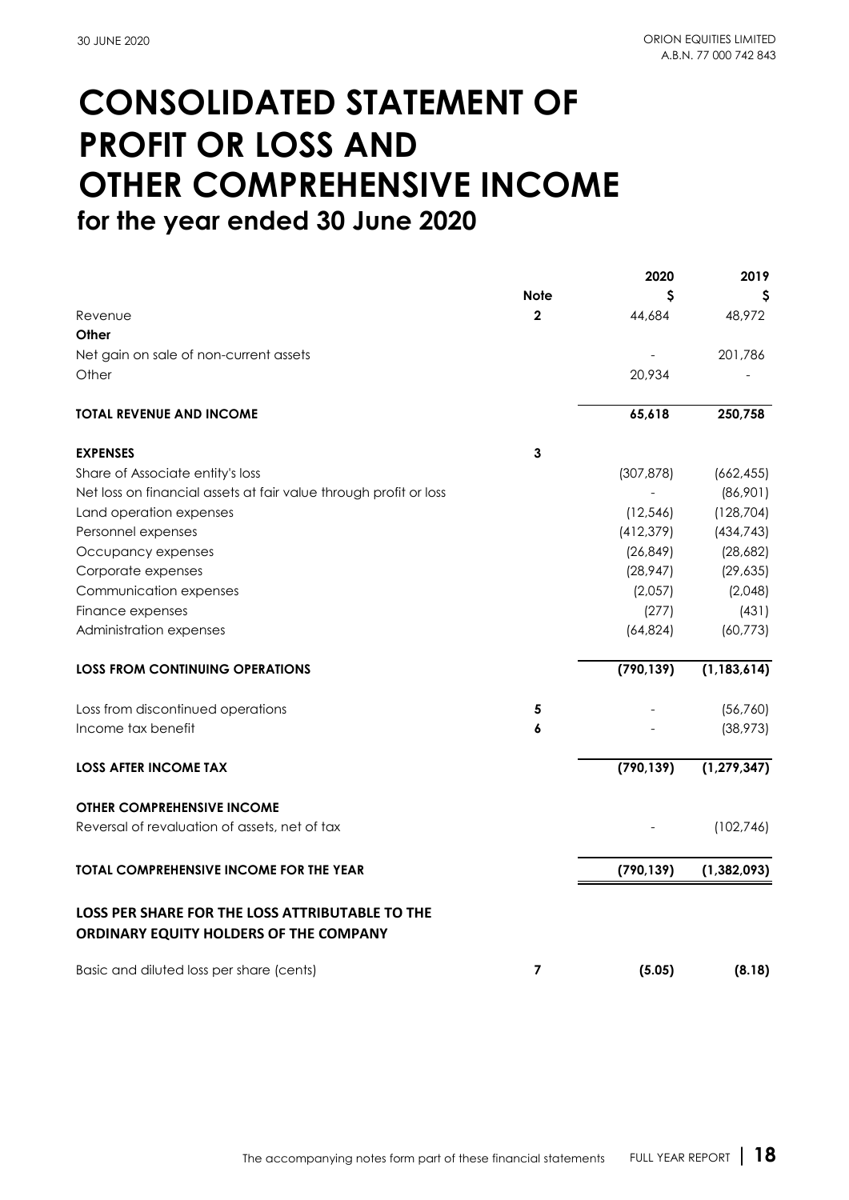# CONSOLIDATED STATEMENT OF PROFIT OR LOSS AND OTHER COMPREHENSIVE INCOME

## for the year ended 30 June 2020

| | Note | 2020<br>$ | 2019<br>$ |
|---|---|---|---|
| Revenue | 2 | 44,684 | 48,972 |
| **Other** | | | |
| Net gain on sale of non-current assets | | - | 201,786 |
| Other | | 20,934 | - |
| **TOTAL REVENUE AND INCOME** | | **65,618** | **250,758** |
| **EXPENSES** | 3 | | |
| Share of Associate entity's loss | | (307,878) | (662,455) |
| Net loss on financial assets at fair value through profit or loss | | - | (86,901) |
| Land operation expenses | | (12,546) | (128,704) |
| Personnel expenses | | (412,379) | (434,743) |
| Occupancy expenses | | (26,849) | (28,682) |
| Corporate expenses | | (28,947) | (29,635) |
| Communication expenses | | (2,057) | (2,048) |
| Finance expenses | | (277) | (431) |
| Administration expenses | | (64,824) | (60,773) |
| **LOSS FROM CONTINUING OPERATIONS** | | **(790,139)** | **(1,183,614)** |
| Loss from discontinued operations | 5 | - | (56,760) |
| Income tax benefit | 6 | - | (38,973) |
| **LOSS AFTER INCOME TAX** | | **(790,139)** | **(1,279,347)** |
| **OTHER COMPREHENSIVE INCOME** | | | |
| Reversal of revaluation of assets, net of tax | | - | (102,746) |
| **TOTAL COMPREHENSIVE INCOME FOR THE YEAR** | | **(790,139)** | **(1,382,093)** |
| **LOSS PER SHARE FOR THE LOSS ATTRIBUTABLE TO THE ORDINARY EQUITY HOLDERS OF THE COMPANY** | | | |
| Basic and diluted loss per share (cents) | 7 | **(5.05)** | **(8.18)** |

The accompanying notes form part of these financial statements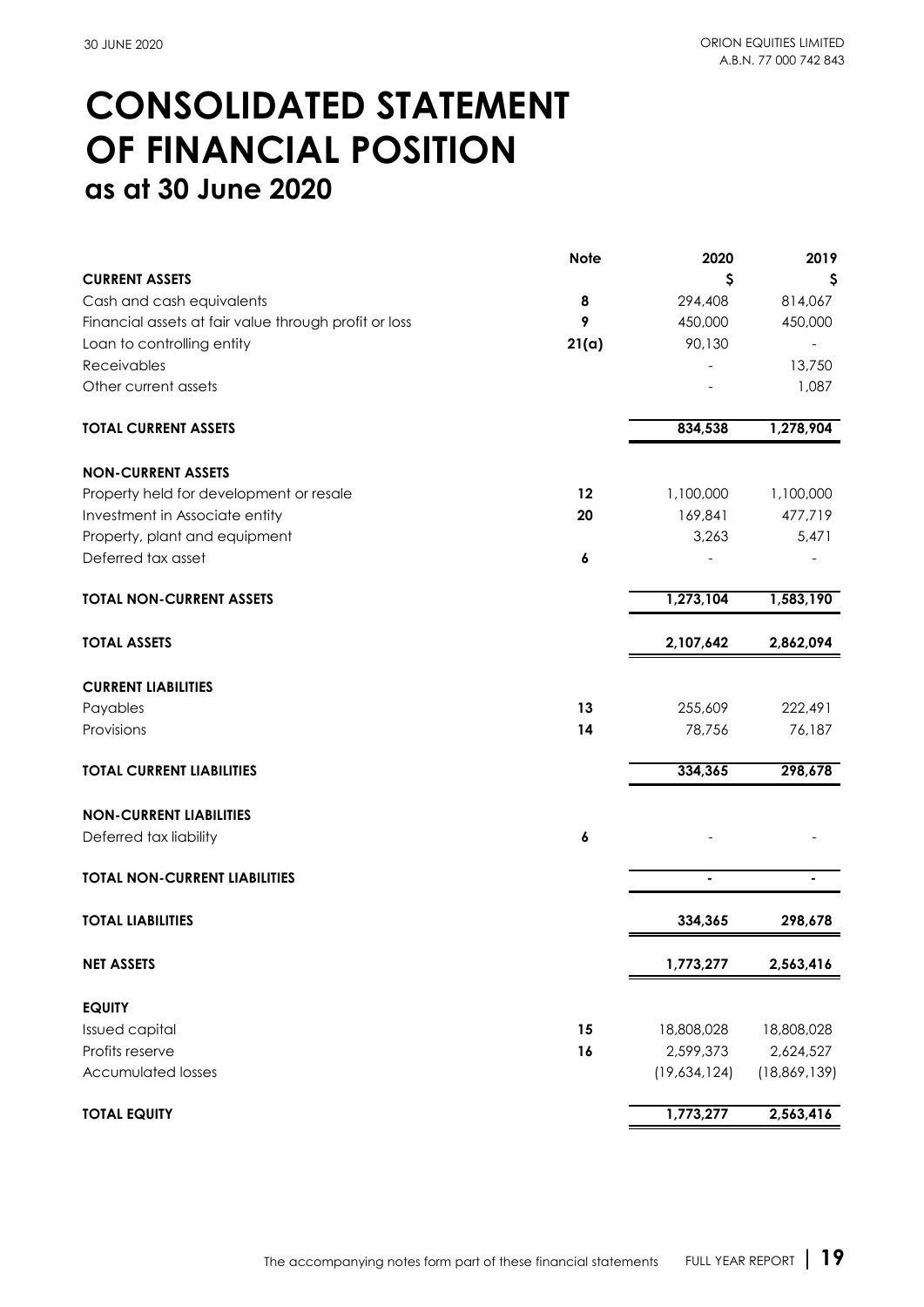# CONSOLIDATED STATEMENT OF FINANCIAL POSITION

## as at 30 June 2020

| | Note | 2020 | 2019 |
|---|---|---|---|
| **CURRENT ASSETS** | | **$** | **$** |
| Cash and cash equivalents | **8** | 294,408 | 814,067 |
| Financial assets at fair value through profit or loss | **9** | 450,000 | 450,000 |
| Loan to controlling entity | **21(a)** | 90,130 | - |
| Receivables | | - | 13,750 |
| Other current assets | | - | 1,087 |
| **TOTAL CURRENT ASSETS** | | **834,538** | **1,278,904** |
| **NON-CURRENT ASSETS** | | | |
| Property held for development or resale | **12** | 1,100,000 | 1,100,000 |
| Investment in Associate entity | **20** | 169,841 | 477,719 |
| Property, plant and equipment | | 3,263 | 5,471 |
| Deferred tax asset | **6** | - | - |
| **TOTAL NON-CURRENT ASSETS** | | **1,273,104** | **1,583,190** |
| **TOTAL ASSETS** | | **2,107,642** | **2,862,094** |
| **CURRENT LIABILITIES** | | | |
| Payables | **13** | 255,609 | 222,491 |
| Provisions | **14** | 78,756 | 76,187 |
| **TOTAL CURRENT LIABILITIES** | | **334,365** | **298,678** |
| **NON-CURRENT LIABILITIES** | | | |
| Deferred tax liability | **6** | - | - |
| **TOTAL NON-CURRENT LIABILITIES** | | **-** | **-** |
| **TOTAL LIABILITIES** | | **334,365** | **298,678** |
| **NET ASSETS** | | **1,773,277** | **2,563,416** |
| **EQUITY** | | | |
| Issued capital | **15** | 18,808,028 | 18,808,028 |
| Profits reserve | **16** | 2,599,373 | 2,624,527 |
| Accumulated losses | | (19,634,124) | (18,869,139) |
| **TOTAL EQUITY** | | **1,773,277** | **2,563,416** |

The accompanying notes form part of these financial statements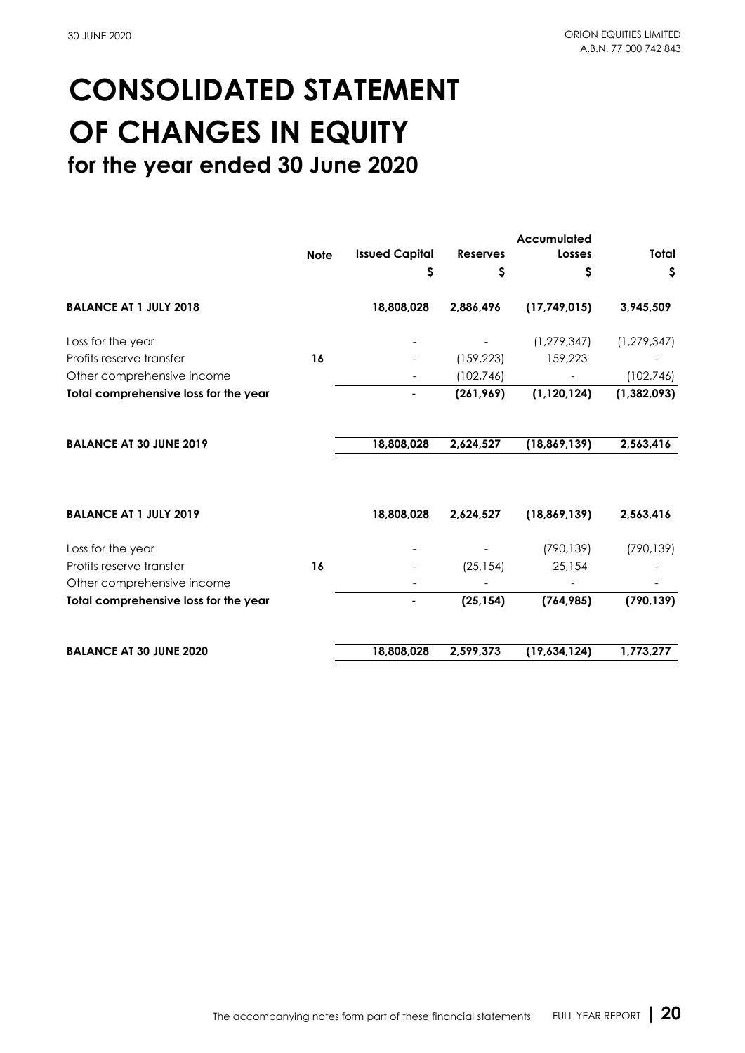# CONSOLIDATED STATEMENT OF CHANGES IN EQUITY

## for the year ended 30 June 2020

| | Note | Issued Capital | Reserves | Accumulated Losses | Total |
|---|---|---|---|---|---|
| | | $ | $ | $ | $ |
| **BALANCE AT 1 JULY 2018** | | **18,808,028** | **2,886,496** | **(17,749,015)** | **3,945,509** |
| Loss for the year | | - | - | (1,279,347) | (1,279,347) |
| Profits reserve transfer | **16** | - | (159,223) | 159,223 | - |
| Other comprehensive income | | - | (102,746) | - | (102,746) |
| **Total comprehensive loss for the year** | | **-** | **(261,969)** | **(1,120,124)** | **(1,382,093)** |
| **BALANCE AT 30 JUNE 2019** | | **18,808,028** | **2,624,527** | **(18,869,139)** | **2,563,416** |
| | | | | | |
| **BALANCE AT 1 JULY 2019** | | **18,808,028** | **2,624,527** | **(18,869,139)** | **2,563,416** |
| Loss for the year | | - | - | (790,139) | (790,139) |
| Profits reserve transfer | **16** | - | (25,154) | 25,154 | - |
| Other comprehensive income | | - | - | - | - |
| **Total comprehensive loss for the year** | | **-** | **(25,154)** | **(764,985)** | **(790,139)** |
| **BALANCE AT 30 JUNE 2020** | | **18,808,028** | **2,599,373** | **(19,634,124)** | **1,773,277** |

The accompanying notes form part of these financial statements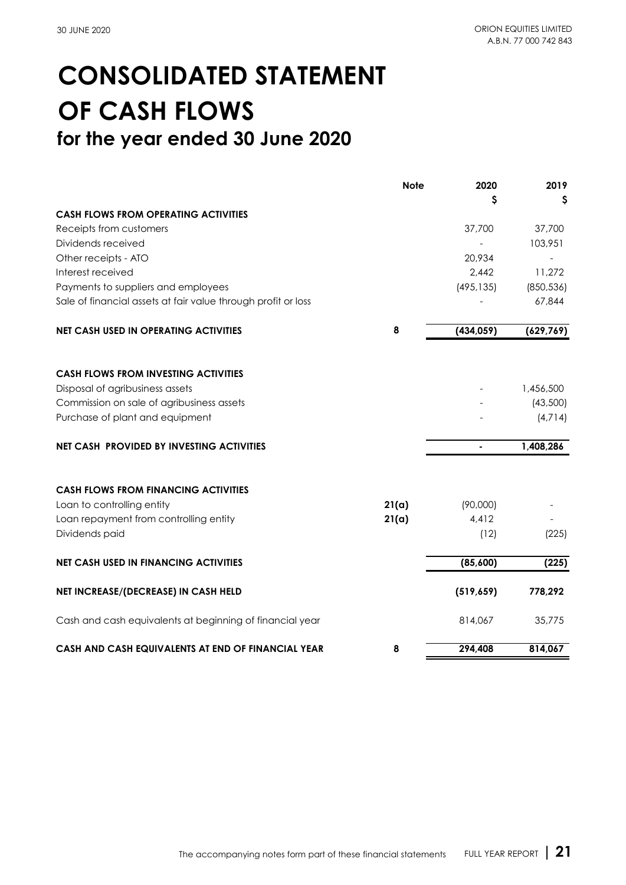# CONSOLIDATED STATEMENT OF CASH FLOWS

## for the year ended 30 June 2020

| | Note | 2020 | 2019 |
|---|---|---|---|
| | | $ | $ |
| **CASH FLOWS FROM OPERATING ACTIVITIES** | | | |
| Receipts from customers | | 37,700 | 37,700 |
| Dividends received | | - | 103,951 |
| Other receipts - ATO | | 20,934 | - |
| Interest received | | 2,442 | 11,272 |
| Payments to suppliers and employees | | (495,135) | (850,536) |
| Sale of financial assets at fair value through profit or loss | | - | 67,844 |
| **NET CASH USED IN OPERATING ACTIVITIES** | **8** | **(434,059)** | **(629,769)** |
| | | | |
| **CASH FLOWS FROM INVESTING ACTIVITIES** | | | |
| Disposal of agribusiness assets | | - | 1,456,500 |
| Commission on sale of agribusiness assets | | - | (43,500) |
| Purchase of plant and equipment | | - | (4,714) |
| **NET CASH PROVIDED BY INVESTING ACTIVITIES** | | **-** | **1,408,286** |
| | | | |
| **CASH FLOWS FROM FINANCING ACTIVITIES** | | | |
| Loan to controlling entity | **21(a)** | (90,000) | - |
| Loan repayment from controlling entity | **21(a)** | 4,412 | - |
| Dividends paid | | (12) | (225) |
| **NET CASH USED IN FINANCING ACTIVITIES** | | **(85,600)** | **(225)** |
| | | | |
| **NET INCREASE/(DECREASE) IN CASH HELD** | | **(519,659)** | **778,292** |
| | | | |
| Cash and cash equivalents at beginning of financial year | | 814,067 | 35,775 |
| | | | |
| **CASH AND CASH EQUIVALENTS AT END OF FINANCIAL YEAR** | **8** | **294,408** | **814,067** |

The accompanying notes form part of these financial statements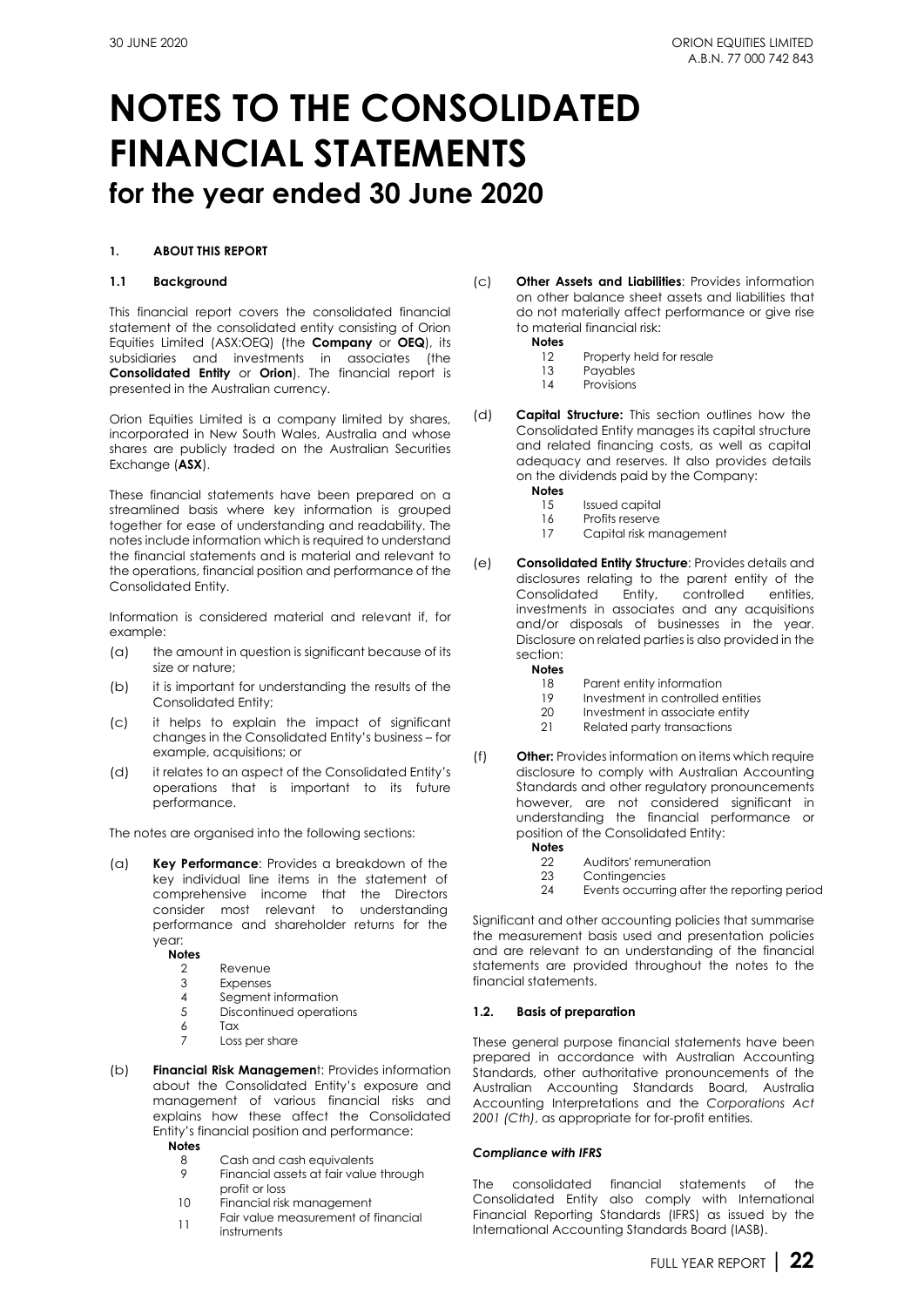# NOTES TO THE CONSOLIDATED FINANCIAL STATEMENTS

## for the year ended 30 June 2020

### 1. ABOUT THIS REPORT

#### 1.1 Background

This financial report covers the consolidated financial statement of the consolidated entity consisting of Orion Equities Limited (ASX:OEQ) (the **Company** or **OEQ**), its subsidiaries and investments in associates (the **Consolidated Entity** or **Orion**). The financial report is presented in the Australian currency.

Orion Equities Limited is a company limited by shares, incorporated in New South Wales, Australia and whose shares are publicly traded on the Australian Securities Exchange (**ASX**).

These financial statements have been prepared on a streamlined basis where key information is grouped together for ease of understanding and readability. The notes include information which is required to understand the financial statements and is material and relevant to the operations, financial position and performance of the Consolidated Entity.

Information is considered material and relevant if, for example:

(a) the amount in question is significant because of its size or nature;

(b) it is important for understanding the results of the Consolidated Entity;

(c) it helps to explain the impact of significant changes in the Consolidated Entity's business – for example, acquisitions; or

(d) it relates to an aspect of the Consolidated Entity's operations that is important to its future performance.

The notes are organised into the following sections:

(a) **Key Performance**: Provides a breakdown of the key individual line items in the statement of comprehensive income that the Directors consider most relevant to understanding performance and shareholder returns for the year:

**Notes**
- 2 Revenue
- 3 Expenses
- 4 Segment information
- 5 Discontinued operations
- 6 Tax
- 7 Loss per share

(b) **Financial Risk Management**: Provides information about the Consolidated Entity's exposure and management of various financial risks and explains how these affect the Consolidated Entity's financial position and performance:

**Notes**
- 8 Cash and cash equivalents
- 9 Financial assets at fair value through profit or loss
- 10 Financial risk management
- 11 Fair value measurement of financial instruments

(c) **Other Assets and Liabilities**: Provides information on other balance sheet assets and liabilities that do not materially affect performance or give rise to material financial risk:

**Notes**
- 12 Property held for resale
- 13 Payables
- 14 Provisions

(d) **Capital Structure:** This section outlines how the Consolidated Entity manages its capital structure and related financing costs, as well as capital adequacy and reserves. It also provides details on the dividends paid by the Company:

**Notes**
- 15 Issued capital
- 16 Profits reserve
- 17 Capital risk management

(e) **Consolidated Entity Structure**: Provides details and disclosures relating to the parent entity of the Consolidated Entity, controlled entities, investments in associates and any acquisitions and/or disposals of businesses in the year. Disclosure on related parties is also provided in the section:

**Notes**
- 18 Parent entity information
- 19 Investment in controlled entities
- 20 Investment in associate entity
- 21 Related party transactions

(f) **Other:** Provides information on items which require disclosure to comply with Australian Accounting Standards and other regulatory pronouncements however, are not considered significant in understanding the financial performance or position of the Consolidated Entity:

**Notes**
- 22 Auditors' remuneration
- 23 Contingencies
- 24 Events occurring after the reporting period

Significant and other accounting policies that summarise the measurement basis used and presentation policies and are relevant to an understanding of the financial statements are provided throughout the notes to the financial statements.

#### 1.2. Basis of preparation

These general purpose financial statements have been prepared in accordance with Australian Accounting Standards, other authoritative pronouncements of the Australian Accounting Standards Board, Australia Accounting Interpretations and the *Corporations Act 2001 (Cth)*, as appropriate for for-profit entities.

***Compliance with IFRS***

The consolidated financial statements of the Consolidated Entity also comply with International Financial Reporting Standards (IFRS) as issued by the International Accounting Standards Board (IASB).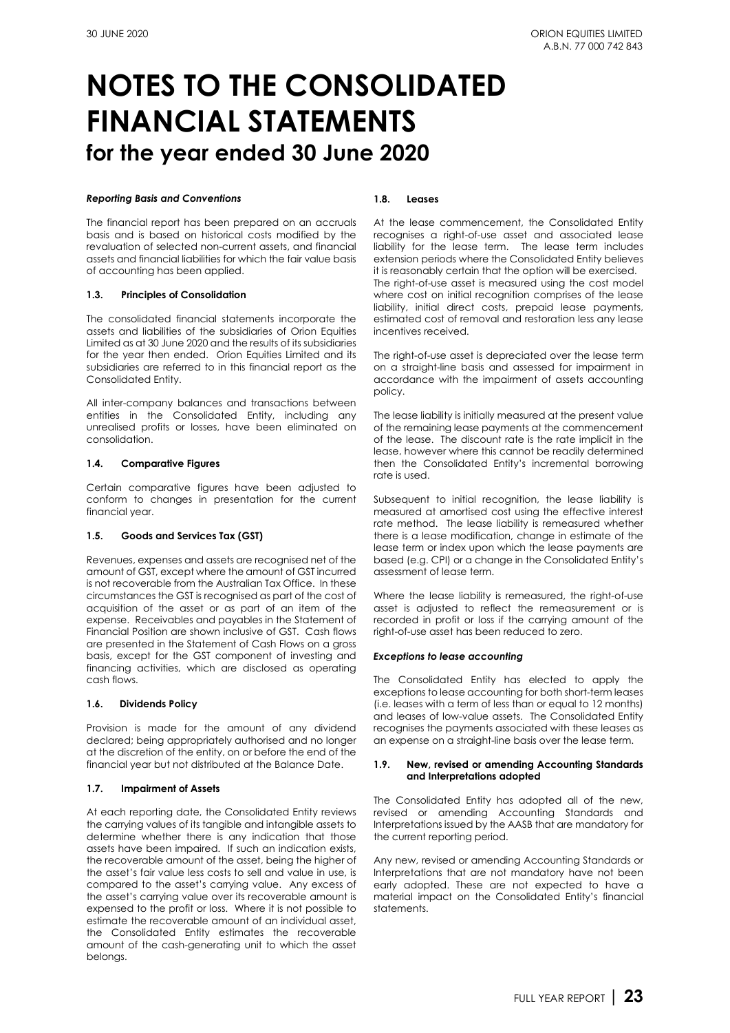# NOTES TO THE CONSOLIDATED FINANCIAL STATEMENTS

## for the year ended 30 June 2020

***Reporting Basis and Conventions***

The financial report has been prepared on an accruals basis and is based on historical costs modified by the revaluation of selected non-current assets, and financial assets and financial liabilities for which the fair value basis of accounting has been applied.

#### 1.3. Principles of Consolidation

The consolidated financial statements incorporate the assets and liabilities of the subsidiaries of Orion Equities Limited as at 30 June 2020 and the results of its subsidiaries for the year then ended. Orion Equities Limited and its subsidiaries are referred to in this financial report as the Consolidated Entity.

All inter-company balances and transactions between entities in the Consolidated Entity, including any unrealised profits or losses, have been eliminated on consolidation.

#### 1.4. Comparative Figures

Certain comparative figures have been adjusted to conform to changes in presentation for the current financial year.

#### 1.5. Goods and Services Tax (GST)

Revenues, expenses and assets are recognised net of the amount of GST, except where the amount of GST incurred is not recoverable from the Australian Tax Office. In these circumstances the GST is recognised as part of the cost of acquisition of the asset or as part of an item of the expense. Receivables and payables in the Statement of Financial Position are shown inclusive of GST. Cash flows are presented in the Statement of Cash Flows on a gross basis, except for the GST component of investing and financing activities, which are disclosed as operating cash flows.

#### 1.6. Dividends Policy

Provision is made for the amount of any dividend declared; being appropriately authorised and no longer at the discretion of the entity, on or before the end of the financial year but not distributed at the Balance Date.

#### 1.7. Impairment of Assets

At each reporting date, the Consolidated Entity reviews the carrying values of its tangible and intangible assets to determine whether there is any indication that those assets have been impaired. If such an indication exists, the recoverable amount of the asset, being the higher of the asset's fair value less costs to sell and value in use, is compared to the asset's carrying value. Any excess of the asset's carrying value over its recoverable amount is expensed to the profit or loss. Where it is not possible to estimate the recoverable amount of an individual asset, the Consolidated Entity estimates the recoverable amount of the cash-generating unit to which the asset belongs.

#### 1.8. Leases

At the lease commencement, the Consolidated Entity recognises a right-of-use asset and associated lease liability for the lease term. The lease term includes extension periods where the Consolidated Entity believes it is reasonably certain that the option will be exercised. The right-of-use asset is measured using the cost model where cost on initial recognition comprises of the lease liability, initial direct costs, prepaid lease payments, estimated cost of removal and restoration less any lease incentives received.

The right-of-use asset is depreciated over the lease term on a straight-line basis and assessed for impairment in accordance with the impairment of assets accounting policy.

The lease liability is initially measured at the present value of the remaining lease payments at the commencement of the lease. The discount rate is the rate implicit in the lease, however where this cannot be readily determined then the Consolidated Entity's incremental borrowing rate is used.

Subsequent to initial recognition, the lease liability is measured at amortised cost using the effective interest rate method. The lease liability is remeasured whether there is a lease modification, change in estimate of the lease term or index upon which the lease payments are based (e.g. CPI) or a change in the Consolidated Entity's assessment of lease term.

Where the lease liability is remeasured, the right-of-use asset is adjusted to reflect the remeasurement or is recorded in profit or loss if the carrying amount of the right-of-use asset has been reduced to zero.

***Exceptions to lease accounting***

The Consolidated Entity has elected to apply the exceptions to lease accounting for both short-term leases (i.e. leases with a term of less than or equal to 12 months) and leases of low-value assets. The Consolidated Entity recognises the payments associated with these leases as an expense on a straight-line basis over the lease term.

#### 1.9. New, revised or amending Accounting Standards and Interpretations adopted

The Consolidated Entity has adopted all of the new, revised or amending Accounting Standards and Interpretations issued by the AASB that are mandatory for the current reporting period.

Any new, revised or amending Accounting Standards or Interpretations that are not mandatory have not been early adopted. These are not expected to have a material impact on the Consolidated Entity's financial statements.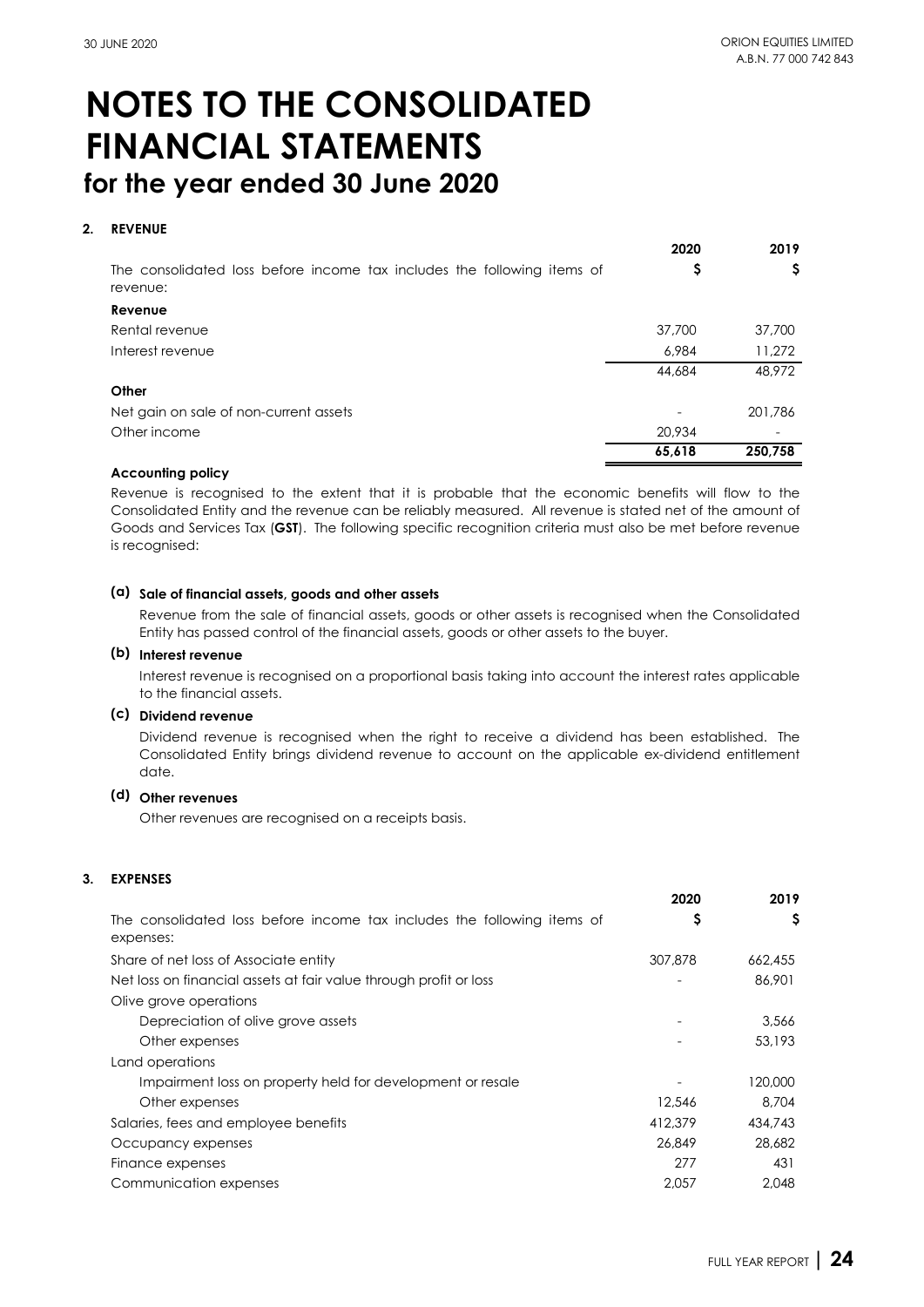# NOTES TO THE CONSOLIDATED FINANCIAL STATEMENTS
## for the year ended 30 June 2020

### 2. REVENUE

| | 2020 | 2019 |
|---|---|---|
| The consolidated loss before income tax includes the following items of revenue: | $ | $ |
| **Revenue** | | |
| Rental revenue | 37,700 | 37,700 |
| Interest revenue | 6,984 | 11,272 |
| | 44,684 | 48,972 |
| **Other** | | |
| Net gain on sale of non-current assets | - | 201,786 |
| Other income | 20,934 | - |
| | **65,618** | **250,758** |

**Accounting policy**

Revenue is recognised to the extent that it is probable that the economic benefits will flow to the Consolidated Entity and the revenue can be reliably measured. All revenue is stated net of the amount of Goods and Services Tax (**GST**). The following specific recognition criteria must also be met before revenue is recognised:

**(a) Sale of financial assets, goods and other assets**

Revenue from the sale of financial assets, goods or other assets is recognised when the Consolidated Entity has passed control of the financial assets, goods or other assets to the buyer.

**(b) Interest revenue**

Interest revenue is recognised on a proportional basis taking into account the interest rates applicable to the financial assets.

**(c) Dividend revenue**

Dividend revenue is recognised when the right to receive a dividend has been established. The Consolidated Entity brings dividend revenue to account on the applicable ex-dividend entitlement date.

**(d) Other revenues**

Other revenues are recognised on a receipts basis.

### 3. EXPENSES

| | 2020 | 2019 |
|---|---|---|
| The consolidated loss before income tax includes the following items of expenses: | $ | $ |
| Share of net loss of Associate entity | 307,878 | 662,455 |
| Net loss on financial assets at fair value through profit or loss | - | 86,901 |
| Olive grove operations | | |
| Depreciation of olive grove assets | - | 3,566 |
| Other expenses | - | 53,193 |
| Land operations | | |
| Impairment loss on property held for development or resale | - | 120,000 |
| Other expenses | 12,546 | 8,704 |
| Salaries, fees and employee benefits | 412,379 | 434,743 |
| Occupancy expenses | 26,849 | 28,682 |
| Finance expenses | 277 | 431 |
| Communication expenses | 2,057 | 2,048 |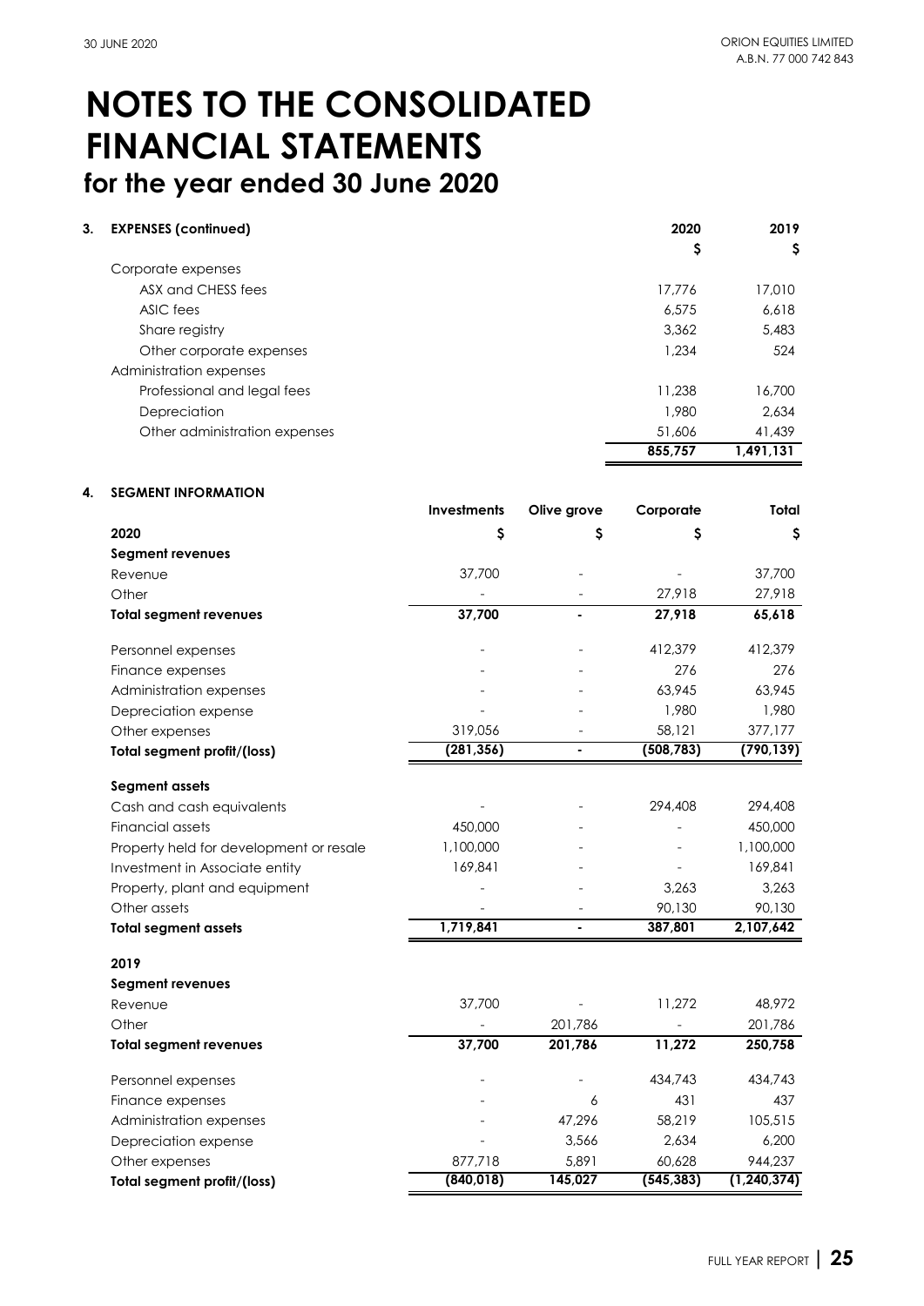# NOTES TO THE CONSOLIDATED FINANCIAL STATEMENTS
## for the year ended 30 June 2020

**3. EXPENSES (continued)**

| | 2020 | 2019 |
|---|---|---|
| | $ | $ |
| Corporate expenses | | |
| ASX and CHESS fees | 17,776 | 17,010 |
| ASIC fees | 6,575 | 6,618 |
| Share registry | 3,362 | 5,483 |
| Other corporate expenses | 1,234 | 524 |
| Administration expenses | | |
| Professional and legal fees | 11,238 | 16,700 |
| Depreciation | 1,980 | 2,634 |
| Other administration expenses | 51,606 | 41,439 |
| | **855,757** | **1,491,131** |

**4. SEGMENT INFORMATION**

| | Investments | Olive grove | Corporate | Total |
|---|---|---|---|---|
| **2020** | $ | $ | $ | $ |
| **Segment revenues** | | | | |
| Revenue | 37,700 | - | - | 37,700 |
| Other | - | - | 27,918 | 27,918 |
| **Total segment revenues** | **37,700** | **-** | **27,918** | **65,618** |
| Personnel expenses | - | - | 412,379 | 412,379 |
| Finance expenses | - | - | 276 | 276 |
| Administration expenses | - | - | 63,945 | 63,945 |
| Depreciation expense | - | - | 1,980 | 1,980 |
| Other expenses | 319,056 | - | 58,121 | 377,177 |
| **Total segment profit/(loss)** | **(281,356)** | **-** | **(508,783)** | **(790,139)** |
| **Segment assets** | | | | |
| Cash and cash equivalents | - | - | 294,408 | 294,408 |
| Financial assets | 450,000 | - | - | 450,000 |
| Property held for development or resale | 1,100,000 | - | - | 1,100,000 |
| Investment in Associate entity | 169,841 | - | - | 169,841 |
| Property, plant and equipment | - | - | 3,263 | 3,263 |
| Other assets | - | - | 90,130 | 90,130 |
| **Total segment assets** | **1,719,841** | **-** | **387,801** | **2,107,642** |
| **2019** | | | | |
| **Segment revenues** | | | | |
| Revenue | 37,700 | - | 11,272 | 48,972 |
| Other | - | 201,786 | - | 201,786 |
| **Total segment revenues** | **37,700** | **201,786** | **11,272** | **250,758** |
| Personnel expenses | - | - | 434,743 | 434,743 |
| Finance expenses | - | 6 | 431 | 437 |
| Administration expenses | - | 47,296 | 58,219 | 105,515 |
| Depreciation expense | - | 3,566 | 2,634 | 6,200 |
| Other expenses | 877,718 | 5,891 | 60,628 | 944,237 |
| **Total segment profit/(loss)** | **(840,018)** | **145,027** | **(545,383)** | **(1,240,374)** |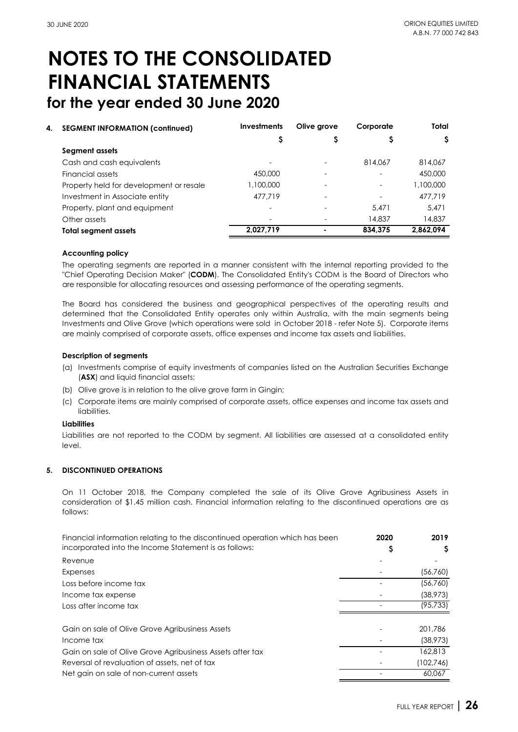# NOTES TO THE CONSOLIDATED FINANCIAL STATEMENTS
## for the year ended 30 June 2020

**4. SEGMENT INFORMATION (continued)**

| | Investments | Olive grove | Corporate | Total |
|---|---|---|---|---|
| | $ | $ | $ | $ |
| **Segment assets** | | | | |
| Cash and cash equivalents | - | - | 814,067 | 814,067 |
| Financial assets | 450,000 | - | - | 450,000 |
| Property held for development or resale | 1,100,000 | - | - | 1,100,000 |
| Investment in Associate entity | 477,719 | - | - | 477,719 |
| Property, plant and equipment | - | - | 5,471 | 5,471 |
| Other assets | - | - | 14,837 | 14,837 |
| **Total segment assets** | **2,027,719** | **-** | **834,375** | **2,862,094** |

**Accounting policy**

The operating segments are reported in a manner consistent with the internal reporting provided to the "Chief Operating Decision Maker" (**CODM**). The Consolidated Entity's CODM is the Board of Directors who are responsible for allocating resources and assessing performance of the operating segments.

The Board has considered the business and geographical perspectives of the operating results and determined that the Consolidated Entity operates only within Australia, with the main segments being Investments and Olive Grove (which operations were sold in October 2018 - refer Note 5). Corporate items are mainly comprised of corporate assets, office expenses and income tax assets and liabilities.

**Description of segments**

(a) Investments comprise of equity investments of companies listed on the Australian Securities Exchange (**ASX**) and liquid financial assets;

(b) Olive grove is in relation to the olive grove farm in Gingin;

(c) Corporate items are mainly comprised of corporate assets, office expenses and income tax assets and liabilities.

**Liabilities**

Liabilities are not reported to the CODM by segment. All liabilities are assessed at a consolidated entity level.

**5. DISCONTINUED OPERATIONS**

On 11 October 2018, the Company completed the sale of its Olive Grove Agribusiness Assets in consideration of $1.45 million cash. Financial information relating to the discontinued operations are as follows:

| Financial information relating to the discontinued operation which has been incorporated into the Income Statement is as follows: | 2020 | 2019 |
|---|---|---|
| | $ | $ |
| Revenue | - | - |
| Expenses | - | (56,760) |
| Loss before income tax | - | (56,760) |
| Income tax expense | - | (38,973) |
| Loss after income tax | - | (95,733) |
| | | |
| Gain on sale of Olive Grove Agribusiness Assets | - | 201,786 |
| Income tax | - | (38,973) |
| Gain on sale of Olive Grove Agribusiness Assets after tax | - | 162,813 |
| Reversal of revaluation of assets, net of tax | - | (102,746) |
| Net gain on sale of non-current assets | - | 60,067 |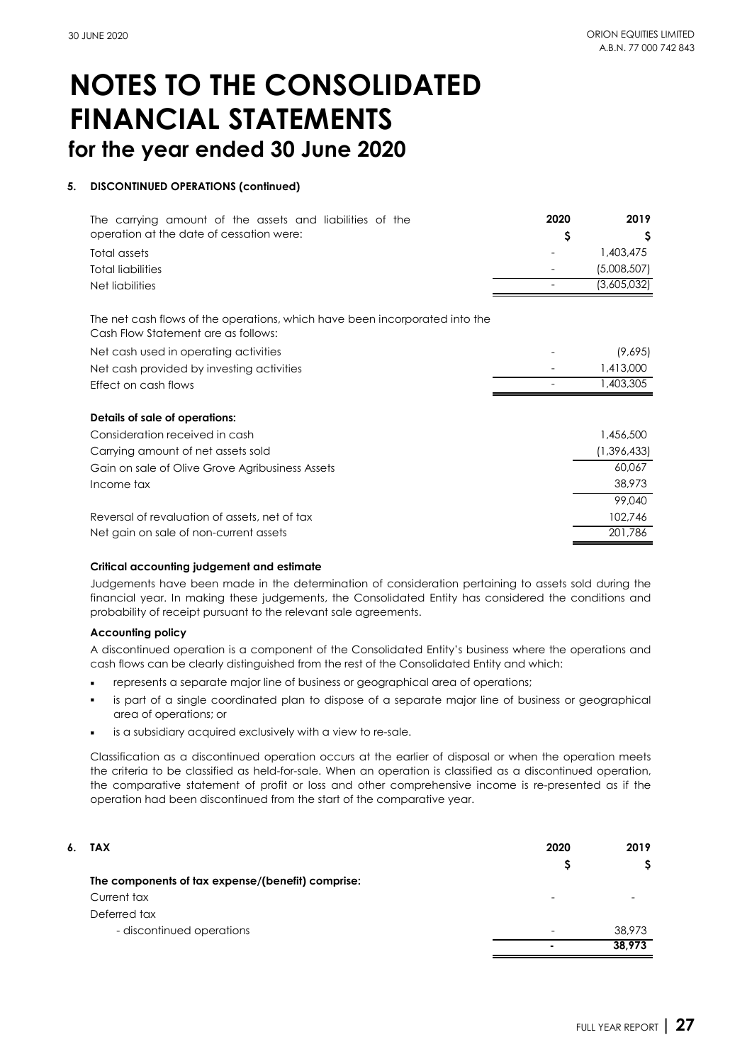# NOTES TO THE CONSOLIDATED FINANCIAL STATEMENTS

## for the year ended 30 June 2020

### 5. DISCONTINUED OPERATIONS (continued)

| The carrying amount of the assets and liabilities of the operation at the date of cessation were: | 2020 $ | 2019 $ |
|---|---|---|
| Total assets | - | 1,403,475 |
| Total liabilities | - | (5,008,507) |
| Net liabilities | - | (3,605,032) |

| The net cash flows of the operations, which have been incorporated into the Cash Flow Statement are as follows: | | |
|---|---|---|
| Net cash used in operating activities | - | (9,695) |
| Net cash provided by investing activities | - | 1,413,000 |
| Effect on cash flows | - | 1,403,305 |

| **Details of sale of operations:** | |
|---|---|
| Consideration received in cash | 1,456,500 |
| Carrying amount of net assets sold | (1,396,433) |
| Gain on sale of Olive Grove Agribusiness Assets | 60,067 |
| Income tax | 38,973 |
| | 99,040 |
| Reversal of revaluation of assets, net of tax | 102,746 |
| Net gain on sale of non-current assets | 201,786 |

**Critical accounting judgement and estimate**

Judgements have been made in the determination of consideration pertaining to assets sold during the financial year. In making these judgements, the Consolidated Entity has considered the conditions and probability of receipt pursuant to the relevant sale agreements.

**Accounting policy**

A discontinued operation is a component of the Consolidated Entity's business where the operations and cash flows can be clearly distinguished from the rest of the Consolidated Entity and which:

- represents a separate major line of business or geographical area of operations;
- is part of a single coordinated plan to dispose of a separate major line of business or geographical area of operations; or
- is a subsidiary acquired exclusively with a view to re-sale.

Classification as a discontinued operation occurs at the earlier of disposal or when the operation meets the criteria to be classified as held-for-sale. When an operation is classified as a discontinued operation, the comparative statement of profit or loss and other comprehensive income is re-presented as if the operation had been discontinued from the start of the comparative year.

### 6. TAX

| | 2020 $ | 2019 $ |
|---|---|---|
| **The components of tax expense/(benefit) comprise:** | | |
| Current tax | - | - |
| Deferred tax | | |
| - discontinued operations | - | 38,973 |
| | **-** | **38,973** |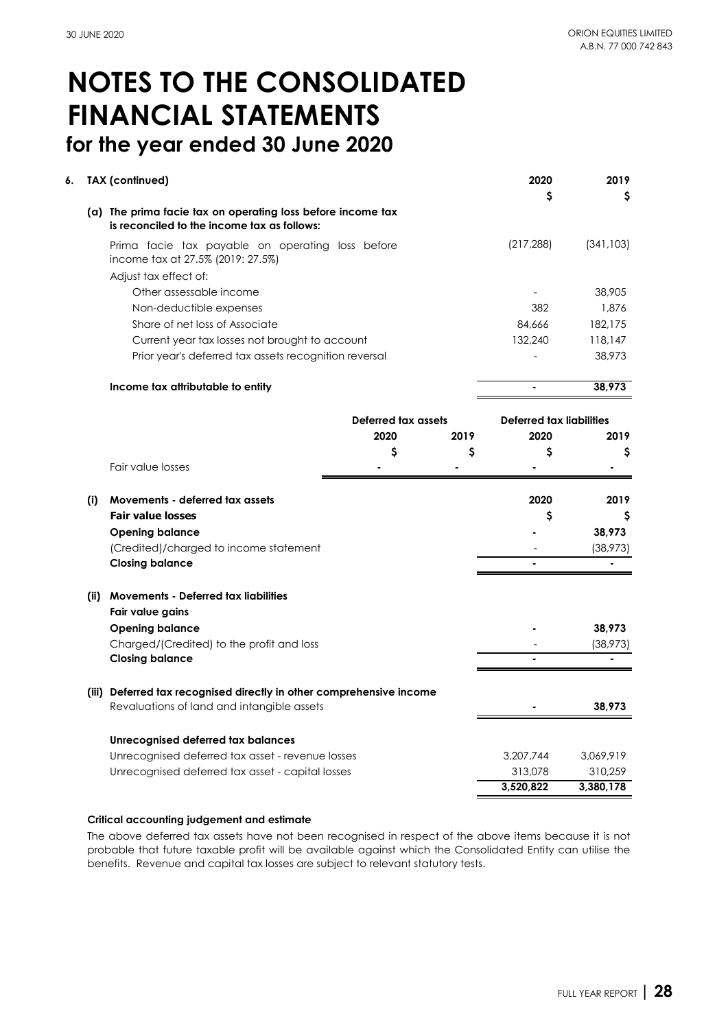# NOTES TO THE CONSOLIDATED FINANCIAL STATEMENTS

## for the year ended 30 June 2020

**6. TAX (continued)**

| | 2020 | 2019 |
|---|---|---|
| | $ | $ |
| **(a) The prima facie tax on operating loss before income tax is reconciled to the income tax as follows:** | | |
| Prima facie tax payable on operating loss before income tax at 27.5% (2019: 27.5%) | (217,288) | (341,103) |
| Adjust tax effect of: | | |
| Other assessable income | - | 38,905 |
| Non-deductible expenses | 382 | 1,876 |
| Share of net loss of Associate | 84,666 | 182,175 |
| Current year tax losses not brought to account | 132,240 | 118,147 |
| Prior year's deferred tax assets recognition reversal | - | 38,973 |
| **Income tax attributable to entity** | **-** | **38,973** |

| | Deferred tax assets | | Deferred tax liabilities | |
|---|---|---|---|---|
| | 2020 | 2019 | 2020 | 2019 |
| | $ | $ | $ | $ |
| Fair value losses | - | - | - | - |

| | 2020 | 2019 |
|---|---|---|
| **(i) Movements - deferred tax assets** | | |
| **Fair value losses** | $ | $ |
| **Opening balance** | - | 38,973 |
| (Credited)/charged to income statement | - | (38,973) |
| **Closing balance** | - | - |
| **(ii) Movements - Deferred tax liabilities** | | |
| **Fair value gains** | | |
| **Opening balance** | - | 38,973 |
| Charged/(Credited) to the profit and loss | - | (38,973) |
| **Closing balance** | - | - |
| **(iii) Deferred tax recognised directly in other comprehensive income** | | |
| Revaluations of land and intangible assets | - | 38,973 |
| **Unrecognised deferred tax balances** | | |
| Unrecognised deferred tax asset - revenue losses | 3,207,744 | 3,069,919 |
| Unrecognised deferred tax asset - capital losses | 313,078 | 310,259 |
| | **3,520,822** | **3,380,178** |

**Critical accounting judgement and estimate**

The above deferred tax assets have not been recognised in respect of the above items because it is not probable that future taxable profit will be available against which the Consolidated Entity can utilise the benefits. Revenue and capital tax losses are subject to relevant statutory tests.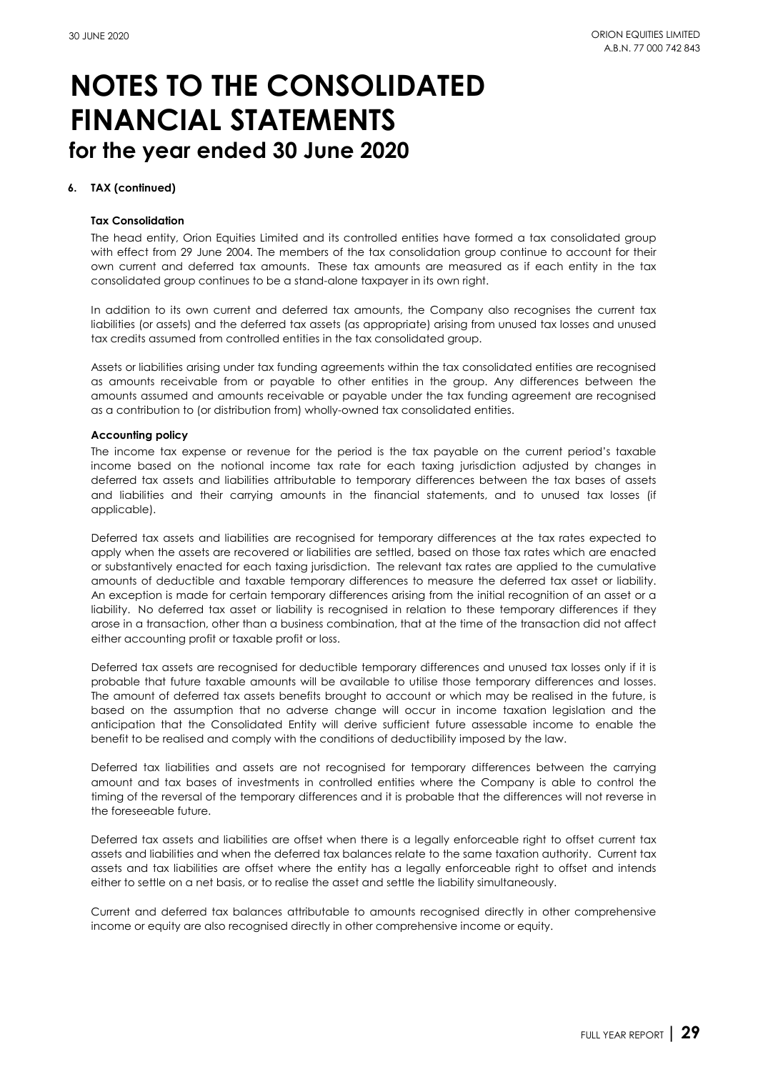# NOTES TO THE CONSOLIDATED FINANCIAL STATEMENTS
## for the year ended 30 June 2020

**6. TAX (continued)**

**Tax Consolidation**

The head entity, Orion Equities Limited and its controlled entities have formed a tax consolidated group with effect from 29 June 2004. The members of the tax consolidation group continue to account for their own current and deferred tax amounts. These tax amounts are measured as if each entity in the tax consolidated group continues to be a stand-alone taxpayer in its own right.

In addition to its own current and deferred tax amounts, the Company also recognises the current tax liabilities (or assets) and the deferred tax assets (as appropriate) arising from unused tax losses and unused tax credits assumed from controlled entities in the tax consolidated group.

Assets or liabilities arising under tax funding agreements within the tax consolidated entities are recognised as amounts receivable from or payable to other entities in the group. Any differences between the amounts assumed and amounts receivable or payable under the tax funding agreement are recognised as a contribution to (or distribution from) wholly-owned tax consolidated entities.

**Accounting policy**

The income tax expense or revenue for the period is the tax payable on the current period's taxable income based on the notional income tax rate for each taxing jurisdiction adjusted by changes in deferred tax assets and liabilities attributable to temporary differences between the tax bases of assets and liabilities and their carrying amounts in the financial statements, and to unused tax losses (if applicable).

Deferred tax assets and liabilities are recognised for temporary differences at the tax rates expected to apply when the assets are recovered or liabilities are settled, based on those tax rates which are enacted or substantively enacted for each taxing jurisdiction. The relevant tax rates are applied to the cumulative amounts of deductible and taxable temporary differences to measure the deferred tax asset or liability. An exception is made for certain temporary differences arising from the initial recognition of an asset or a liability. No deferred tax asset or liability is recognised in relation to these temporary differences if they arose in a transaction, other than a business combination, that at the time of the transaction did not affect either accounting profit or taxable profit or loss.

Deferred tax assets are recognised for deductible temporary differences and unused tax losses only if it is probable that future taxable amounts will be available to utilise those temporary differences and losses. The amount of deferred tax assets benefits brought to account or which may be realised in the future, is based on the assumption that no adverse change will occur in income taxation legislation and the anticipation that the Consolidated Entity will derive sufficient future assessable income to enable the benefit to be realised and comply with the conditions of deductibility imposed by the law.

Deferred tax liabilities and assets are not recognised for temporary differences between the carrying amount and tax bases of investments in controlled entities where the Company is able to control the timing of the reversal of the temporary differences and it is probable that the differences will not reverse in the foreseeable future.

Deferred tax assets and liabilities are offset when there is a legally enforceable right to offset current tax assets and liabilities and when the deferred tax balances relate to the same taxation authority. Current tax assets and tax liabilities are offset where the entity has a legally enforceable right to offset and intends either to settle on a net basis, or to realise the asset and settle the liability simultaneously.

Current and deferred tax balances attributable to amounts recognised directly in other comprehensive income or equity are also recognised directly in other comprehensive income or equity.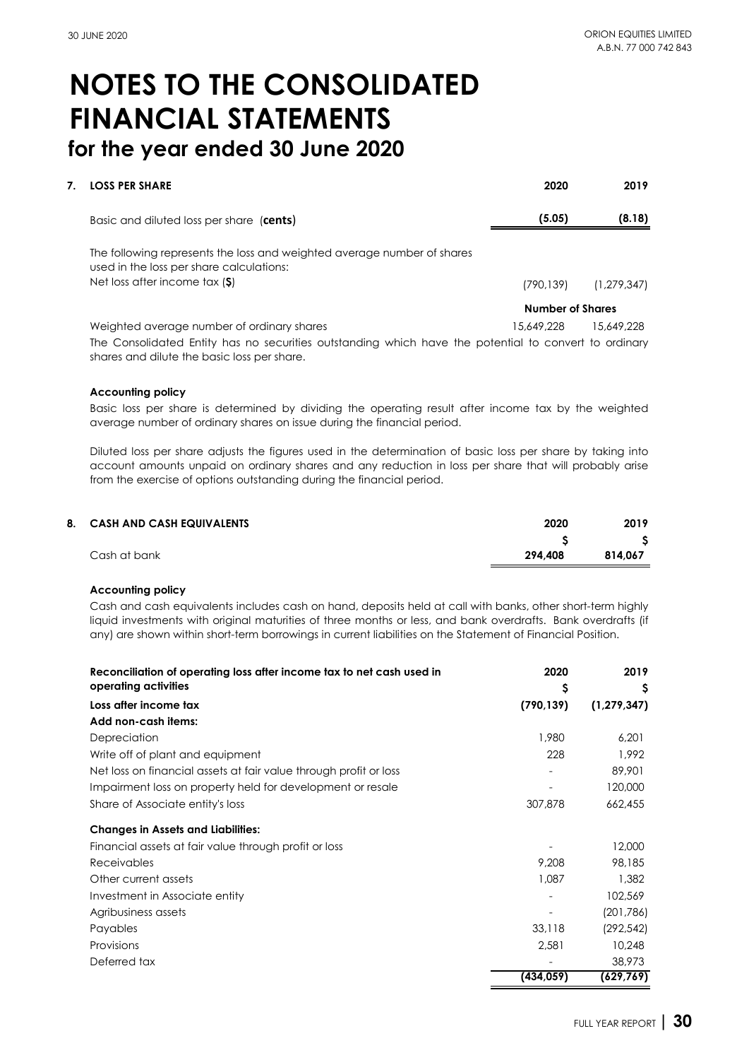# NOTES TO THE CONSOLIDATED FINANCIAL STATEMENTS

## for the year ended 30 June 2020

### 7. LOSS PER SHARE

| | 2020 | 2019 |
|---|---|---|
| Basic and diluted loss per share (**cents**) | **(5.05)** | **(8.18)** |
| The following represents the loss and weighted average number of shares used in the loss per share calculations: | | |
| Net loss after income tax (**$**) | (790,139) | (1,279,347) |
| | **Number of Shares** | |
| Weighted average number of ordinary shares | 15,649,228 | 15,649,228 |

The Consolidated Entity has no securities outstanding which have the potential to convert to ordinary shares and dilute the basic loss per share.

**Accounting policy**

Basic loss per share is determined by dividing the operating result after income tax by the weighted average number of ordinary shares on issue during the financial period.

Diluted loss per share adjusts the figures used in the determination of basic loss per share by taking into account amounts unpaid on ordinary shares and any reduction in loss per share that will probably arise from the exercise of options outstanding during the financial period.

### 8. CASH AND CASH EQUIVALENTS

| | 2020 | 2019 |
|---|---|---|
| | $ | $ |
| Cash at bank | **294,408** | **814,067** |

**Accounting policy**

Cash and cash equivalents includes cash on hand, deposits held at call with banks, other short-term highly liquid investments with original maturities of three months or less, and bank overdrafts. Bank overdrafts (if any) are shown within short-term borrowings in current liabilities on the Statement of Financial Position.

| **Reconciliation of operating loss after income tax to net cash used in operating activities** | **2020** | **2019** |
|---|---|---|
| | **$** | **$** |
| **Loss after income tax** | **(790,139)** | **(1,279,347)** |
| **Add non-cash items:** | | |
| Depreciation | 1,980 | 6,201 |
| Write off of plant and equipment | 228 | 1,992 |
| Net loss on financial assets at fair value through profit or loss | - | 89,901 |
| Impairment loss on property held for development or resale | - | 120,000 |
| Share of Associate entity's loss | 307,878 | 662,455 |
| **Changes in Assets and Liabilities:** | | |
| Financial assets at fair value through profit or loss | - | 12,000 |
| Receivables | 9,208 | 98,185 |
| Other current assets | 1,087 | 1,382 |
| Investment in Associate entity | - | 102,569 |
| Agribusiness assets | - | (201,786) |
| Payables | 33,118 | (292,542) |
| Provisions | 2,581 | 10,248 |
| Deferred tax | - | 38,973 |
| | **(434,059)** | **(629,769)** |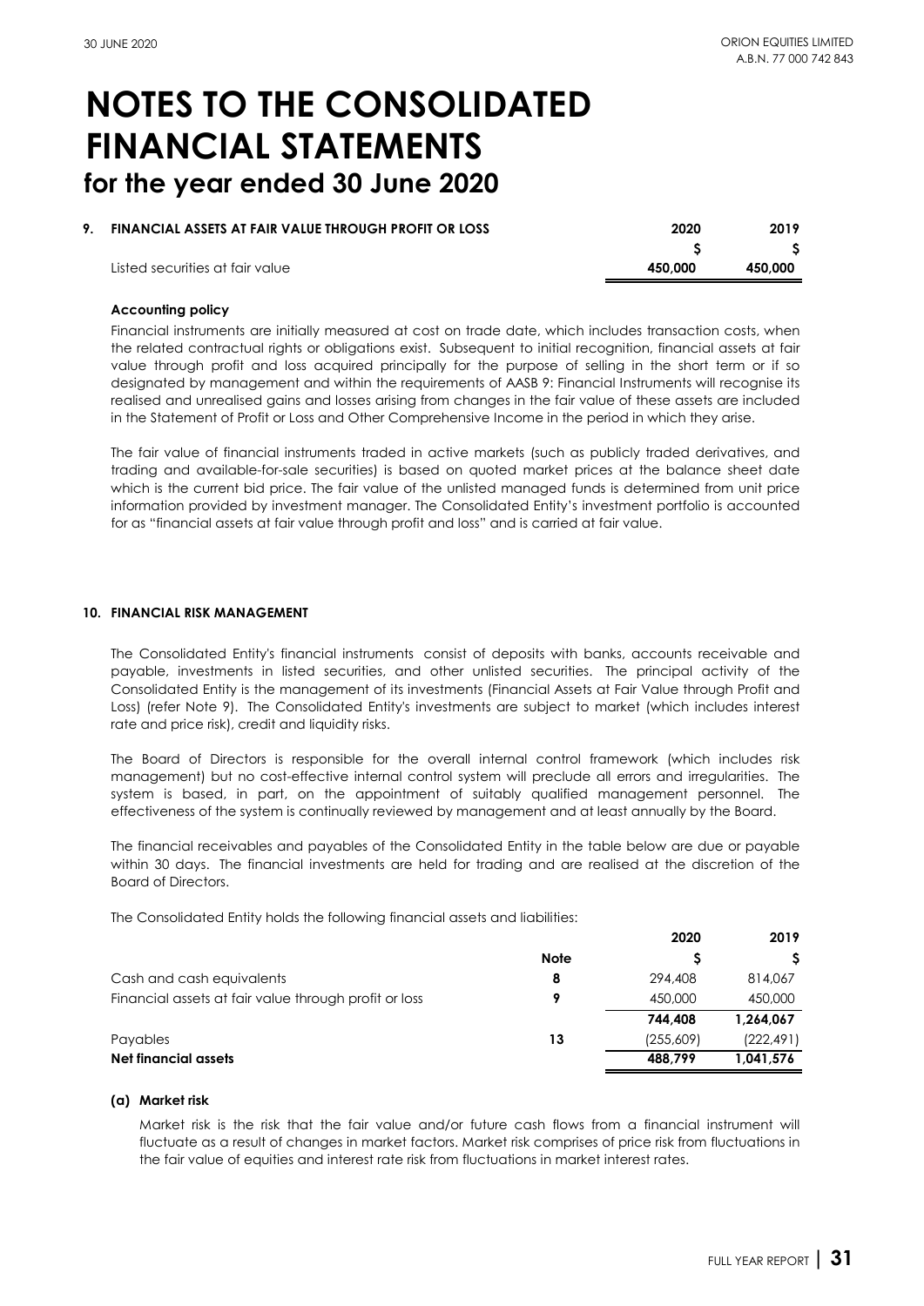# NOTES TO THE CONSOLIDATED FINANCIAL STATEMENTS
## for the year ended 30 June 2020

### 9. FINANCIAL ASSETS AT FAIR VALUE THROUGH PROFIT OR LOSS

| | 2020 | 2019 |
|---|---|---|
| | $ | $ |
| Listed securities at fair value | **450,000** | **450,000** |

**Accounting policy**

Financial instruments are initially measured at cost on trade date, which includes transaction costs, when the related contractual rights or obligations exist. Subsequent to initial recognition, financial assets at fair value through profit and loss acquired principally for the purpose of selling in the short term or if so designated by management and within the requirements of AASB 9: Financial Instruments will recognise its realised and unrealised gains and losses arising from changes in the fair value of these assets are included in the Statement of Profit or Loss and Other Comprehensive Income in the period in which they arise.

The fair value of financial instruments traded in active markets (such as publicly traded derivatives, and trading and available-for-sale securities) is based on quoted market prices at the balance sheet date which is the current bid price. The fair value of the unlisted managed funds is determined from unit price information provided by investment manager. The Consolidated Entity's investment portfolio is accounted for as "financial assets at fair value through profit and loss" and is carried at fair value.

### 10. FINANCIAL RISK MANAGEMENT

The Consolidated Entity's financial instruments consist of deposits with banks, accounts receivable and payable, investments in listed securities, and other unlisted securities. The principal activity of the Consolidated Entity is the management of its investments (Financial Assets at Fair Value through Profit and Loss) (refer Note 9). The Consolidated Entity's investments are subject to market (which includes interest rate and price risk), credit and liquidity risks.

The Board of Directors is responsible for the overall internal control framework (which includes risk management) but no cost-effective internal control system will preclude all errors and irregularities. The system is based, in part, on the appointment of suitably qualified management personnel. The effectiveness of the system is continually reviewed by management and at least annually by the Board.

The financial receivables and payables of the Consolidated Entity in the table below are due or payable within 30 days. The financial investments are held for trading and are realised at the discretion of the Board of Directors.

The Consolidated Entity holds the following financial assets and liabilities:

| | Note | 2020 | 2019 |
|---|---|---|---|
| | | $ | $ |
| Cash and cash equivalents | 8 | 294,408 | 814,067 |
| Financial assets at fair value through profit or loss | 9 | 450,000 | 450,000 |
| | | **744,408** | **1,264,067** |
| Payables | 13 | (255,609) | (222,491) |
| **Net financial assets** | | **488,799** | **1,041,576** |

#### (a) Market risk

Market risk is the risk that the fair value and/or future cash flows from a financial instrument will fluctuate as a result of changes in market factors. Market risk comprises of price risk from fluctuations in the fair value of equities and interest rate risk from fluctuations in market interest rates.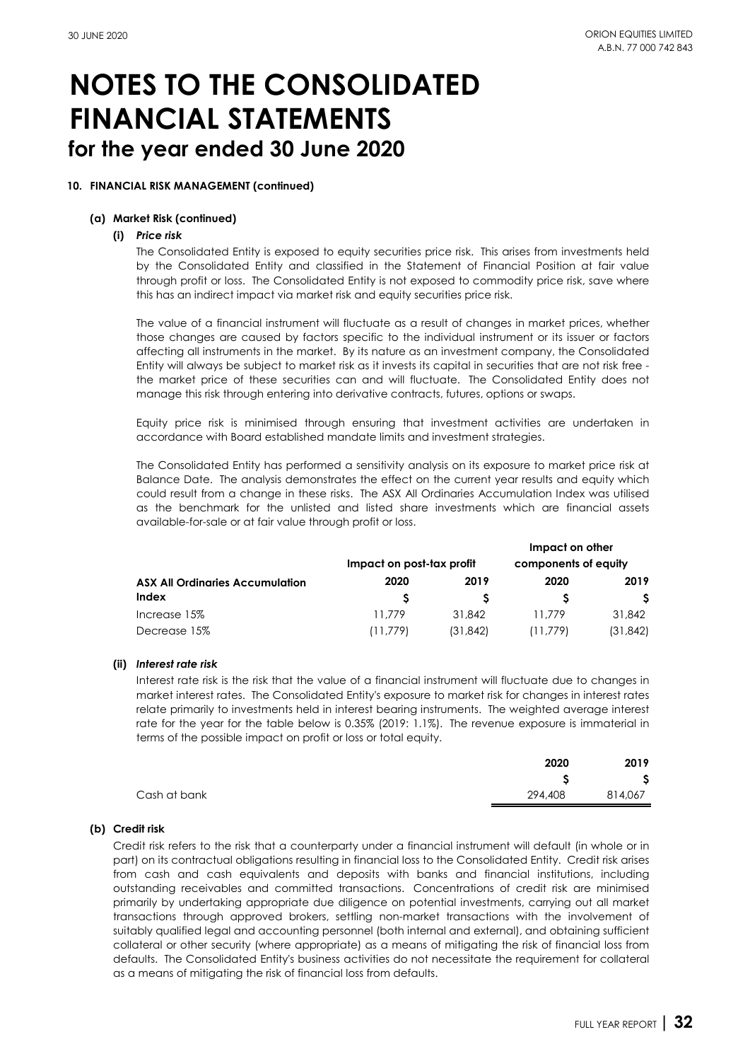# NOTES TO THE CONSOLIDATED FINANCIAL STATEMENTS
## for the year ended 30 June 2020

#### 10. FINANCIAL RISK MANAGEMENT (continued)

##### (a) Market Risk (continued)

**(i) *Price risk***

The Consolidated Entity is exposed to equity securities price risk. This arises from investments held by the Consolidated Entity and classified in the Statement of Financial Position at fair value through profit or loss. The Consolidated Entity is not exposed to commodity price risk, save where this has an indirect impact via market risk and equity securities price risk.

The value of a financial instrument will fluctuate as a result of changes in market prices, whether those changes are caused by factors specific to the individual instrument or its issuer or factors affecting all instruments in the market. By its nature as an investment company, the Consolidated Entity will always be subject to market risk as it invests its capital in securities that are not risk free - the market price of these securities can and will fluctuate. The Consolidated Entity does not manage this risk through entering into derivative contracts, futures, options or swaps.

Equity price risk is minimised through ensuring that investment activities are undertaken in accordance with Board established mandate limits and investment strategies.

The Consolidated Entity has performed a sensitivity analysis on its exposure to market price risk at Balance Date. The analysis demonstrates the effect on the current year results and equity which could result from a change in these risks. The ASX All Ordinaries Accumulation Index was utilised as the benchmark for the unlisted and listed share investments which are financial assets available-for-sale or at fair value through profit or loss.

| | Impact on post-tax profit | | Impact on other components of equity | |
|---|---|---|---|---|
| **ASX All Ordinaries Accumulation Index** | **2020** **$** | **2019** **$** | **2020** **$** | **2019** **$** |
| Increase 15% | 11,779 | 31,842 | 11,779 | 31,842 |
| Decrease 15% | (11,779) | (31,842) | (11,779) | (31,842) |

**(ii) *Interest rate risk***

Interest rate risk is the risk that the value of a financial instrument will fluctuate due to changes in market interest rates. The Consolidated Entity's exposure to market risk for changes in interest rates relate primarily to investments held in interest bearing instruments. The weighted average interest rate for the year for the table below is 0.35% (2019: 1.1%). The revenue exposure is immaterial in terms of the possible impact on profit or loss or total equity.

| | 2020 $ | 2019 $ |
|---|---|---|
| Cash at bank | 294,408 | 814,067 |

##### (b) Credit risk

Credit risk refers to the risk that a counterparty under a financial instrument will default (in whole or in part) on its contractual obligations resulting in financial loss to the Consolidated Entity. Credit risk arises from cash and cash equivalents and deposits with banks and financial institutions, including outstanding receivables and committed transactions. Concentrations of credit risk are minimised primarily by undertaking appropriate due diligence on potential investments, carrying out all market transactions through approved brokers, settling non-market transactions with the involvement of suitably qualified legal and accounting personnel (both internal and external), and obtaining sufficient collateral or other security (where appropriate) as a means of mitigating the risk of financial loss from defaults. The Consolidated Entity's business activities do not necessitate the requirement for collateral as a means of mitigating the risk of financial loss from defaults.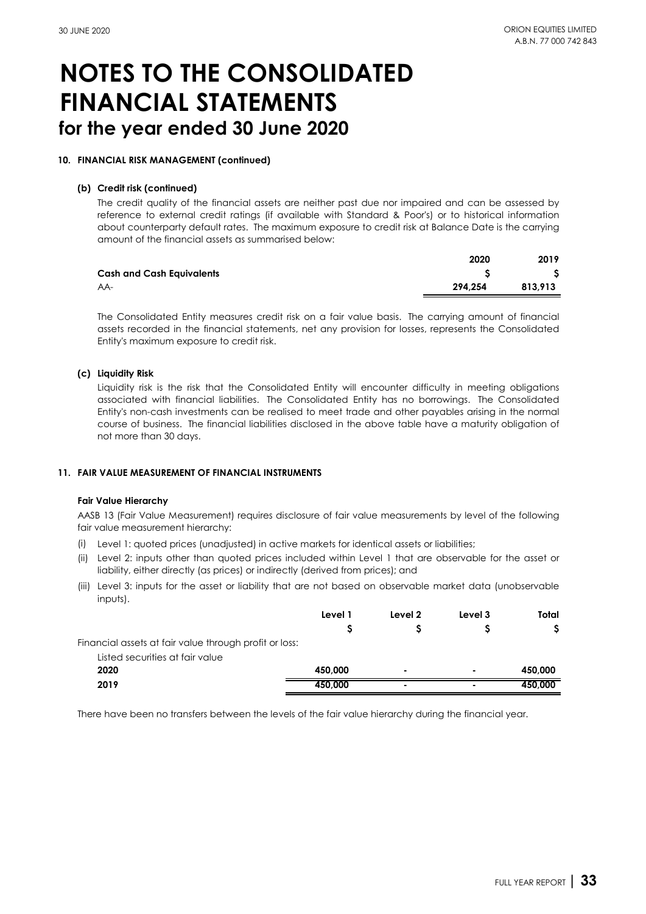# NOTES TO THE CONSOLIDATED FINANCIAL STATEMENTS

## for the year ended 30 June 2020

### 10. FINANCIAL RISK MANAGEMENT (continued)

#### (b) Credit risk (continued)

The credit quality of the financial assets are neither past due nor impaired and can be assessed by reference to external credit ratings (if available with Standard & Poor's) or to historical information about counterparty default rates. The maximum exposure to credit risk at Balance Date is the carrying amount of the financial assets as summarised below:

| | 2020 | 2019 |
|---|---|---|
| **Cash and Cash Equivalents** | **$** | **$** |
| AA- | **294,254** | **813,913** |

The Consolidated Entity measures credit risk on a fair value basis. The carrying amount of financial assets recorded in the financial statements, net any provision for losses, represents the Consolidated Entity's maximum exposure to credit risk.

#### (c) Liquidity Risk

Liquidity risk is the risk that the Consolidated Entity will encounter difficulty in meeting obligations associated with financial liabilities. The Consolidated Entity has no borrowings. The Consolidated Entity's non-cash investments can be realised to meet trade and other payables arising in the normal course of business. The financial liabilities disclosed in the above table have a maturity obligation of not more than 30 days.

### 11. FAIR VALUE MEASUREMENT OF FINANCIAL INSTRUMENTS

**Fair Value Hierarchy**

AASB 13 (Fair Value Measurement) requires disclosure of fair value measurements by level of the following fair value measurement hierarchy:

(i) Level 1: quoted prices (unadjusted) in active markets for identical assets or liabilities;

(ii) Level 2: inputs other than quoted prices included within Level 1 that are observable for the asset or liability, either directly (as prices) or indirectly (derived from prices); and

(iii) Level 3: inputs for the asset or liability that are not based on observable market data (unobservable inputs).

| | Level 1 | Level 2 | Level 3 | Total |
|---|---|---|---|---|
| | $ | $ | $ | $ |
| Financial assets at fair value through profit or loss: | | | | |
| Listed securities at fair value | | | | |
| **2020** | **450,000** | **-** | **-** | **450,000** |
| **2019** | **450,000** | **-** | **-** | **450,000** |

There have been no transfers between the levels of the fair value hierarchy during the financial year.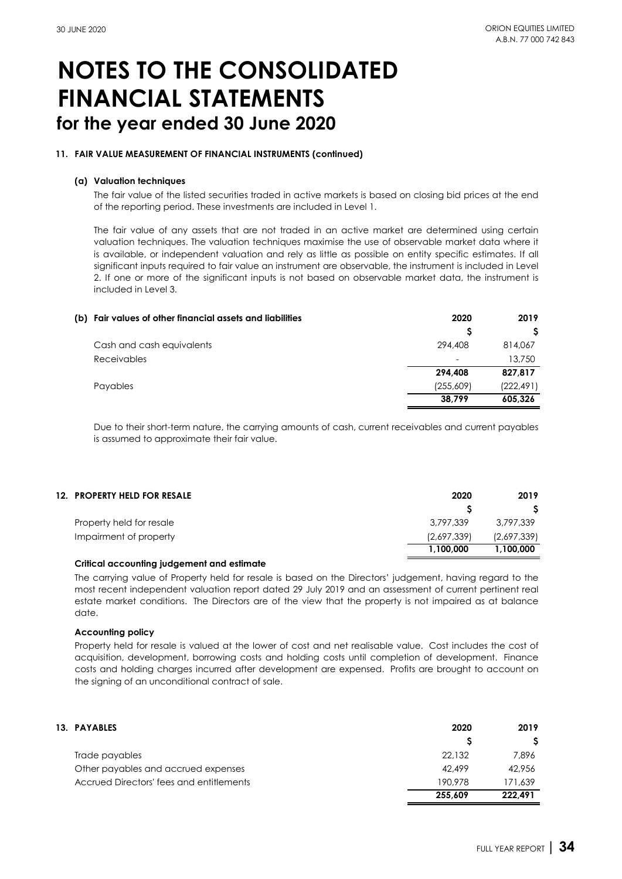# NOTES TO THE CONSOLIDATED FINANCIAL STATEMENTS

## for the year ended 30 June 2020

### 11. FAIR VALUE MEASUREMENT OF FINANCIAL INSTRUMENTS (continued)

#### (a) Valuation techniques

The fair value of the listed securities traded in active markets is based on closing bid prices at the end of the reporting period. These investments are included in Level 1.

The fair value of any assets that are not traded in an active market are determined using certain valuation techniques. The valuation techniques maximise the use of observable market data where it is available, or independent valuation and rely as little as possible on entity specific estimates. If all significant inputs required to fair value an instrument are observable, the instrument is included in Level 2. If one or more of the significant inputs is not based on observable market data, the instrument is included in Level 3.

#### (b) Fair values of other financial assets and liabilities

| | 2020 | 2019 |
|---|---|---|
| | $ | $ |
| Cash and cash equivalents | 294,408 | 814,067 |
| Receivables | - | 13,750 |
| | **294,408** | **827,817** |
| Payables | (255,609) | (222,491) |
| | **38,799** | **605,326** |

Due to their short-term nature, the carrying amounts of cash, current receivables and current payables is assumed to approximate their fair value.

### 12. PROPERTY HELD FOR RESALE

| | 2020 | 2019 |
|---|---|---|
| | $ | $ |
| Property held for resale | 3,797,339 | 3,797,339 |
| Impairment of property | (2,697,339) | (2,697,339) |
| | **1,100,000** | **1,100,000** |

**Critical accounting judgement and estimate**

The carrying value of Property held for resale is based on the Directors' judgement, having regard to the most recent independent valuation report dated 29 July 2019 and an assessment of current pertinent real estate market conditions. The Directors are of the view that the property is not impaired as at balance date.

**Accounting policy**

Property held for resale is valued at the lower of cost and net realisable value. Cost includes the cost of acquisition, development, borrowing costs and holding costs until completion of development. Finance costs and holding charges incurred after development are expensed. Profits are brought to account on the signing of an unconditional contract of sale.

### 13. PAYABLES

| | 2020 | 2019 |
|---|---|---|
| | $ | $ |
| Trade payables | 22,132 | 7,896 |
| Other payables and accrued expenses | 42,499 | 42,956 |
| Accrued Directors' fees and entitlements | 190,978 | 171,639 |
| | **255,609** | **222,491** |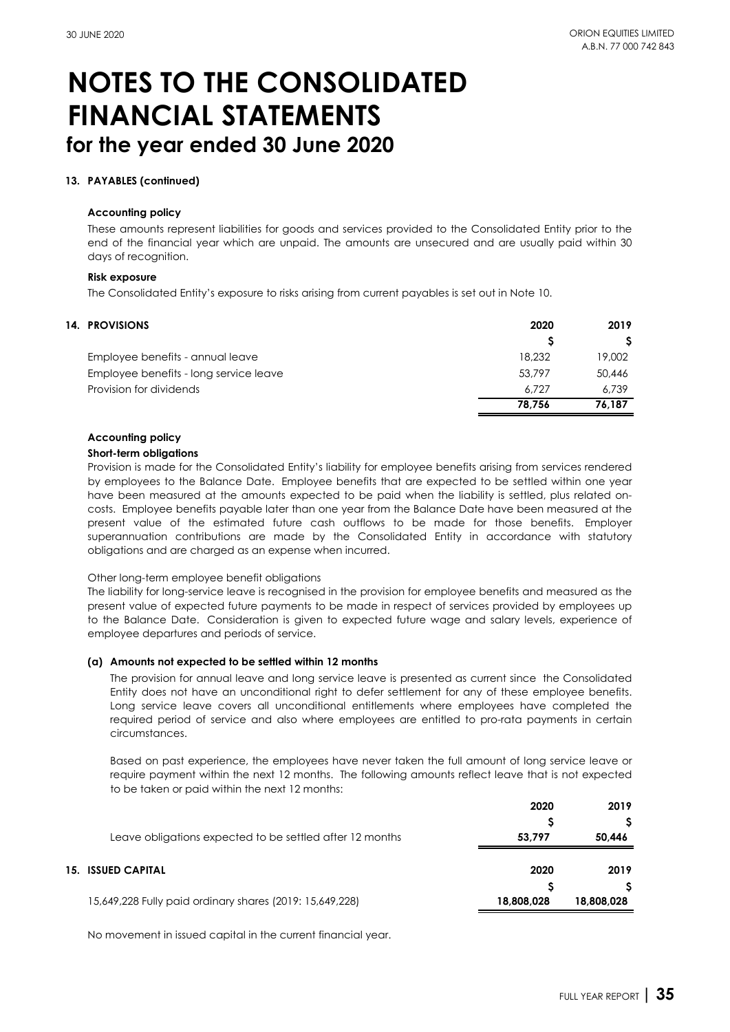# NOTES TO THE CONSOLIDATED FINANCIAL STATEMENTS
## for the year ended 30 June 2020

### 13. PAYABLES (continued)

**Accounting policy**

These amounts represent liabilities for goods and services provided to the Consolidated Entity prior to the end of the financial year which are unpaid. The amounts are unsecured and are usually paid within 30 days of recognition.

**Risk exposure**

The Consolidated Entity's exposure to risks arising from current payables is set out in Note 10.

### 14. PROVISIONS

| | 2020 | 2019 |
|---|---|---|
| | $ | $ |
| Employee benefits - annual leave | 18,232 | 19,002 |
| Employee benefits - long service leave | 53,797 | 50,446 |
| Provision for dividends | 6,727 | 6,739 |
| | **78,756** | **76,187** |

**Accounting policy**

**Short-term obligations**

Provision is made for the Consolidated Entity's liability for employee benefits arising from services rendered by employees to the Balance Date. Employee benefits that are expected to be settled within one year have been measured at the amounts expected to be paid when the liability is settled, plus related on-costs. Employee benefits payable later than one year from the Balance Date have been measured at the present value of the estimated future cash outflows to be made for those benefits. Employer superannuation contributions are made by the Consolidated Entity in accordance with statutory obligations and are charged as an expense when incurred.

Other long-term employee benefit obligations

The liability for long-service leave is recognised in the provision for employee benefits and measured as the present value of expected future payments to be made in respect of services provided by employees up to the Balance Date. Consideration is given to expected future wage and salary levels, experience of employee departures and periods of service.

**(a) Amounts not expected to be settled within 12 months**

The provision for annual leave and long service leave is presented as current since the Consolidated Entity does not have an unconditional right to defer settlement for any of these employee benefits. Long service leave covers all unconditional entitlements where employees have completed the required period of service and also where employees are entitled to pro-rata payments in certain circumstances.

Based on past experience, the employees have never taken the full amount of long service leave or require payment within the next 12 months. The following amounts reflect leave that is not expected to be taken or paid within the next 12 months:

| | 2020 | 2019 |
|---|---|---|
| | $ | $ |
| Leave obligations expected to be settled after 12 months | **53,797** | **50,446** |

### 15. ISSUED CAPITAL

| | 2020 | 2019 |
|---|---|---|
| | $ | $ |
| 15,649,228 Fully paid ordinary shares (2019: 15,649,228) | **18,808,028** | **18,808,028** |

No movement in issued capital in the current financial year.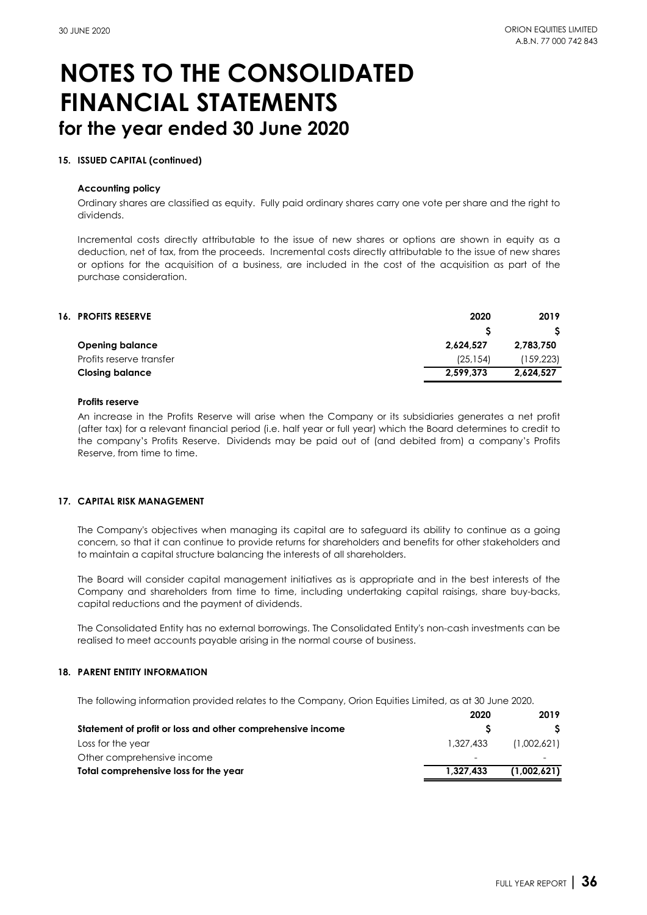# NOTES TO THE CONSOLIDATED FINANCIAL STATEMENTS
## for the year ended 30 June 2020

### 15. ISSUED CAPITAL (continued)

**Accounting policy**

Ordinary shares are classified as equity. Fully paid ordinary shares carry one vote per share and the right to dividends.

Incremental costs directly attributable to the issue of new shares or options are shown in equity as a deduction, net of tax, from the proceeds. Incremental costs directly attributable to the issue of new shares or options for the acquisition of a business, are included in the cost of the acquisition as part of the purchase consideration.

### 16. PROFITS RESERVE

| | 2020 | 2019 |
|---|---|---|
| | $ | $ |
| **Opening balance** | **2,624,527** | **2,783,750** |
| Profits reserve transfer | (25,154) | (159,223) |
| **Closing balance** | **2,599,373** | **2,624,527** |

**Profits reserve**

An increase in the Profits Reserve will arise when the Company or its subsidiaries generates a net profit (after tax) for a relevant financial period (i.e. half year or full year) which the Board determines to credit to the company's Profits Reserve. Dividends may be paid out of (and debited from) a company's Profits Reserve, from time to time.

### 17. CAPITAL RISK MANAGEMENT

The Company's objectives when managing its capital are to safeguard its ability to continue as a going concern, so that it can continue to provide returns for shareholders and benefits for other stakeholders and to maintain a capital structure balancing the interests of all shareholders.

The Board will consider capital management initiatives as is appropriate and in the best interests of the Company and shareholders from time to time, including undertaking capital raisings, share buy-backs, capital reductions and the payment of dividends.

The Consolidated Entity has no external borrowings. The Consolidated Entity's non-cash investments can be realised to meet accounts payable arising in the normal course of business.

### 18. PARENT ENTITY INFORMATION

The following information provided relates to the Company, Orion Equities Limited, as at 30 June 2020.

| | 2020 | 2019 |
|---|---|---|
| **Statement of profit or loss and other comprehensive income** | $ | $ |
| Loss for the year | 1,327,433 | (1,002,621) |
| Other comprehensive income | - | - |
| **Total comprehensive loss for the year** | **1,327,433** | **(1,002,621)** |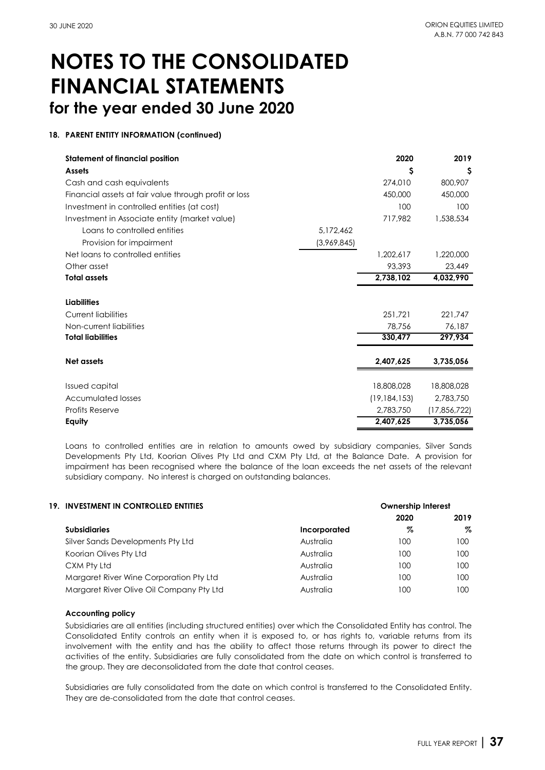# NOTES TO THE CONSOLIDATED FINANCIAL STATEMENTS
## for the year ended 30 June 2020

### 18. PARENT ENTITY INFORMATION (continued)

| Statement of financial position | | 2020 | 2019 |
|---|---|---|---|
| **Assets** | | **$** | **$** |
| Cash and cash equivalents | | 274,010 | 800,907 |
| Financial assets at fair value through profit or loss | | 450,000 | 450,000 |
| Investment in controlled entities (at cost) | | 100 | 100 |
| Investment in Associate entity (market value) | | 717,982 | 1,538,534 |
| Loans to controlled entities | 5,172,462 | | |
| Provision for impairment | (3,969,845) | | |
| Net loans to controlled entities | | 1,202,617 | 1,220,000 |
| Other asset | | 93,393 | 23,449 |
| **Total assets** | | **2,738,102** | **4,032,990** |
| | | | |
| **Liabilities** | | | |
| Current liabilities | | 251,721 | 221,747 |
| Non-current liabilities | | 78,756 | 76,187 |
| **Total liabilities** | | **330,477** | **297,934** |
| | | | |
| **Net assets** | | **2,407,625** | **3,735,056** |
| | | | |
| Issued capital | | 18,808,028 | 18,808,028 |
| Accumulated losses | | (19,184,153) | 2,783,750 |
| Profits Reserve | | 2,783,750 | (17,856,722) |
| **Equity** | | **2,407,625** | **3,735,056** |

Loans to controlled entities are in relation to amounts owed by subsidiary companies, Silver Sands Developments Pty Ltd, Koorian Olives Pty Ltd and CXM Pty Ltd, at the Balance Date. A provision for impairment has been recognised where the balance of the loan exceeds the net assets of the relevant subsidiary company. No interest is charged on outstanding balances.

### 19. INVESTMENT IN CONTROLLED ENTITIES

| | | Ownership Interest | |
|---|---|---|---|
| | | 2020 | 2019 |
| **Subsidiaries** | **Incorporated** | **%** | **%** |
| Silver Sands Developments Pty Ltd | Australia | 100 | 100 |
| Koorian Olives Pty Ltd | Australia | 100 | 100 |
| CXM Pty Ltd | Australia | 100 | 100 |
| Margaret River Wine Corporation Pty Ltd | Australia | 100 | 100 |
| Margaret River Olive Oil Company Pty Ltd | Australia | 100 | 100 |

**Accounting policy**

Subsidiaries are all entities (including structured entities) over which the Consolidated Entity has control. The Consolidated Entity controls an entity when it is exposed to, or has rights to, variable returns from its involvement with the entity and has the ability to affect those returns through its power to direct the activities of the entity. Subsidiaries are fully consolidated from the date on which control is transferred to the group. They are deconsolidated from the date that control ceases.

Subsidiaries are fully consolidated from the date on which control is transferred to the Consolidated Entity. They are de-consolidated from the date that control ceases.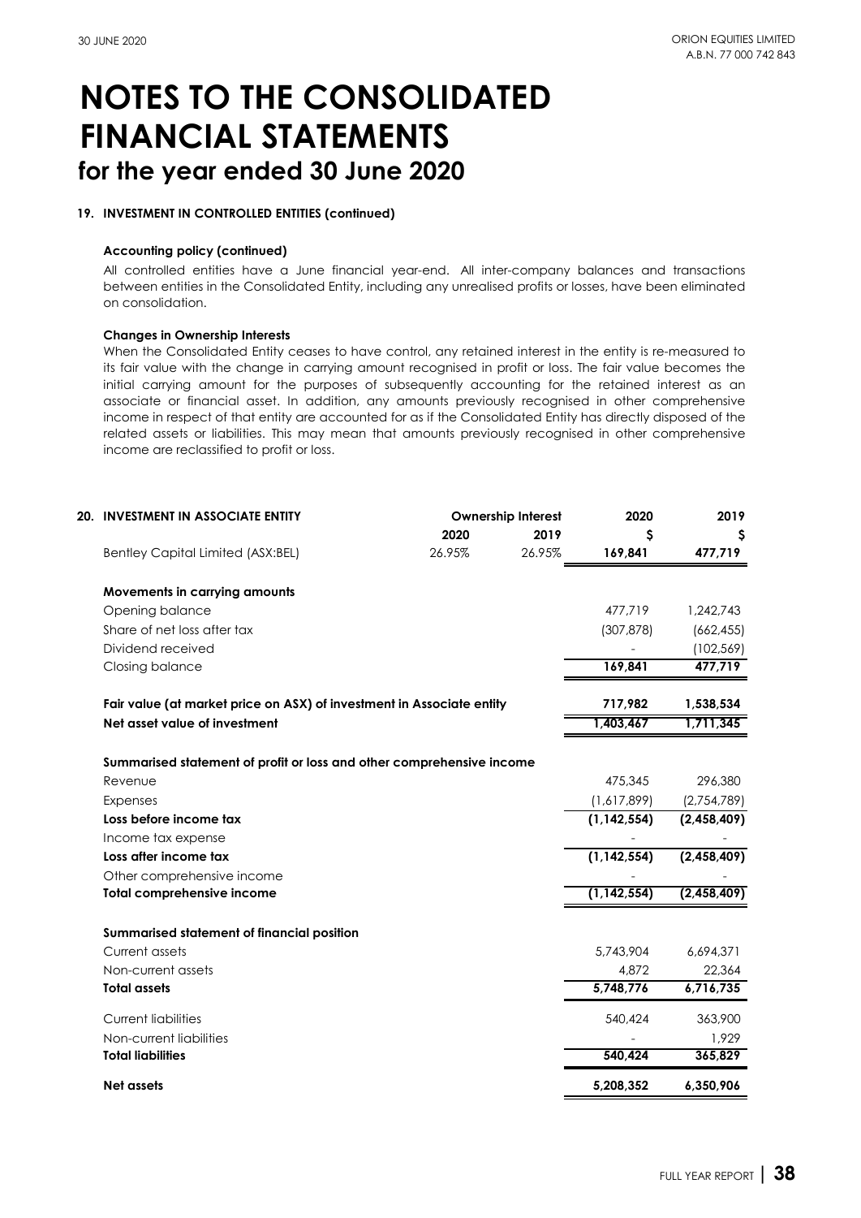# NOTES TO THE CONSOLIDATED FINANCIAL STATEMENTS
## for the year ended 30 June 2020

### 19. INVESTMENT IN CONTROLLED ENTITIES (continued)

**Accounting policy (continued)**

All controlled entities have a June financial year-end. All inter-company balances and transactions between entities in the Consolidated Entity, including any unrealised profits or losses, have been eliminated on consolidation.

**Changes in Ownership Interests**

When the Consolidated Entity ceases to have control, any retained interest in the entity is re-measured to its fair value with the change in carrying amount recognised in profit or loss. The fair value becomes the initial carrying amount for the purposes of subsequently accounting for the retained interest as an associate or financial asset. In addition, any amounts previously recognised in other comprehensive income in respect of that entity are accounted for as if the Consolidated Entity has directly disposed of the related assets or liabilities. This may mean that amounts previously recognised in other comprehensive income are reclassified to profit or loss.

### 20. INVESTMENT IN ASSOCIATE ENTITY

| | Ownership Interest | | 2020 | 2019 |
|---|---|---|---|---|
| | 2020 | 2019 | $ | $ |
| Bentley Capital Limited (ASX:BEL) | 26.95% | 26.95% | **169,841** | **477,719** |
| **Movements in carrying amounts** | | | | |
| Opening balance | | | 477,719 | 1,242,743 |
| Share of net loss after tax | | | (307,878) | (662,455) |
| Dividend received | | | - | (102,569) |
| Closing balance | | | **169,841** | **477,719** |
| **Fair value (at market price on ASX) of investment in Associate entity** | | | **717,982** | **1,538,534** |
| **Net asset value of investment** | | | **1,403,467** | **1,711,345** |
| **Summarised statement of profit or loss and other comprehensive income** | | | | |
| Revenue | | | 475,345 | 296,380 |
| Expenses | | | (1,617,899) | (2,754,789) |
| **Loss before income tax** | | | **(1,142,554)** | **(2,458,409)** |
| Income tax expense | | | - | - |
| **Loss after income tax** | | | **(1,142,554)** | **(2,458,409)** |
| Other comprehensive income | | | - | - |
| **Total comprehensive income** | | | **(1,142,554)** | **(2,458,409)** |
| **Summarised statement of financial position** | | | | |
| Current assets | | | 5,743,904 | 6,694,371 |
| Non-current assets | | | 4,872 | 22,364 |
| **Total assets** | | | **5,748,776** | **6,716,735** |
| Current liabilities | | | 540,424 | 363,900 |
| Non-current liabilities | | | - | 1,929 |
| **Total liabilities** | | | **540,424** | **365,829** |
| **Net assets** | | | **5,208,352** | **6,350,906** |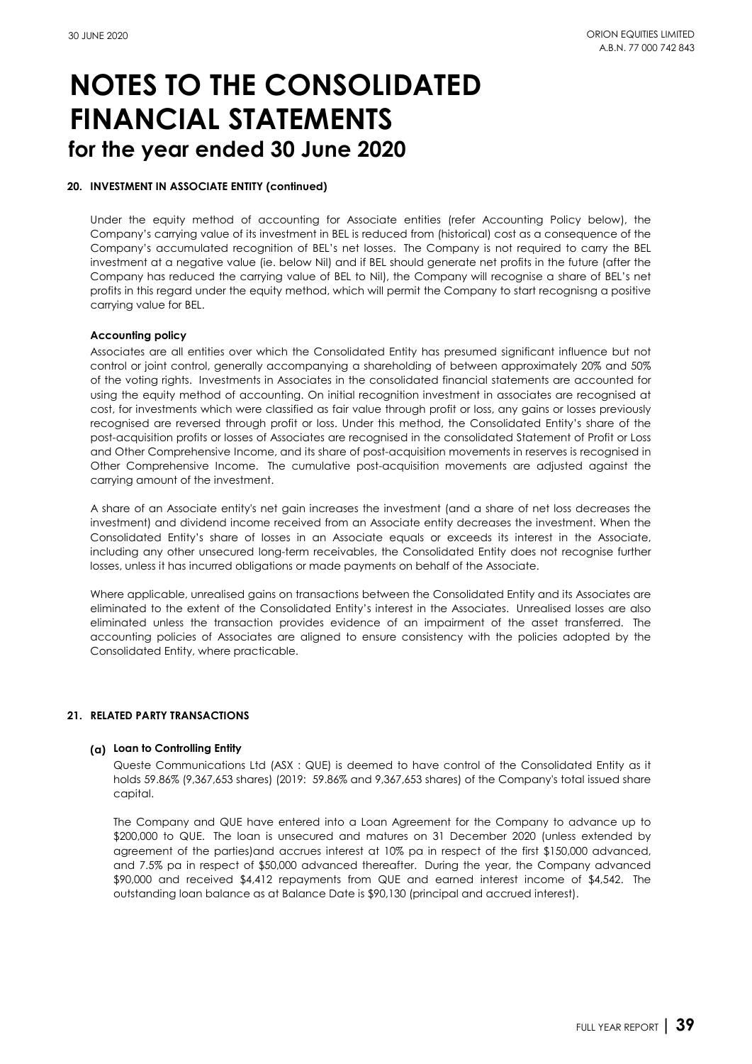# NOTES TO THE CONSOLIDATED FINANCIAL STATEMENTS
## for the year ended 30 June 2020

**20. INVESTMENT IN ASSOCIATE ENTITY (continued)**

Under the equity method of accounting for Associate entities (refer Accounting Policy below), the Company's carrying value of its investment in BEL is reduced from (historical) cost as a consequence of the Company's accumulated recognition of BEL's net losses. The Company is not required to carry the BEL investment at a negative value (ie. below Nil) and if BEL should generate net profits in the future (after the Company has reduced the carrying value of BEL to Nil), the Company will recognise a share of BEL's net profits in this regard under the equity method, which will permit the Company to start recognisng a positive carrying value for BEL.

**Accounting policy**

Associates are all entities over which the Consolidated Entity has presumed significant influence but not control or joint control, generally accompanying a shareholding of between approximately 20% and 50% of the voting rights. Investments in Associates in the consolidated financial statements are accounted for using the equity method of accounting. On initial recognition investment in associates are recognised at cost, for investments which were classified as fair value through profit or loss, any gains or losses previously recognised are reversed through profit or loss. Under this method, the Consolidated Entity's share of the post-acquisition profits or losses of Associates are recognised in the consolidated Statement of Profit or Loss and Other Comprehensive Income, and its share of post-acquisition movements in reserves is recognised in Other Comprehensive Income. The cumulative post-acquisition movements are adjusted against the carrying amount of the investment.

A share of an Associate entity's net gain increases the investment (and a share of net loss decreases the investment) and dividend income received from an Associate entity decreases the investment. When the Consolidated Entity's share of losses in an Associate equals or exceeds its interest in the Associate, including any other unsecured long-term receivables, the Consolidated Entity does not recognise further losses, unless it has incurred obligations or made payments on behalf of the Associate.

Where applicable, unrealised gains on transactions between the Consolidated Entity and its Associates are eliminated to the extent of the Consolidated Entity's interest in the Associates. Unrealised losses are also eliminated unless the transaction provides evidence of an impairment of the asset transferred. The accounting policies of Associates are aligned to ensure consistency with the policies adopted by the Consolidated Entity, where practicable.

**21. RELATED PARTY TRANSACTIONS**

**(a) Loan to Controlling Entity**

Queste Communications Ltd (ASX : QUE) is deemed to have control of the Consolidated Entity as it holds 59.86% (9,367,653 shares) (2019: 59.86% and 9,367,653 shares) of the Company's total issued share capital.

The Company and QUE have entered into a Loan Agreement for the Company to advance up to \$200,000 to QUE. The loan is unsecured and matures on 31 December 2020 (unless extended by agreement of the parties)and accrues interest at 10% pa in respect of the first \$150,000 advanced, and 7.5% pa in respect of \$50,000 advanced thereafter. During the year, the Company advanced \$90,000 and received \$4,412 repayments from QUE and earned interest income of \$4,542. The outstanding loan balance as at Balance Date is \$90,130 (principal and accrued interest).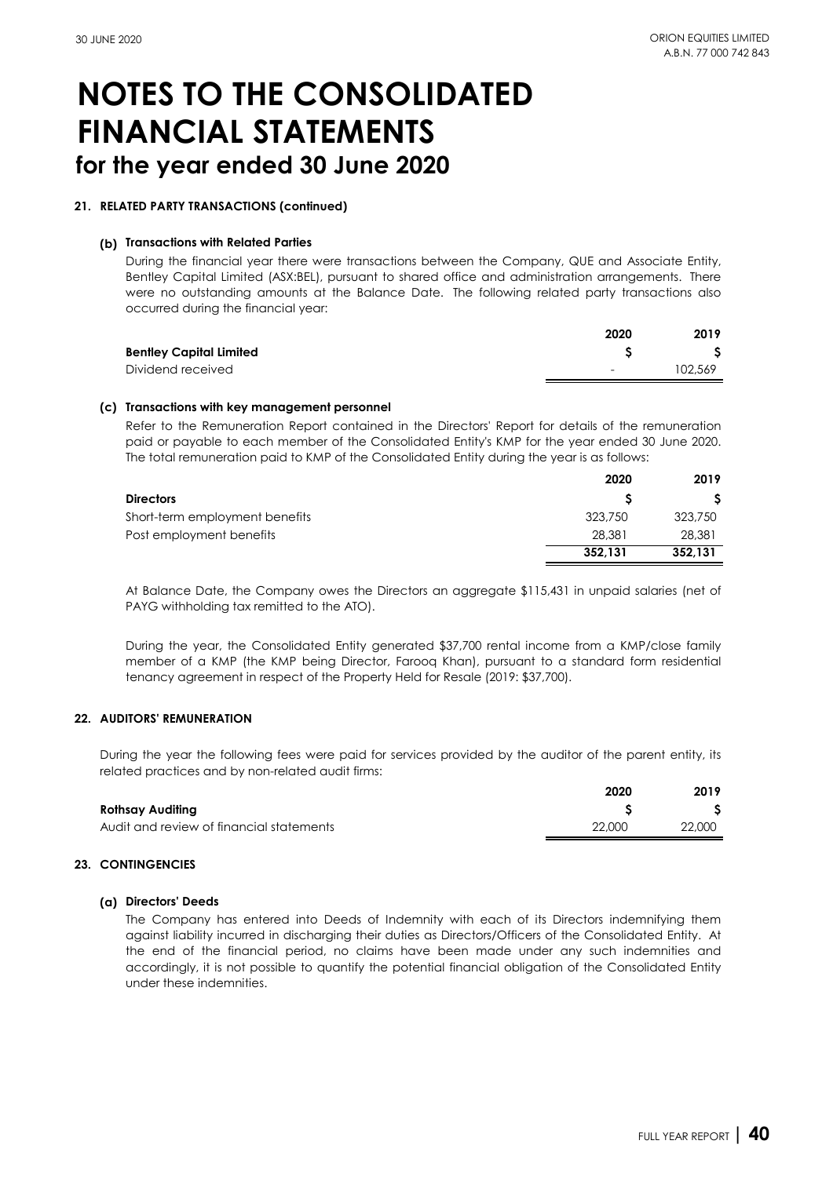# NOTES TO THE CONSOLIDATED FINANCIAL STATEMENTS
## for the year ended 30 June 2020

### 21. RELATED PARTY TRANSACTIONS (continued)

#### (b) Transactions with Related Parties

During the financial year there were transactions between the Company, QUE and Associate Entity, Bentley Capital Limited (ASX:BEL), pursuant to shared office and administration arrangements. There were no outstanding amounts at the Balance Date. The following related party transactions also occurred during the financial year:

| | 2020 | 2019 |
|---|---|---|
| **Bentley Capital Limited** | **$** | **$** |
| Dividend received | - | 102,569 |

#### (c) Transactions with key management personnel

Refer to the Remuneration Report contained in the Directors' Report for details of the remuneration paid or payable to each member of the Consolidated Entity's KMP for the year ended 30 June 2020. The total remuneration paid to KMP of the Consolidated Entity during the year is as follows:

| | 2020 | 2019 |
|---|---|---|
| **Directors** | **$** | **$** |
| Short-term employment benefits | 323,750 | 323,750 |
| Post employment benefits | 28,381 | 28,381 |
| | **352,131** | **352,131** |

At Balance Date, the Company owes the Directors an aggregate $115,431 in unpaid salaries (net of PAYG withholding tax remitted to the ATO).

During the year, the Consolidated Entity generated $37,700 rental income from a KMP/close family member of a KMP (the KMP being Director, Farooq Khan), pursuant to a standard form residential tenancy agreement in respect of the Property Held for Resale (2019: $37,700).

### 22. AUDITORS' REMUNERATION

During the year the following fees were paid for services provided by the auditor of the parent entity, its related practices and by non-related audit firms:

| | 2020 | 2019 |
|---|---|---|
| **Rothsay Auditing** | **$** | **$** |
| Audit and review of financial statements | 22,000 | 22,000 |

### 23. CONTINGENCIES

#### (a) Directors' Deeds

The Company has entered into Deeds of Indemnity with each of its Directors indemnifying them against liability incurred in discharging their duties as Directors/Officers of the Consolidated Entity. At the end of the financial period, no claims have been made under any such indemnities and accordingly, it is not possible to quantify the potential financial obligation of the Consolidated Entity under these indemnities.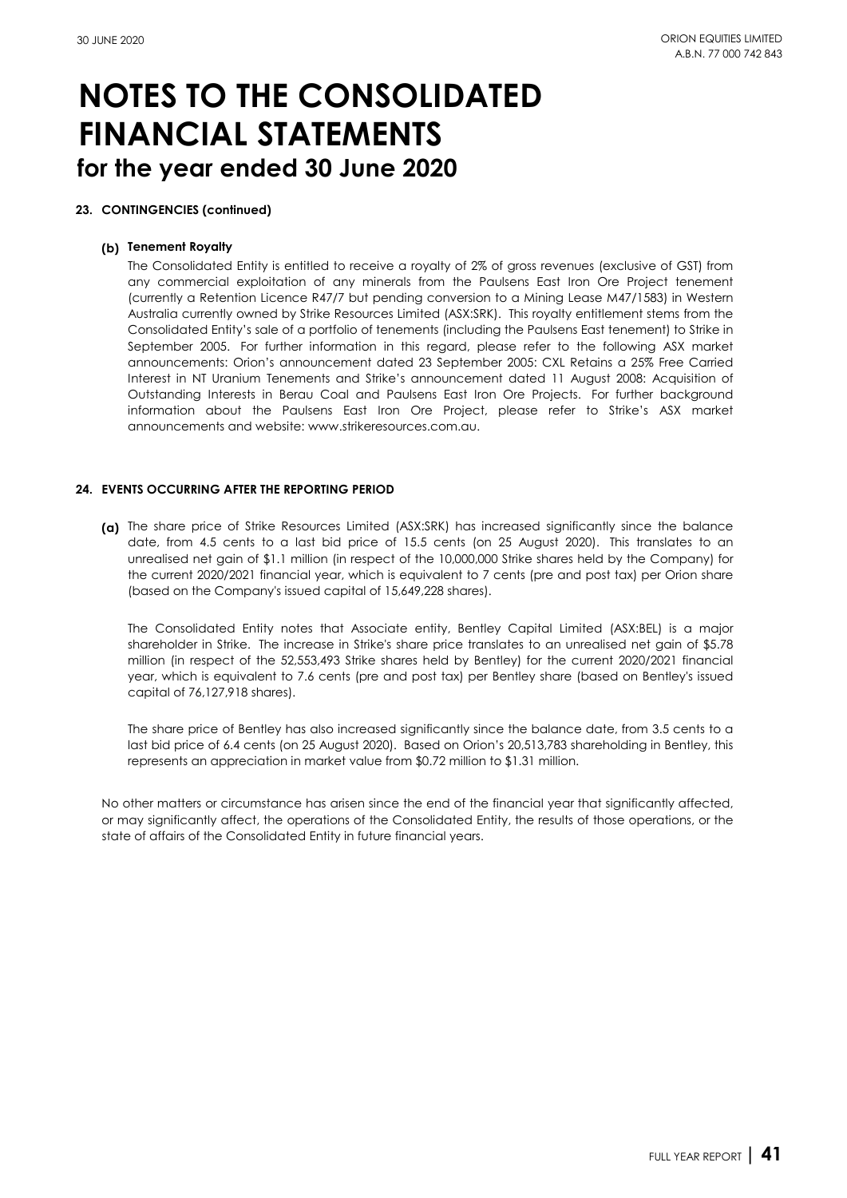# NOTES TO THE CONSOLIDATED FINANCIAL STATEMENTS
## for the year ended 30 June 2020

**23. CONTINGENCIES (continued)**

**(b) Tenement Royalty**

The Consolidated Entity is entitled to receive a royalty of 2% of gross revenues (exclusive of GST) from any commercial exploitation of any minerals from the Paulsens East Iron Ore Project tenement (currently a Retention Licence R47/7 but pending conversion to a Mining Lease M47/1583) in Western Australia currently owned by Strike Resources Limited (ASX:SRK). This royalty entitlement stems from the Consolidated Entity's sale of a portfolio of tenements (including the Paulsens East tenement) to Strike in September 2005. For further information in this regard, please refer to the following ASX market announcements: Orion's announcement dated 23 September 2005: CXL Retains a 25% Free Carried Interest in NT Uranium Tenements and Strike's announcement dated 11 August 2008: Acquisition of Outstanding Interests in Berau Coal and Paulsens East Iron Ore Projects. For further background information about the Paulsens East Iron Ore Project, please refer to Strike's ASX market announcements and website: www.strikeresources.com.au.

**24. EVENTS OCCURRING AFTER THE REPORTING PERIOD**

**(a)** The share price of Strike Resources Limited (ASX:SRK) has increased significantly since the balance date, from 4.5 cents to a last bid price of 15.5 cents (on 25 August 2020). This translates to an unrealised net gain of $1.1 million (in respect of the 10,000,000 Strike shares held by the Company) for the current 2020/2021 financial year, which is equivalent to 7 cents (pre and post tax) per Orion share (based on the Company's issued capital of 15,649,228 shares).

The Consolidated Entity notes that Associate entity, Bentley Capital Limited (ASX:BEL) is a major shareholder in Strike. The increase in Strike's share price translates to an unrealised net gain of $5.78 million (in respect of the 52,553,493 Strike shares held by Bentley) for the current 2020/2021 financial year, which is equivalent to 7.6 cents (pre and post tax) per Bentley share (based on Bentley's issued capital of 76,127,918 shares).

The share price of Bentley has also increased significantly since the balance date, from 3.5 cents to a last bid price of 6.4 cents (on 25 August 2020). Based on Orion's 20,513,783 shareholding in Bentley, this represents an appreciation in market value from $0.72 million to $1.31 million.

No other matters or circumstance has arisen since the end of the financial year that significantly affected, or may significantly affect, the operations of the Consolidated Entity, the results of those operations, or the state of affairs of the Consolidated Entity in future financial years.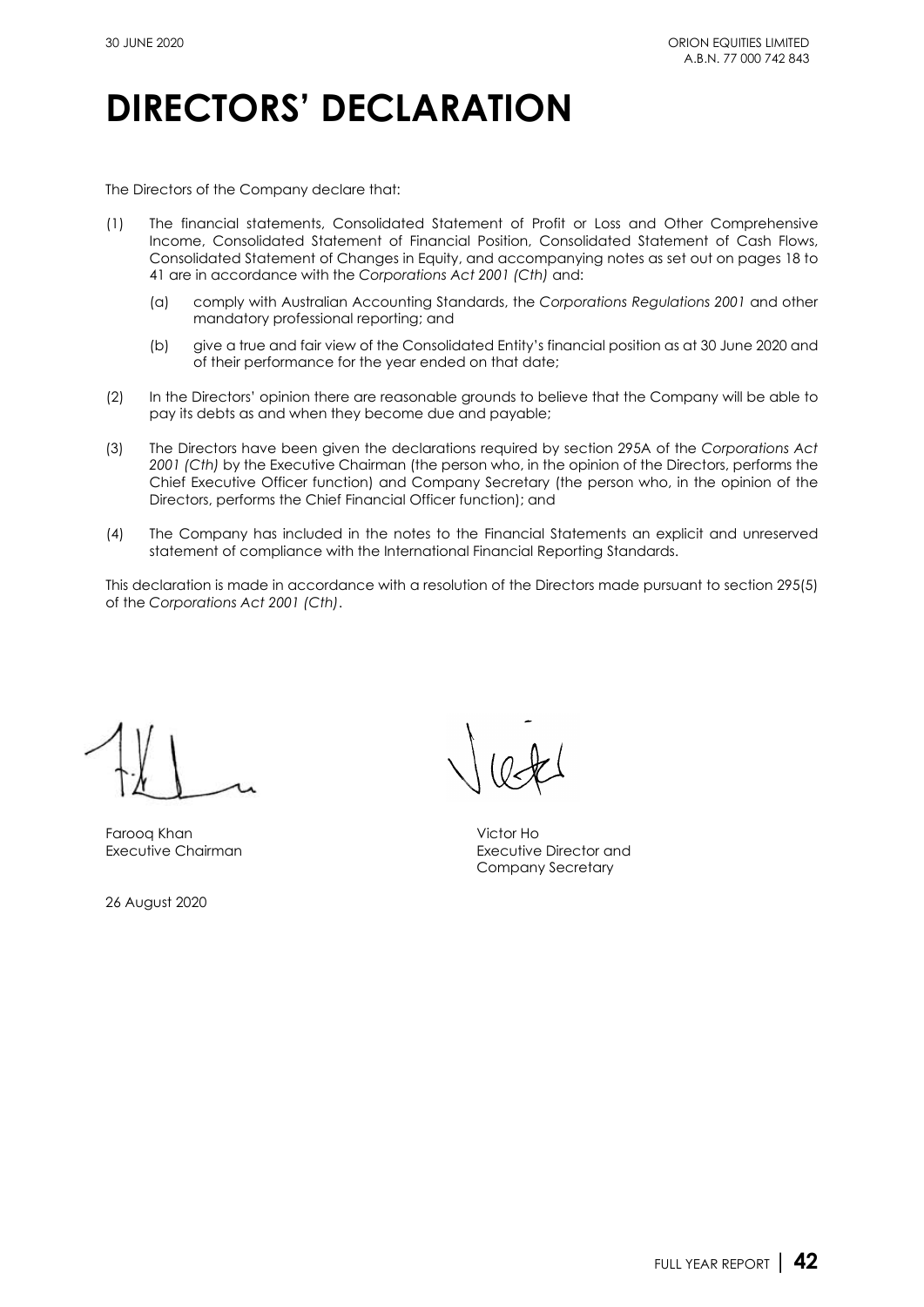# DIRECTORS' DECLARATION

The Directors of the Company declare that:

(1) The financial statements, Consolidated Statement of Profit or Loss and Other Comprehensive Income, Consolidated Statement of Financial Position, Consolidated Statement of Cash Flows, Consolidated Statement of Changes in Equity, and accompanying notes as set out on pages 18 to 41 are in accordance with the *Corporations Act 2001 (Cth)* and:

   (a) comply with Australian Accounting Standards, the *Corporations Regulations 2001* and other mandatory professional reporting; and

   (b) give a true and fair view of the Consolidated Entity's financial position as at 30 June 2020 and of their performance for the year ended on that date;

(2) In the Directors' opinion there are reasonable grounds to believe that the Company will be able to pay its debts as and when they become due and payable;

(3) The Directors have been given the declarations required by section 295A of the *Corporations Act 2001 (Cth)* by the Executive Chairman (the person who, in the opinion of the Directors, performs the Chief Executive Officer function) and Company Secretary (the person who, in the opinion of the Directors, performs the Chief Financial Officer function); and

(4) The Company has included in the notes to the Financial Statements an explicit and unreserved statement of compliance with the International Financial Reporting Standards.

This declaration is made in accordance with a resolution of the Directors made pursuant to section 295(5) of the *Corporations Act 2001 (Cth)*.

Farooq Khan
Executive Chairman

Victor Ho
Executive Director and
Company Secretary

26 August 2020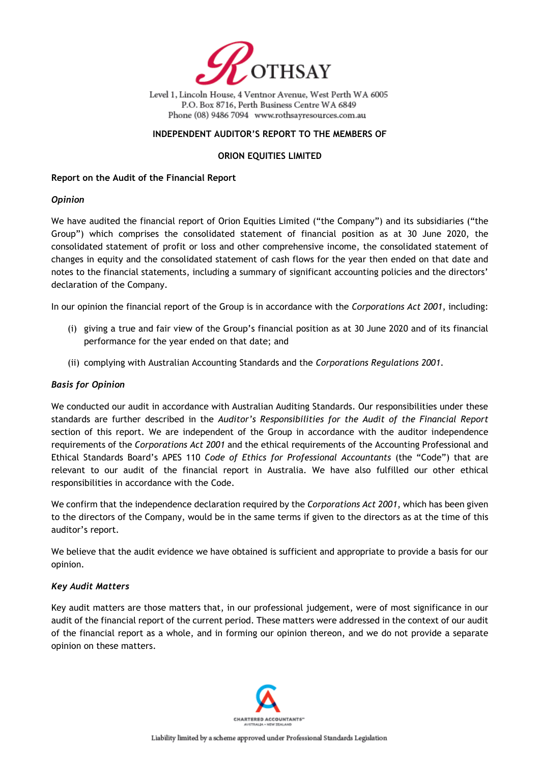ROTHSAY

Level 1, Lincoln House, 4 Ventnor Avenue, West Perth WA 6005
P.O. Box 8716, Perth Business Centre WA 6849
Phone (08) 9486 7094 www.rothsayresources.com.au

## INDEPENDENT AUDITOR'S REPORT TO THE MEMBERS OF

## ORION EQUITIES LIMITED

### Report on the Audit of the Financial Report

#### *Opinion*

We have audited the financial report of Orion Equities Limited ("the Company") and its subsidiaries ("the Group") which comprises the consolidated statement of financial position as at 30 June 2020, the consolidated statement of profit or loss and other comprehensive income, the consolidated statement of changes in equity and the consolidated statement of cash flows for the year then ended on that date and notes to the financial statements, including a summary of significant accounting policies and the directors' declaration of the Company.

In our opinion the financial report of the Group is in accordance with the *Corporations Act 2001*, including:

(i) giving a true and fair view of the Group's financial position as at 30 June 2020 and of its financial performance for the year ended on that date; and

(ii) complying with Australian Accounting Standards and the *Corporations Regulations 2001*.

#### *Basis for Opinion*

We conducted our audit in accordance with Australian Auditing Standards. Our responsibilities under these standards are further described in the *Auditor's Responsibilities for the Audit of the Financial Report* section of this report. We are independent of the Group in accordance with the auditor independence requirements of the *Corporations Act 2001* and the ethical requirements of the Accounting Professional and Ethical Standards Board's APES 110 *Code of Ethics for Professional Accountants* (the "Code") that are relevant to our audit of the financial report in Australia. We have also fulfilled our other ethical responsibilities in accordance with the Code.

We confirm that the independence declaration required by the *Corporations Act 2001*, which has been given to the directors of the Company, would be in the same terms if given to the directors as at the time of this auditor's report.

We believe that the audit evidence we have obtained is sufficient and appropriate to provide a basis for our opinion.

#### *Key Audit Matters*

Key audit matters are those matters that, in our professional judgement, were of most significance in our audit of the financial report of the current period. These matters were addressed in the context of our audit of the financial report as a whole, and in forming our opinion thereon, and we do not provide a separate opinion on these matters.

CHARTERED ACCOUNTANTS AUSTRALIA • NEW ZEALAND

Liability limited by a scheme approved under Professional Standards Legislation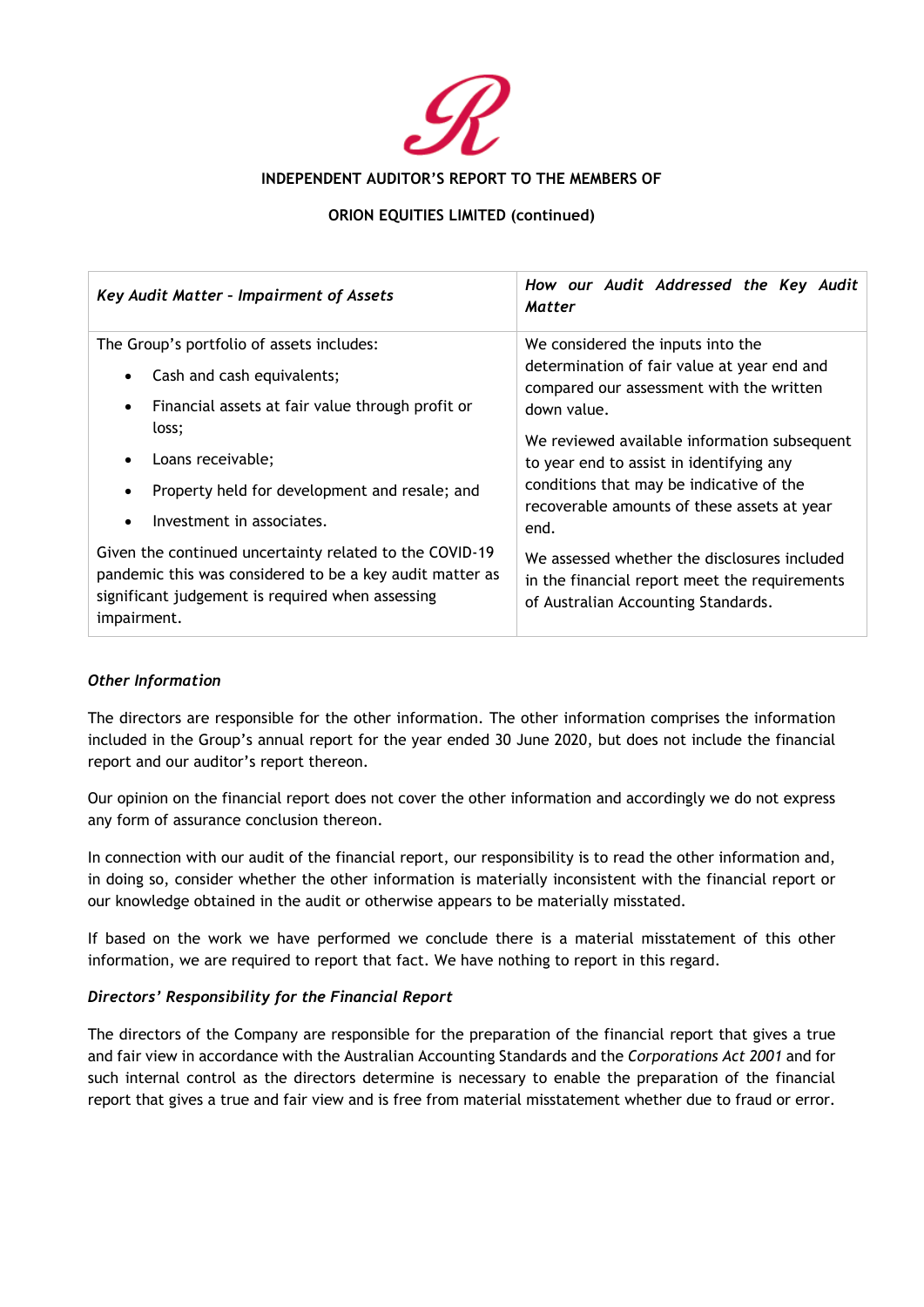**INDEPENDENT AUDITOR'S REPORT TO THE MEMBERS OF**

**ORION EQUITIES LIMITED (continued)**

| *Key Audit Matter - Impairment of Assets* | *How our Audit Addressed the Key Audit Matter* |
|---|---|
| The Group's portfolio of assets includes:<br>• Cash and cash equivalents;<br>• Financial assets at fair value through profit or loss;<br>• Loans receivable;<br>• Property held for development and resale; and<br>• Investment in associates.<br><br>Given the continued uncertainty related to the COVID-19 pandemic this was considered to be a key audit matter as significant judgement is required when assessing impairment. | We considered the inputs into the determination of fair value at year end and compared our assessment with the written down value.<br><br>We reviewed available information subsequent to year end to assist in identifying any conditions that may be indicative of the recoverable amounts of these assets at year end.<br><br>We assessed whether the disclosures included in the financial report meet the requirements of Australian Accounting Standards. |

***Other Information***

The directors are responsible for the other information. The other information comprises the information included in the Group's annual report for the year ended 30 June 2020, but does not include the financial report and our auditor's report thereon.

Our opinion on the financial report does not cover the other information and accordingly we do not express any form of assurance conclusion thereon.

In connection with our audit of the financial report, our responsibility is to read the other information and, in doing so, consider whether the other information is materially inconsistent with the financial report or our knowledge obtained in the audit or otherwise appears to be materially misstated.

If based on the work we have performed we conclude there is a material misstatement of this other information, we are required to report that fact. We have nothing to report in this regard.

***Directors' Responsibility for the Financial Report***

The directors of the Company are responsible for the preparation of the financial report that gives a true and fair view in accordance with the Australian Accounting Standards and the *Corporations Act 2001* and for such internal control as the directors determine is necessary to enable the preparation of the financial report that gives a true and fair view and is free from material misstatement whether due to fraud or error.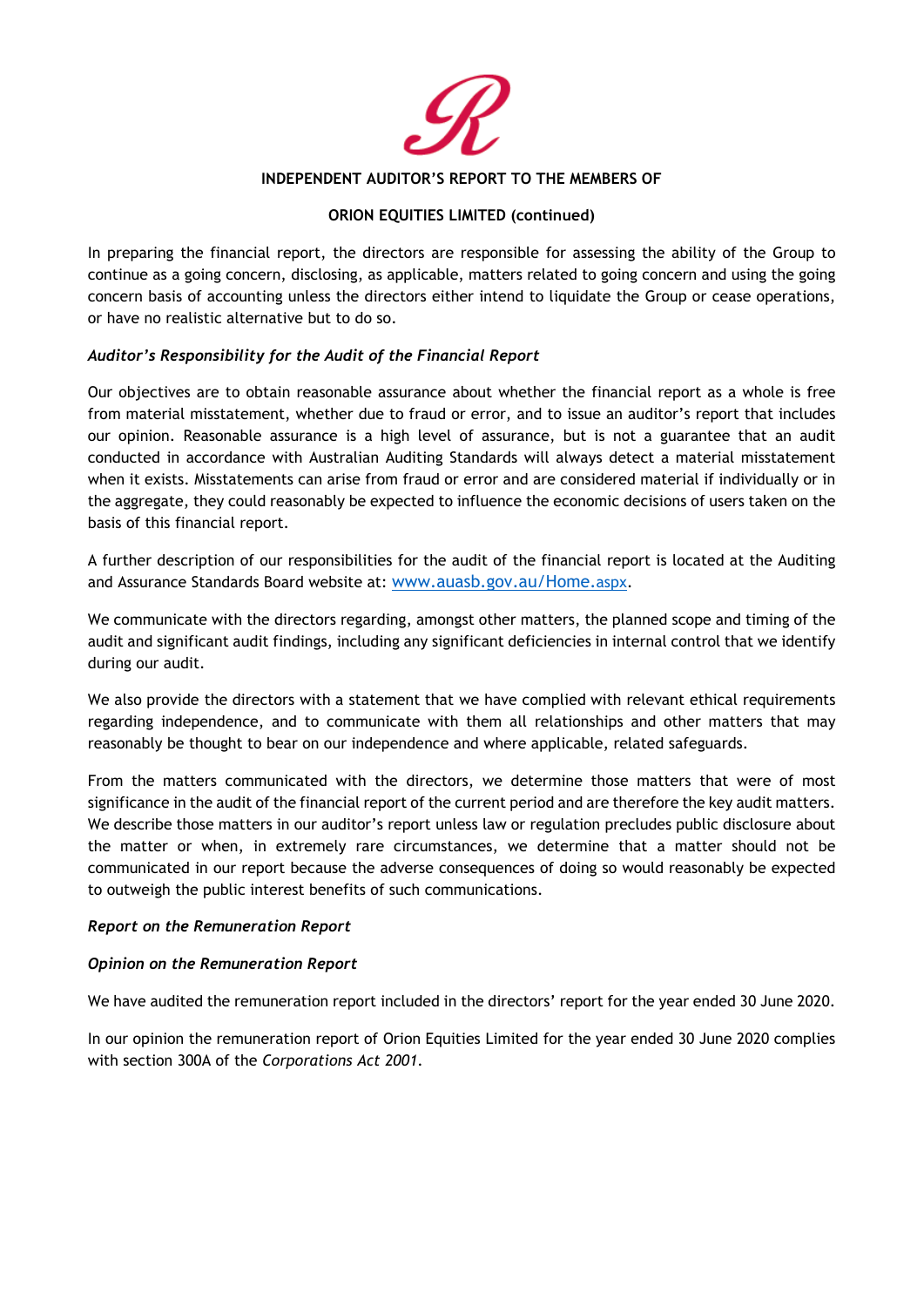**INDEPENDENT AUDITOR'S REPORT TO THE MEMBERS OF**

**ORION EQUITIES LIMITED (continued)**

In preparing the financial report, the directors are responsible for assessing the ability of the Group to continue as a going concern, disclosing, as applicable, matters related to going concern and using the going concern basis of accounting unless the directors either intend to liquidate the Group or cease operations, or have no realistic alternative but to do so.

***Auditor's Responsibility for the Audit of the Financial Report***

Our objectives are to obtain reasonable assurance about whether the financial report as a whole is free from material misstatement, whether due to fraud or error, and to issue an auditor's report that includes our opinion. Reasonable assurance is a high level of assurance, but is not a guarantee that an audit conducted in accordance with Australian Auditing Standards will always detect a material misstatement when it exists. Misstatements can arise from fraud or error and are considered material if individually or in the aggregate, they could reasonably be expected to influence the economic decisions of users taken on the basis of this financial report.

A further description of our responsibilities for the audit of the financial report is located at the Auditing and Assurance Standards Board website at: www.auasb.gov.au/Home.aspx.

We communicate with the directors regarding, amongst other matters, the planned scope and timing of the audit and significant audit findings, including any significant deficiencies in internal control that we identify during our audit.

We also provide the directors with a statement that we have complied with relevant ethical requirements regarding independence, and to communicate with them all relationships and other matters that may reasonably be thought to bear on our independence and where applicable, related safeguards.

From the matters communicated with the directors, we determine those matters that were of most significance in the audit of the financial report of the current period and are therefore the key audit matters. We describe those matters in our auditor's report unless law or regulation precludes public disclosure about the matter or when, in extremely rare circumstances, we determine that a matter should not be communicated in our report because the adverse consequences of doing so would reasonably be expected to outweigh the public interest benefits of such communications.

***Report on the Remuneration Report***

***Opinion on the Remuneration Report***

We have audited the remuneration report included in the directors' report for the year ended 30 June 2020.

In our opinion the remuneration report of Orion Equities Limited for the year ended 30 June 2020 complies with section 300A of the *Corporations Act 2001*.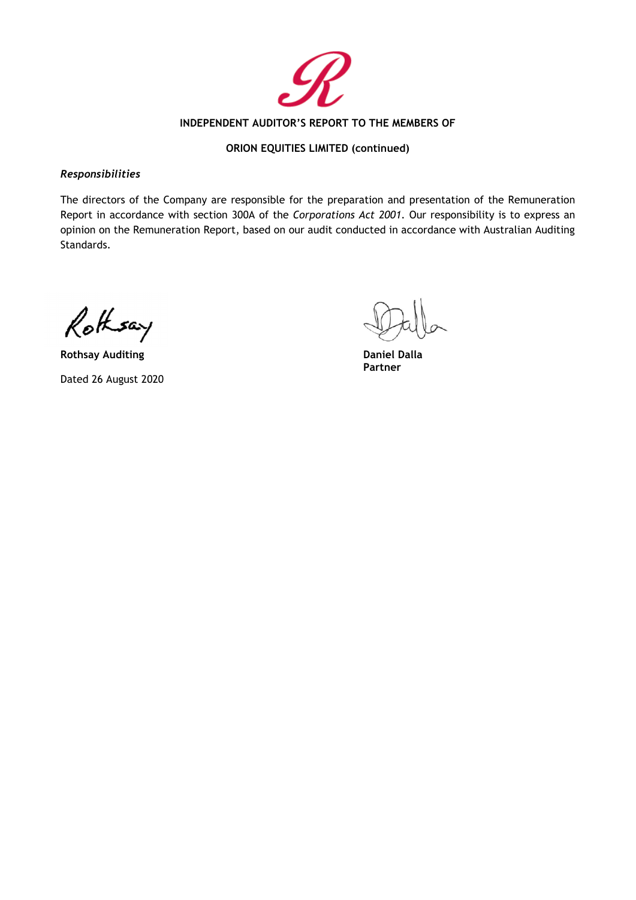**INDEPENDENT AUDITOR'S REPORT TO THE MEMBERS OF**

**ORION EQUITIES LIMITED (continued)**

***Responsibilities***

The directors of the Company are responsible for the preparation and presentation of the Remuneration Report in accordance with section 300A of the *Corporations Act 2001*. Our responsibility is to express an opinion on the Remuneration Report, based on our audit conducted in accordance with Australian Auditing Standards.

**Rothsay Auditing**

Dated 26 August 2020

**Daniel Dalla**
**Partner**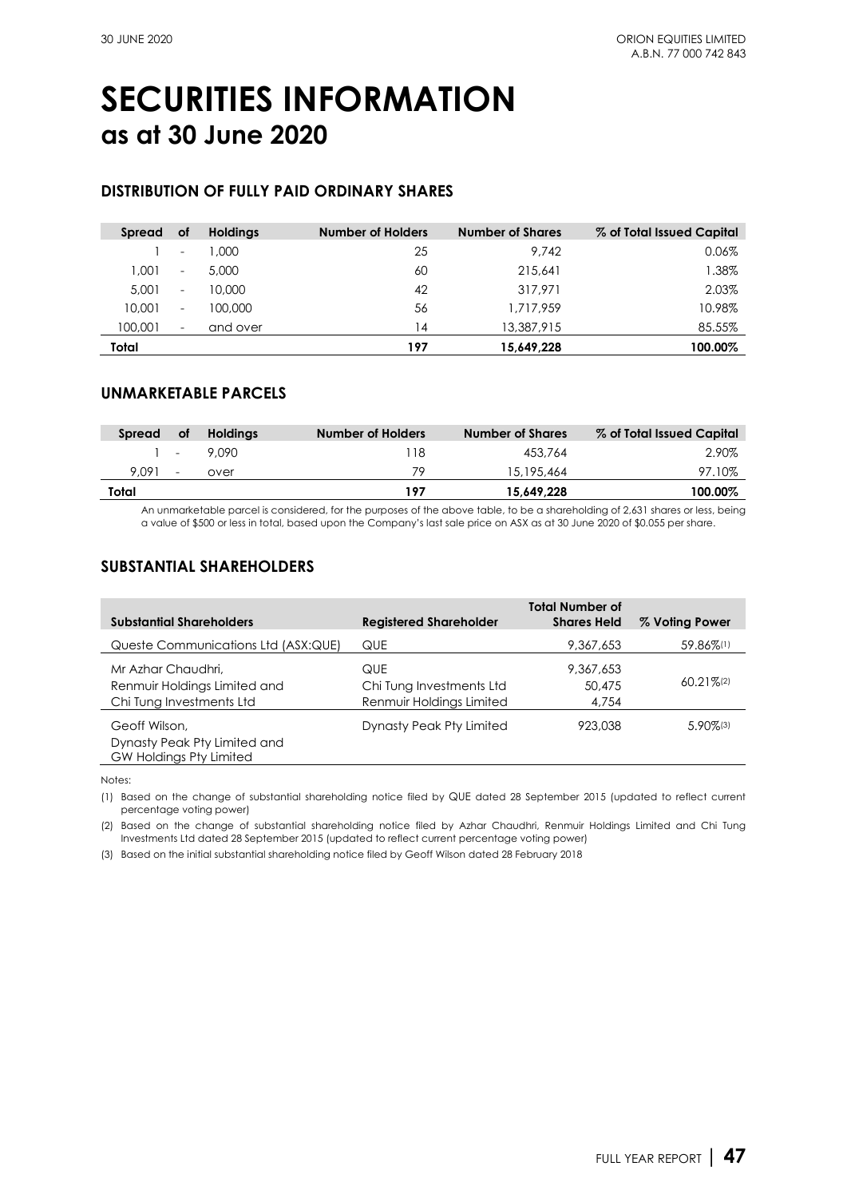# SECURITIES INFORMATION
## as at 30 June 2020

### DISTRIBUTION OF FULLY PAID ORDINARY SHARES

| Spread | of | Holdings | Number of Holders | Number of Shares | % of Total Issued Capital |
|---|---|---|---|---|---|
| 1 | - | 1,000 | 25 | 9,742 | 0.06% |
| 1,001 | - | 5,000 | 60 | 215,641 | 1.38% |
| 5,001 | - | 10,000 | 42 | 317,971 | 2.03% |
| 10,001 | - | 100,000 | 56 | 1,717,959 | 10.98% |
| 100,001 | - | and over | 14 | 13,387,915 | 85.55% |
| **Total** | | | **197** | **15,649,228** | **100.00%** |

### UNMARKETABLE PARCELS

| Spread | of | Holdings | Number of Holders | Number of Shares | % of Total Issued Capital |
|---|---|---|---|---|---|
| 1 | - | 9,090 | 118 | 453,764 | 2.90% |
| 9,091 | - | over | 79 | 15,195,464 | 97.10% |
| **Total** | | | **197** | **15,649,228** | **100.00%** |

An unmarketable parcel is considered, for the purposes of the above table, to be a shareholding of 2,631 shares or less, being a value of $500 or less in total, based upon the Company's last sale price on ASX as at 30 June 2020 of $0.055 per share.

### SUBSTANTIAL SHAREHOLDERS

| Substantial Shareholders | Registered Shareholder | Total Number of Shares Held | % Voting Power |
|---|---|---|---|
| Queste Communications Ltd (ASX:QUE) | QUE | 9,367,653 | 59.86%[1] |
| Mr Azhar Chaudhri, Renmuir Holdings Limited and Chi Tung Investments Ltd | QUE<br>Chi Tung Investments Ltd<br>Renmuir Holdings Limited | 9,367,653<br>50,475<br>4,754 | 60.21%[2] |
| Geoff Wilson, Dynasty Peak Pty Limited and GW Holdings Pty Limited | Dynasty Peak Pty Limited | 923,038 | 5.90%[3] |

Notes:

(1) Based on the change of substantial shareholding notice filed by QUE dated 28 September 2015 (updated to reflect current percentage voting power)

(2) Based on the change of substantial shareholding notice filed by Azhar Chaudhri, Renmuir Holdings Limited and Chi Tung Investments Ltd dated 28 September 2015 (updated to reflect current percentage voting power)

(3) Based on the initial substantial shareholding notice filed by Geoff Wilson dated 28 February 2018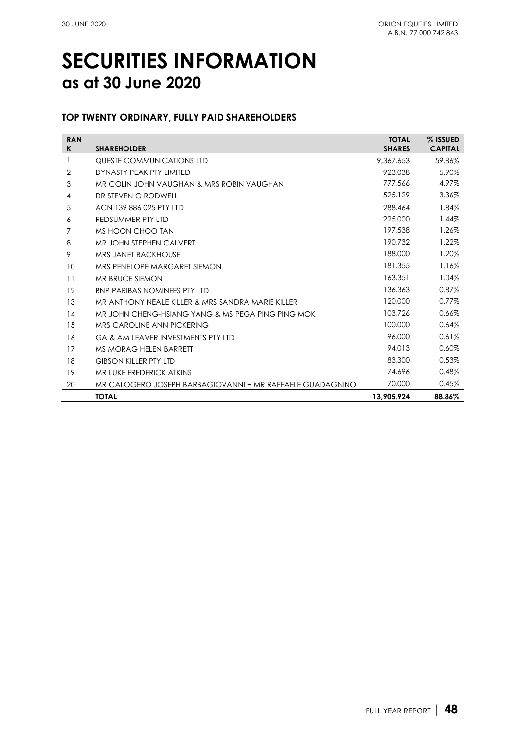# SECURITIES INFORMATION
## as at 30 June 2020

### TOP TWENTY ORDINARY, FULLY PAID SHAREHOLDERS

| RANK | SHAREHOLDER | TOTAL SHARES | % ISSUED CAPITAL |
|---|---|---|---|
| 1 | QUESTE COMMUNICATIONS LTD | 9,367,653 | 59.86% |
| 2 | DYNASTY PEAK PTY LIMITED | 923,038 | 5.90% |
| 3 | MR COLIN JOHN VAUGHAN & MRS ROBIN VAUGHAN | 777,566 | 4.97% |
| 4 | DR STEVEN G RODWELL | 525,129 | 3.36% |
| 5 | ACN 139 886 025 PTY LTD | 288,464 | 1.84% |
| 6 | REDSUMMER PTY LTD | 225,000 | 1.44% |
| 7 | MS HOON CHOO TAN | 197,538 | 1.26% |
| 8 | MR JOHN STEPHEN CALVERT | 190,732 | 1.22% |
| 9 | MRS JANET BACKHOUSE | 188,000 | 1.20% |
| 10 | MRS PENELOPE MARGARET SIEMON | 181,355 | 1.16% |
| 11 | MR BRUCE SIEMON | 163,351 | 1.04% |
| 12 | BNP PARIBAS NOMINEES PTY LTD | 136,363 | 0.87% |
| 13 | MR ANTHONY NEALE KILLER & MRS SANDRA MARIE KILLER | 120,000 | 0.77% |
| 14 | MR JOHN CHENG-HSIANG YANG & MS PEGA PING PING MOK | 103,726 | 0.66% |
| 15 | MRS CAROLINE ANN PICKERING | 100,000 | 0.64% |
| 16 | GA & AM LEAVER INVESTMENTS PTY LTD | 96,000 | 0.61% |
| 17 | MS MORAG HELEN BARRETT | 94,013 | 0.60% |
| 18 | GIBSON KILLER PTY LTD | 83,300 | 0.53% |
| 19 | MR LUKE FREDERICK ATKINS | 74,696 | 0.48% |
| 20 | MR CALOGERO JOSEPH BARBAGIOVANNI + MR RAFFAELE GUADAGNINO | 70,000 | 0.45% |
| | **TOTAL** | **13,905,924** | **88.86%** |